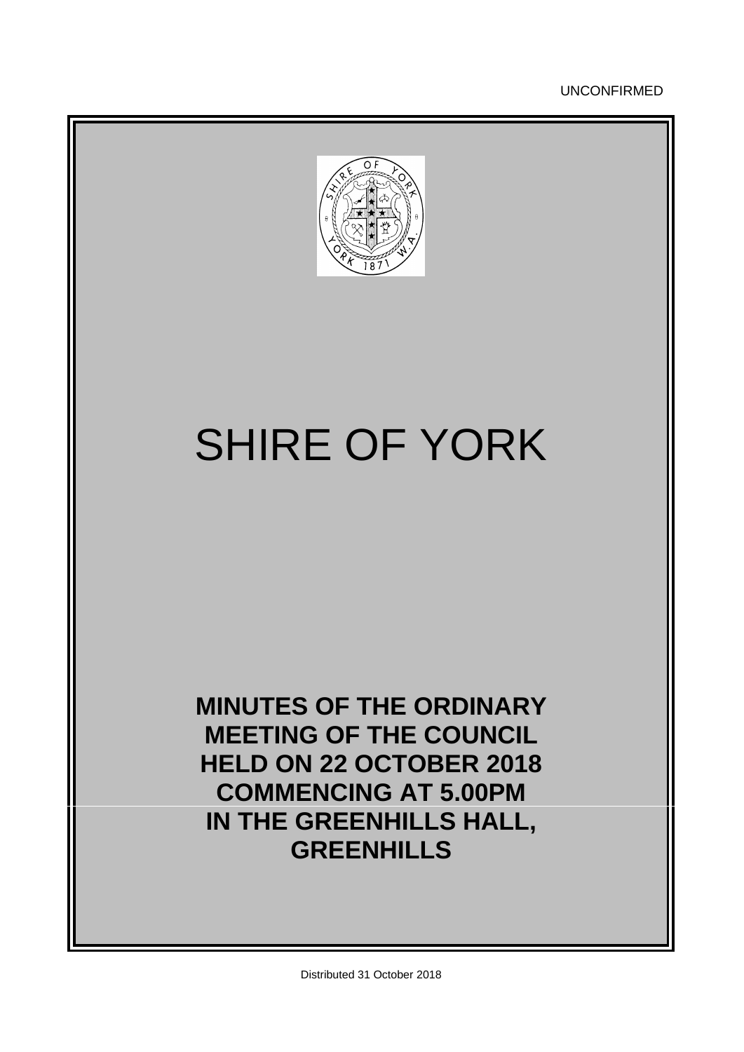UNCONFIRMED

# SHIRE OF YORK

**MINUTES OF THE ORDINARY MEETING OF THE COUNCIL HELD ON 22 OCTOBER 2018 COMMENCING AT 5.00PM IN THE GREENHILLS HALL, GREENHILLS**

Distributed 31 October 2018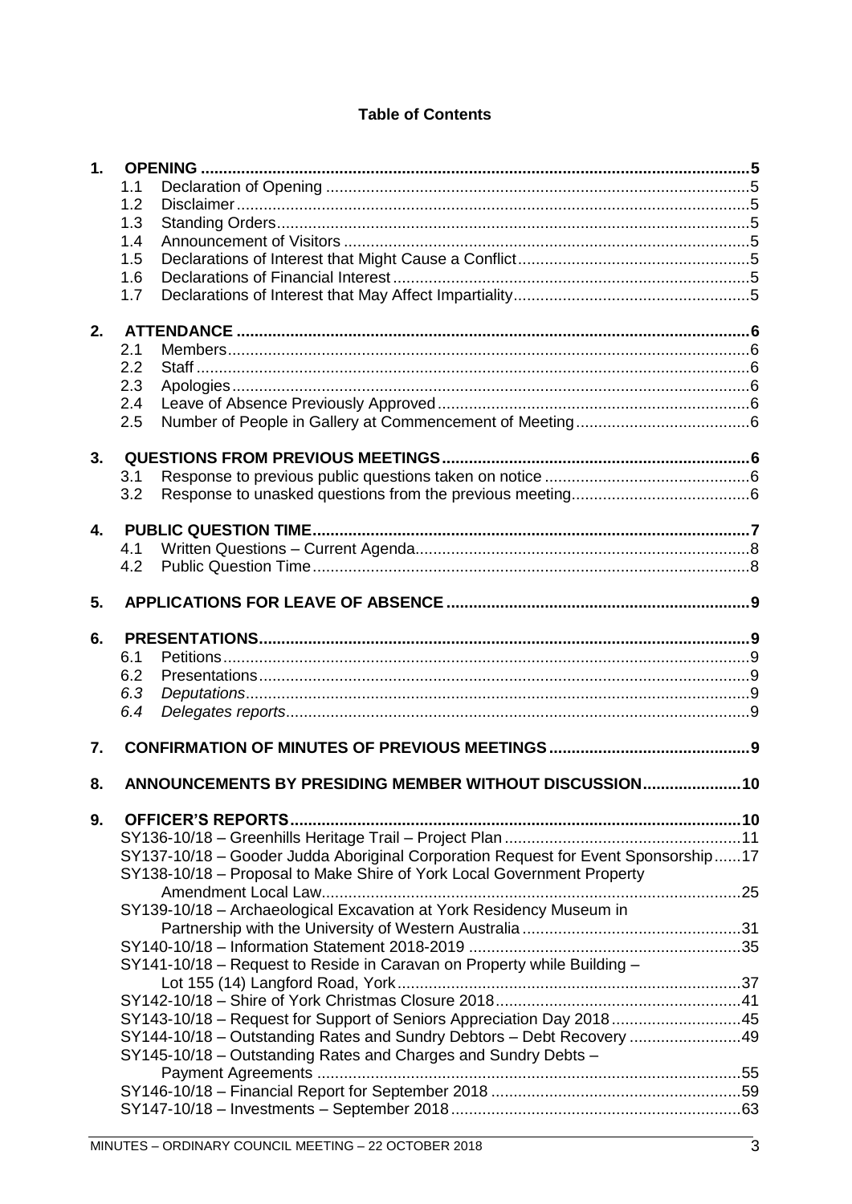**Table of Contents**

**1. OPENING** ....... 5
- 1.1 Declaration of Opening ....... 5
- 1.2 Disclaimer ....... 5
- 1.3 Standing Orders ....... 5
- 1.4 Announcement of Visitors ....... 5
- 1.5 Declarations of Interest that Might Cause a Conflict ....... 5
- 1.6 Declarations of Financial Interest ....... 5
- 1.7 Declarations of Interest that May Affect Impartiality ....... 5

**2. ATTENDANCE** ....... 6
- 2.1 Members ....... 6
- 2.2 Staff ....... 6
- 2.3 Apologies ....... 6
- 2.4 Leave of Absence Previously Approved ....... 6
- 2.5 Number of People in Gallery at Commencement of Meeting ....... 6

**3. QUESTIONS FROM PREVIOUS MEETINGS** ....... 6
- 3.1 Response to previous public questions taken on notice ....... 6
- 3.2 Response to unasked questions from the previous meeting ....... 6

**4. PUBLIC QUESTION TIME** ....... 7
- 4.1 Written Questions – Current Agenda ....... 8
- 4.2 Public Question Time ....... 8

**5. APPLICATIONS FOR LEAVE OF ABSENCE** ....... 9

**6. PRESENTATIONS** ....... 9
- 6.1 Petitions ....... 9
- 6.2 Presentations ....... 9
- *6.3 Deputations* ....... 9
- *6.4 Delegates reports* ....... 9

**7. CONFIRMATION OF MINUTES OF PREVIOUS MEETINGS** ....... 9

**8. ANNOUNCEMENTS BY PRESIDING MEMBER WITHOUT DISCUSSION** ....... 10

**9. OFFICER'S REPORTS** ....... 10
- SY136-10/18 – Greenhills Heritage Trail – Project Plan ....... 11
- SY137-10/18 – Gooder Judda Aboriginal Corporation Request for Event Sponsorship ....... 17
- SY138-10/18 – Proposal to Make Shire of York Local Government Property Amendment Local Law ....... 25
- SY139-10/18 – Archaeological Excavation at York Residency Museum in Partnership with the University of Western Australia ....... 31
- SY140-10/18 – Information Statement 2018-2019 ....... 35
- SY141-10/18 – Request to Reside in Caravan on Property while Building – Lot 155 (14) Langford Road, York ....... 37
- SY142-10/18 – Shire of York Christmas Closure 2018 ....... 41
- SY143-10/18 – Request for Support of Seniors Appreciation Day 2018 ....... 45
- SY144-10/18 – Outstanding Rates and Sundry Debtors – Debt Recovery ....... 49
- SY145-10/18 – Outstanding Rates and Charges and Sundry Debts – Payment Agreements ....... 55
- SY146-10/18 – Financial Report for September 2018 ....... 59
- SY147-10/18 – Investments – September 2018 ....... 63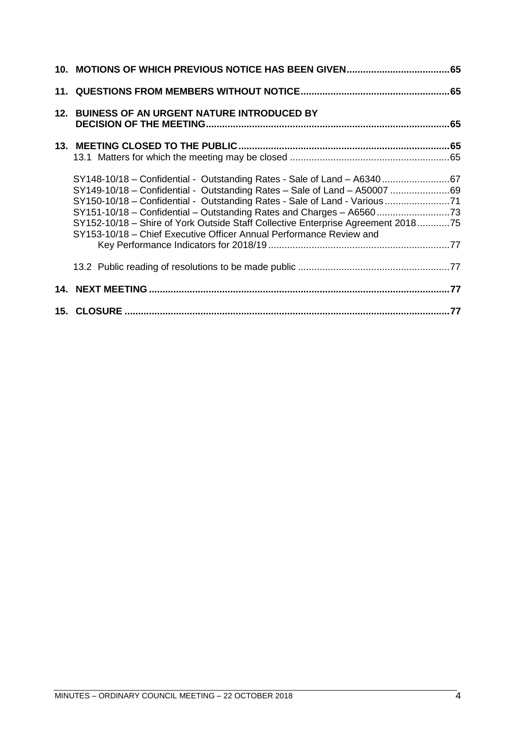**10. MOTIONS OF WHICH PREVIOUS NOTICE HAS BEEN GIVEN......................................65**

**11. QUESTIONS FROM MEMBERS WITHOUT NOTICE.......................................................65**

**12. BUINESS OF AN URGENT NATURE INTRODUCED BY DECISION OF THE MEETING.........................................................................................65**

**13. MEETING CLOSED TO THE PUBLIC.............................................................................65**

13.1 Matters for which the meeting may be closed ...........................................................65

SY148-10/18 – Confidential - Outstanding Rates - Sale of Land – A6340.........................67

SY149-10/18 – Confidential - Outstanding Rates – Sale of Land – A50007 ......................69

SY150-10/18 – Confidential - Outstanding Rates - Sale of Land - Various........................71

SY151-10/18 – Confidential – Outstanding Rates and Charges – A6560...........................73

SY152-10/18 – Shire of York Outside Staff Collective Enterprise Agreement 2018............75

SY153-10/18 – Chief Executive Officer Annual Performance Review and Key Performance Indicators for 2018/19..................................................................77

13.2 Public reading of resolutions to be made public ........................................................77

**14. NEXT MEETING ...............................................................................................................77**

**15. CLOSURE ........................................................................................................................77**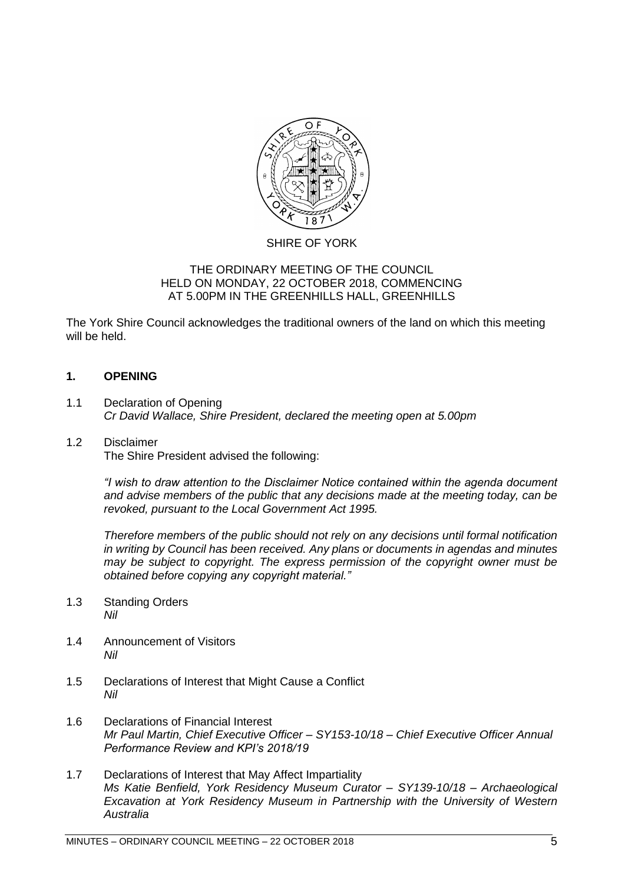SHIRE OF YORK

THE ORDINARY MEETING OF THE COUNCIL
HELD ON MONDAY, 22 OCTOBER 2018, COMMENCING
AT 5.00PM IN THE GREENHILLS HALL, GREENHILLS

The York Shire Council acknowledges the traditional owners of the land on which this meeting will be held.

## 1. OPENING

1.1 Declaration of Opening
*Cr David Wallace, Shire President, declared the meeting open at 5.00pm*

1.2 Disclaimer
The Shire President advised the following:

*"I wish to draw attention to the Disclaimer Notice contained within the agenda document and advise members of the public that any decisions made at the meeting today, can be revoked, pursuant to the Local Government Act 1995.*

*Therefore members of the public should not rely on any decisions until formal notification in writing by Council has been received. Any plans or documents in agendas and minutes may be subject to copyright. The express permission of the copyright owner must be obtained before copying any copyright material."*

1.3 Standing Orders
*Nil*

1.4 Announcement of Visitors
*Nil*

1.5 Declarations of Interest that Might Cause a Conflict
*Nil*

1.6 Declarations of Financial Interest
*Mr Paul Martin, Chief Executive Officer – SY153-10/18 – Chief Executive Officer Annual Performance Review and KPI's 2018/19*

1.7 Declarations of Interest that May Affect Impartiality
*Ms Katie Benfield, York Residency Museum Curator – SY139-10/18 – Archaeological Excavation at York Residency Museum in Partnership with the University of Western Australia*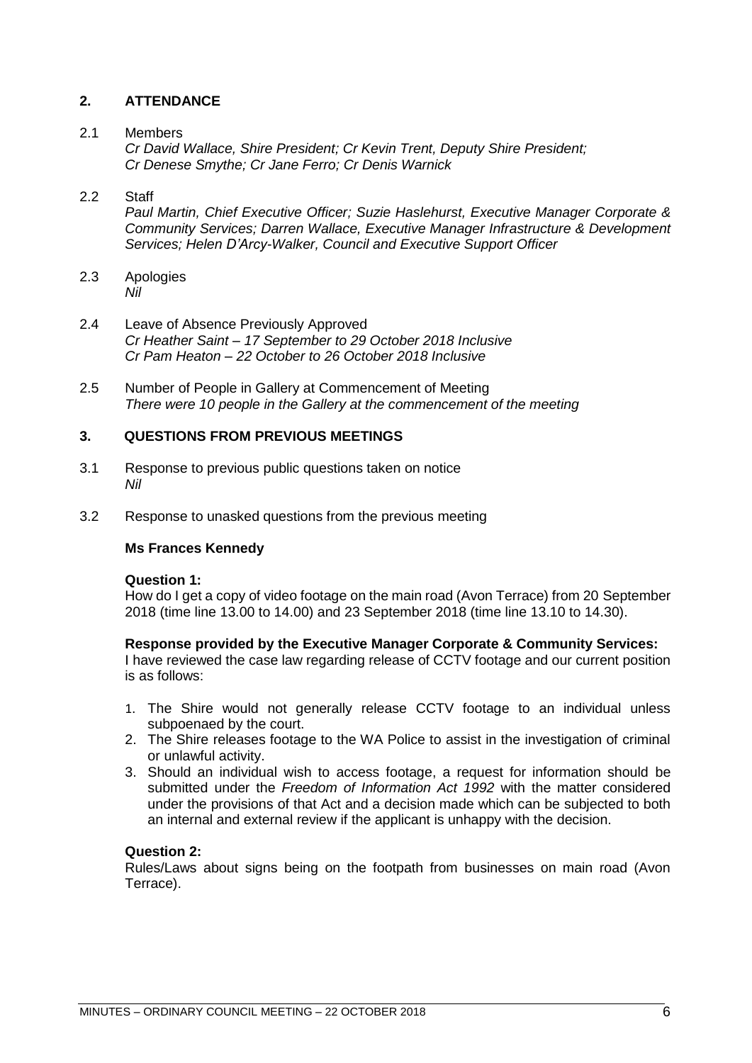## 2. ATTENDANCE

2.1 Members
*Cr David Wallace, Shire President; Cr Kevin Trent, Deputy Shire President; Cr Denese Smythe; Cr Jane Ferro; Cr Denis Warnick*

2.2 Staff
*Paul Martin, Chief Executive Officer; Suzie Haslehurst, Executive Manager Corporate & Community Services; Darren Wallace, Executive Manager Infrastructure & Development Services; Helen D'Arcy-Walker, Council and Executive Support Officer*

2.3 Apologies
*Nil*

2.4 Leave of Absence Previously Approved
*Cr Heather Saint – 17 September to 29 October 2018 Inclusive*
*Cr Pam Heaton – 22 October to 26 October 2018 Inclusive*

2.5 Number of People in Gallery at Commencement of Meeting
*There were 10 people in the Gallery at the commencement of the meeting*

## 3. QUESTIONS FROM PREVIOUS MEETINGS

3.1 Response to previous public questions taken on notice
*Nil*

3.2 Response to unasked questions from the previous meeting

**Ms Frances Kennedy**

**Question 1:**
How do I get a copy of video footage on the main road (Avon Terrace) from 20 September 2018 (time line 13.00 to 14.00) and 23 September 2018 (time line 13.10 to 14.30).

**Response provided by the Executive Manager Corporate & Community Services:**
I have reviewed the case law regarding release of CCTV footage and our current position is as follows:

1. The Shire would not generally release CCTV footage to an individual unless subpoenaed by the court.
2. The Shire releases footage to the WA Police to assist in the investigation of criminal or unlawful activity.
3. Should an individual wish to access footage, a request for information should be submitted under the *Freedom of Information Act 1992* with the matter considered under the provisions of that Act and a decision made which can be subjected to both an internal and external review if the applicant is unhappy with the decision.

**Question 2:**
Rules/Laws about signs being on the footpath from businesses on main road (Avon Terrace).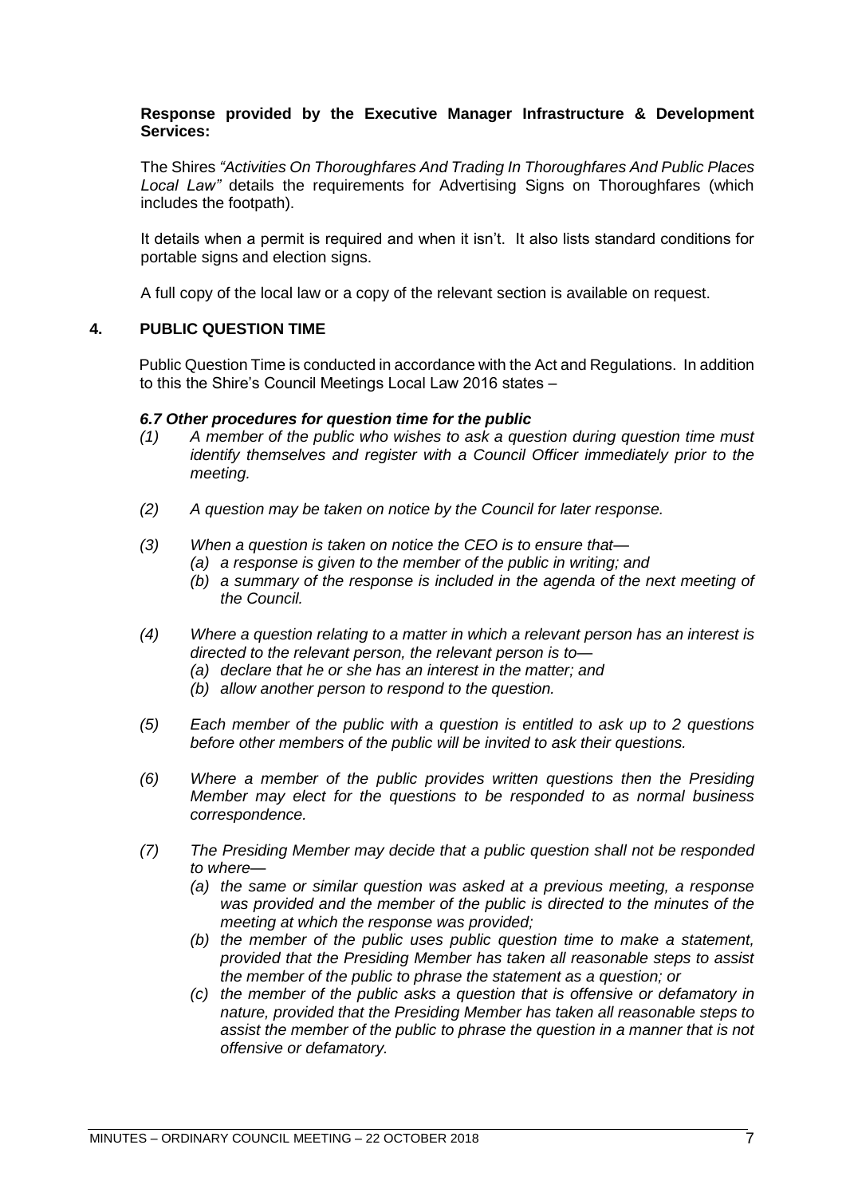**Response provided by the Executive Manager Infrastructure & Development Services:**

The Shires *"Activities On Thoroughfares And Trading In Thoroughfares And Public Places Local Law"* details the requirements for Advertising Signs on Thoroughfares (which includes the footpath).

It details when a permit is required and when it isn't. It also lists standard conditions for portable signs and election signs.

A full copy of the local law or a copy of the relevant section is available on request.

## 4. PUBLIC QUESTION TIME

Public Question Time is conducted in accordance with the Act and Regulations. In addition to this the Shire's Council Meetings Local Law 2016 states –

***6.7 Other procedures for question time for the public***

*(1) A member of the public who wishes to ask a question during question time must identify themselves and register with a Council Officer immediately prior to the meeting.*

*(2) A question may be taken on notice by the Council for later response.*

*(3) When a question is taken on notice the CEO is to ensure that—*
   - *(a) a response is given to the member of the public in writing; and*
   - *(b) a summary of the response is included in the agenda of the next meeting of the Council.*

*(4) Where a question relating to a matter in which a relevant person has an interest is directed to the relevant person, the relevant person is to—*
   - *(a) declare that he or she has an interest in the matter; and*
   - *(b) allow another person to respond to the question.*

*(5) Each member of the public with a question is entitled to ask up to 2 questions before other members of the public will be invited to ask their questions.*

*(6) Where a member of the public provides written questions then the Presiding Member may elect for the questions to be responded to as normal business correspondence.*

*(7) The Presiding Member may decide that a public question shall not be responded to where—*
   - *(a) the same or similar question was asked at a previous meeting, a response was provided and the member of the public is directed to the minutes of the meeting at which the response was provided;*
   - *(b) the member of the public uses public question time to make a statement, provided that the Presiding Member has taken all reasonable steps to assist the member of the public to phrase the statement as a question; or*
   - *(c) the member of the public asks a question that is offensive or defamatory in nature, provided that the Presiding Member has taken all reasonable steps to assist the member of the public to phrase the question in a manner that is not offensive or defamatory.*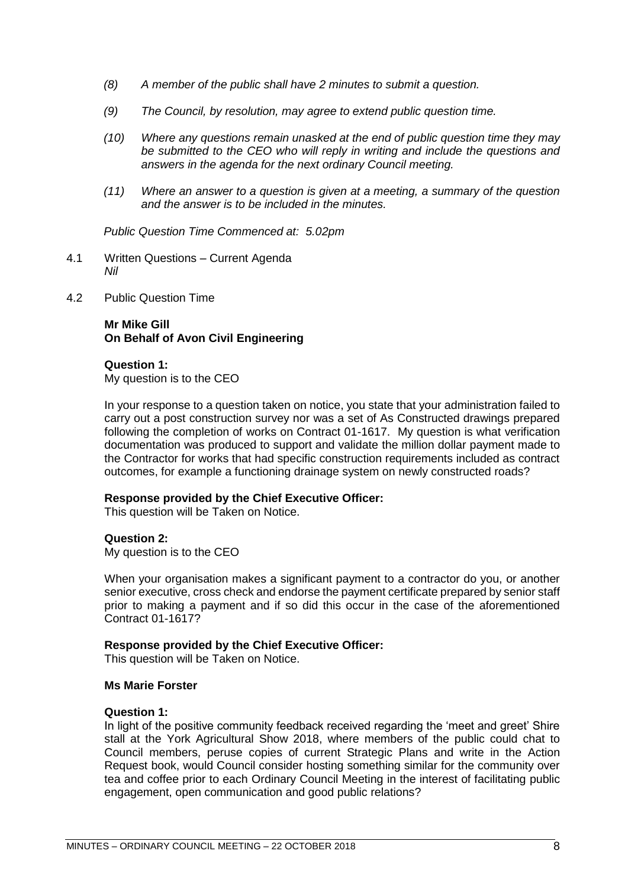*(8) A member of the public shall have 2 minutes to submit a question.*

*(9) The Council, by resolution, may agree to extend public question time.*

*(10) Where any questions remain unasked at the end of public question time they may be submitted to the CEO who will reply in writing and include the questions and answers in the agenda for the next ordinary Council meeting.*

*(11) Where an answer to a question is given at a meeting, a summary of the question and the answer is to be included in the minutes.*

*Public Question Time Commenced at: 5.02pm*

4.1 Written Questions – Current Agenda
*Nil*

4.2 Public Question Time

**Mr Mike Gill**
**On Behalf of Avon Civil Engineering**

**Question 1:**
My question is to the CEO

In your response to a question taken on notice, you state that your administration failed to carry out a post construction survey nor was a set of As Constructed drawings prepared following the completion of works on Contract 01-1617. My question is what verification documentation was produced to support and validate the million dollar payment made to the Contractor for works that had specific construction requirements included as contract outcomes, for example a functioning drainage system on newly constructed roads?

**Response provided by the Chief Executive Officer:**
This question will be Taken on Notice.

**Question 2:**
My question is to the CEO

When your organisation makes a significant payment to a contractor do you, or another senior executive, cross check and endorse the payment certificate prepared by senior staff prior to making a payment and if so did this occur in the case of the aforementioned Contract 01-1617?

**Response provided by the Chief Executive Officer:**
This question will be Taken on Notice.

**Ms Marie Forster**

**Question 1:**
In light of the positive community feedback received regarding the 'meet and greet' Shire stall at the York Agricultural Show 2018, where members of the public could chat to Council members, peruse copies of current Strategic Plans and write in the Action Request book, would Council consider hosting something similar for the community over tea and coffee prior to each Ordinary Council Meeting in the interest of facilitating public engagement, open communication and good public relations?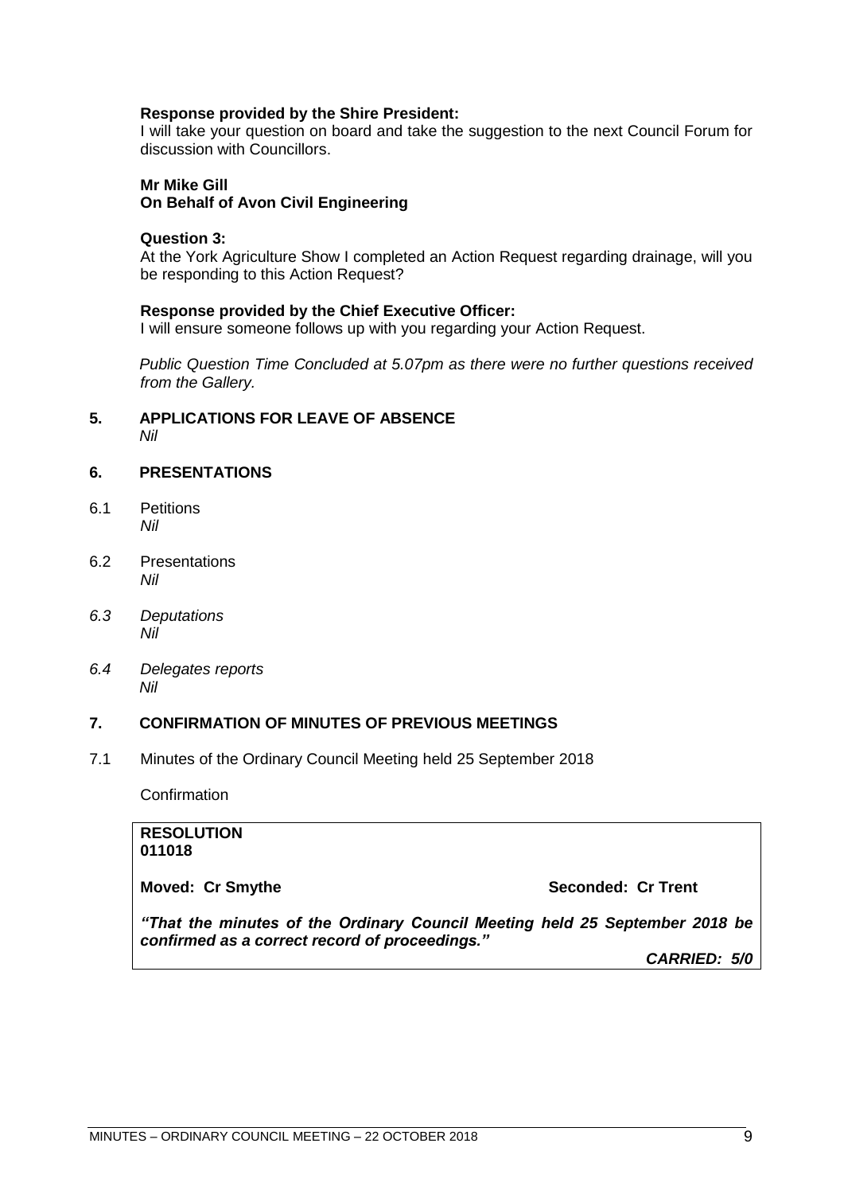**Response provided by the Shire President:**
I will take your question on board and take the suggestion to the next Council Forum for discussion with Councillors.

**Mr Mike Gill**
**On Behalf of Avon Civil Engineering**

**Question 3:**
At the York Agriculture Show I completed an Action Request regarding drainage, will you be responding to this Action Request?

**Response provided by the Chief Executive Officer:**
I will ensure someone follows up with you regarding your Action Request.

*Public Question Time Concluded at 5.07pm as there were no further questions received from the Gallery.*

## 5. APPLICATIONS FOR LEAVE OF ABSENCE

*Nil*

## 6. PRESENTATIONS

6.1 Petitions
*Nil*

6.2 Presentations
*Nil*

*6.3 Deputations*
*Nil*

*6.4 Delegates reports*
*Nil*

## 7. CONFIRMATION OF MINUTES OF PREVIOUS MEETINGS

7.1 Minutes of the Ordinary Council Meeting held 25 September 2018

Confirmation

**RESOLUTION**
**011018**

**Moved: Cr Smythe** **Seconded: Cr Trent**

***"That the minutes of the Ordinary Council Meeting held 25 September 2018 be confirmed as a correct record of proceedings."***

***CARRIED: 5/0***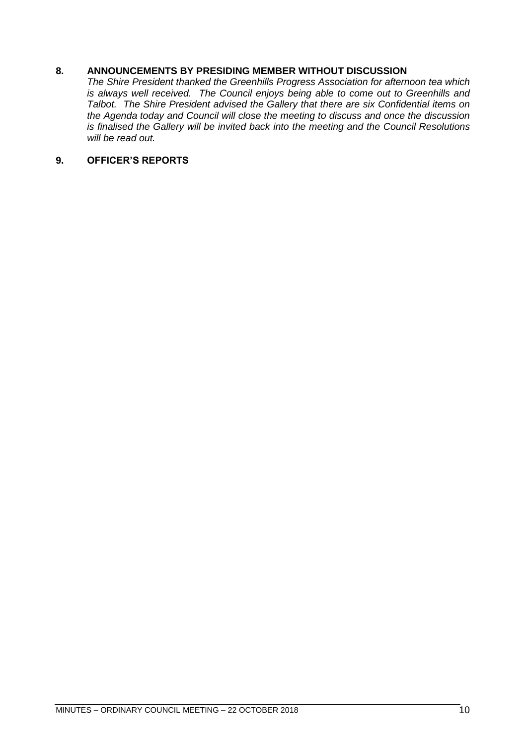## 8. ANNOUNCEMENTS BY PRESIDING MEMBER WITHOUT DISCUSSION

*The Shire President thanked the Greenhills Progress Association for afternoon tea which is always well received. The Council enjoys being able to come out to Greenhills and Talbot. The Shire President advised the Gallery that there are six Confidential items on the Agenda today and Council will close the meeting to discuss and once the discussion is finalised the Gallery will be invited back into the meeting and the Council Resolutions will be read out.*

## 9. OFFICER'S REPORTS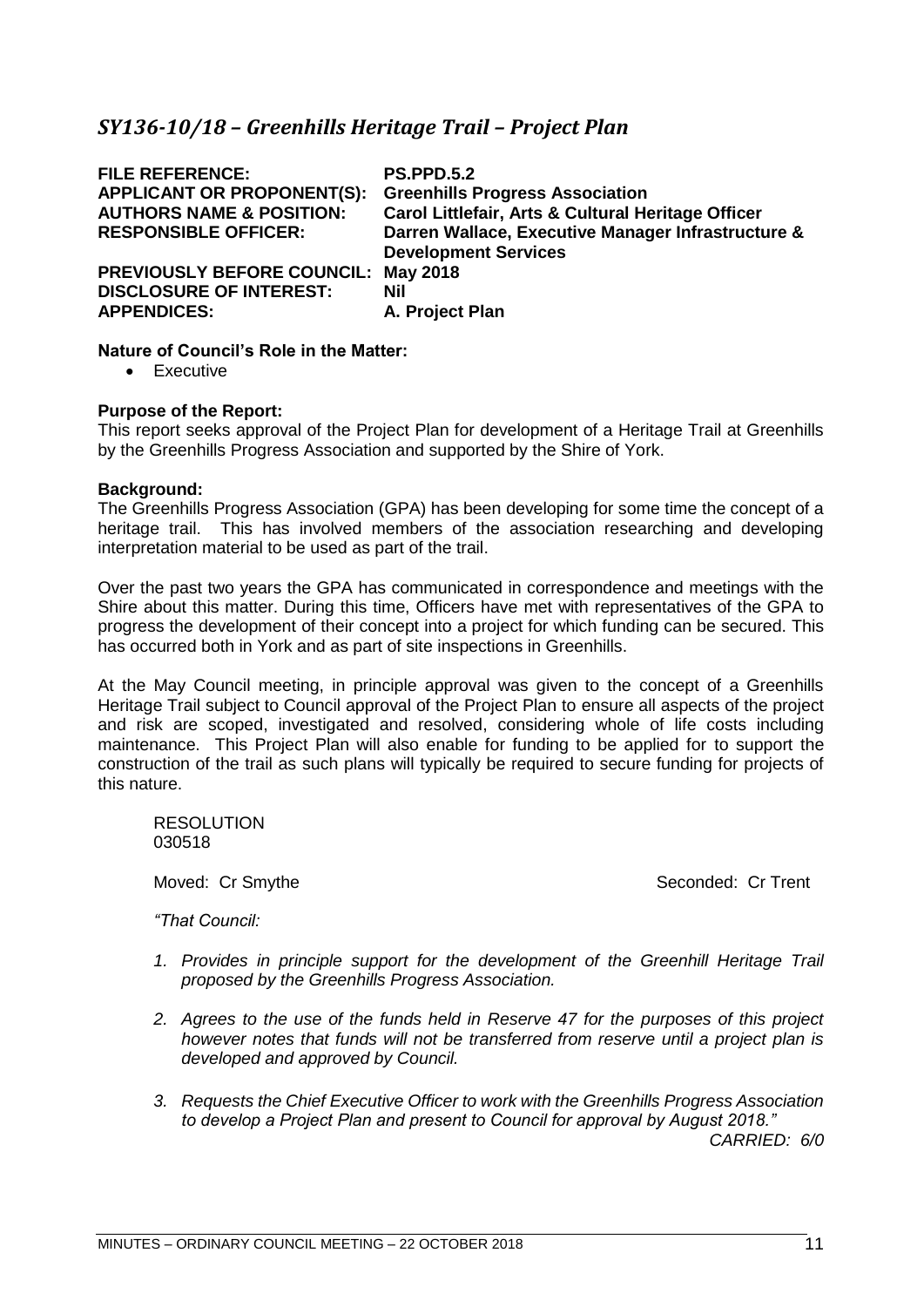## *SY136-10/18 – Greenhills Heritage Trail – Project Plan*

| | |
|---|---|
| **FILE REFERENCE:** | **PS.PPD.5.2** |
| **APPLICANT OR PROPONENT(S):** | **Greenhills Progress Association** |
| **AUTHORS NAME & POSITION:** | **Carol Littlefair, Arts & Cultural Heritage Officer** |
| **RESPONSIBLE OFFICER:** | **Darren Wallace, Executive Manager Infrastructure & Development Services** |
| **PREVIOUSLY BEFORE COUNCIL:** | **May 2018** |
| **DISCLOSURE OF INTEREST:** | **Nil** |
| **APPENDICES:** | **A. Project Plan** |

**Nature of Council's Role in the Matter:**

- Executive

**Purpose of the Report:**

This report seeks approval of the Project Plan for development of a Heritage Trail at Greenhills by the Greenhills Progress Association and supported by the Shire of York.

**Background:**

The Greenhills Progress Association (GPA) has been developing for some time the concept of a heritage trail. This has involved members of the association researching and developing interpretation material to be used as part of the trail.

Over the past two years the GPA has communicated in correspondence and meetings with the Shire about this matter. During this time, Officers have met with representatives of the GPA to progress the development of their concept into a project for which funding can be secured. This has occurred both in York and as part of site inspections in Greenhills.

At the May Council meeting, in principle approval was given to the concept of a Greenhills Heritage Trail subject to Council approval of the Project Plan to ensure all aspects of the project and risk are scoped, investigated and resolved, considering whole of life costs including maintenance. This Project Plan will also enable for funding to be applied for to support the construction of the trail as such plans will typically be required to secure funding for projects of this nature.

RESOLUTION
030518

Moved: Cr Smythe Seconded: Cr Trent

*"That Council:*

1. *Provides in principle support for the development of the Greenhill Heritage Trail proposed by the Greenhills Progress Association.*
2. *Agrees to the use of the funds held in Reserve 47 for the purposes of this project however notes that funds will not be transferred from reserve until a project plan is developed and approved by Council.*
3. *Requests the Chief Executive Officer to work with the Greenhills Progress Association to develop a Project Plan and present to Council for approval by August 2018."*

*CARRIED: 6/0*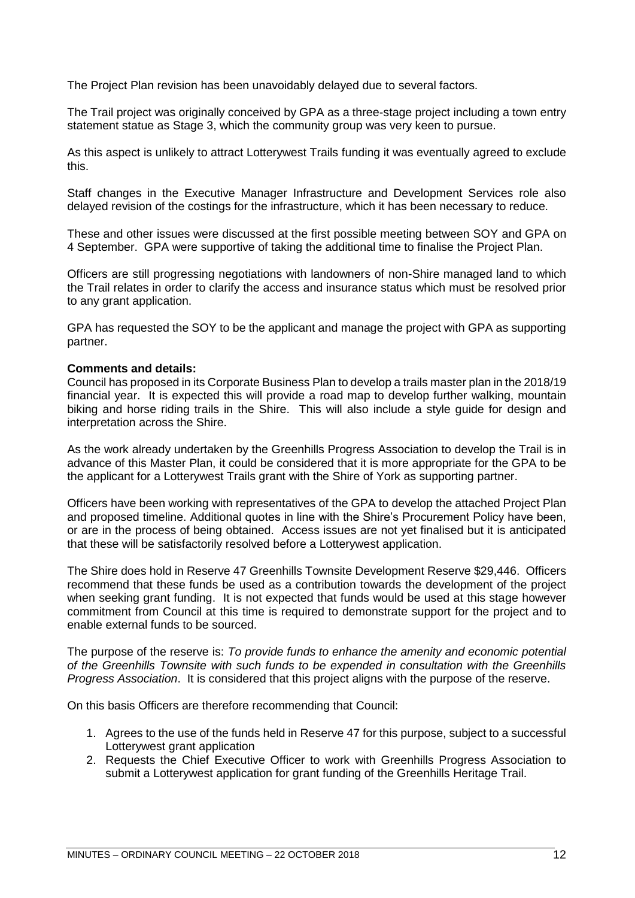The Project Plan revision has been unavoidably delayed due to several factors.

The Trail project was originally conceived by GPA as a three-stage project including a town entry statement statue as Stage 3, which the community group was very keen to pursue.

As this aspect is unlikely to attract Lotterywest Trails funding it was eventually agreed to exclude this.

Staff changes in the Executive Manager Infrastructure and Development Services role also delayed revision of the costings for the infrastructure, which it has been necessary to reduce.

These and other issues were discussed at the first possible meeting between SOY and GPA on 4 September. GPA were supportive of taking the additional time to finalise the Project Plan.

Officers are still progressing negotiations with landowners of non-Shire managed land to which the Trail relates in order to clarify the access and insurance status which must be resolved prior to any grant application.

GPA has requested the SOY to be the applicant and manage the project with GPA as supporting partner.

**Comments and details:**
Council has proposed in its Corporate Business Plan to develop a trails master plan in the 2018/19 financial year. It is expected this will provide a road map to develop further walking, mountain biking and horse riding trails in the Shire. This will also include a style guide for design and interpretation across the Shire.

As the work already undertaken by the Greenhills Progress Association to develop the Trail is in advance of this Master Plan, it could be considered that it is more appropriate for the GPA to be the applicant for a Lotterywest Trails grant with the Shire of York as supporting partner.

Officers have been working with representatives of the GPA to develop the attached Project Plan and proposed timeline. Additional quotes in line with the Shire's Procurement Policy have been, or are in the process of being obtained. Access issues are not yet finalised but it is anticipated that these will be satisfactorily resolved before a Lotterywest application.

The Shire does hold in Reserve 47 Greenhills Townsite Development Reserve $29,446. Officers recommend that these funds be used as a contribution towards the development of the project when seeking grant funding. It is not expected that funds would be used at this stage however commitment from Council at this time is required to demonstrate support for the project and to enable external funds to be sourced.

The purpose of the reserve is: *To provide funds to enhance the amenity and economic potential of the Greenhills Townsite with such funds to be expended in consultation with the Greenhills Progress Association*. It is considered that this project aligns with the purpose of the reserve.

On this basis Officers are therefore recommending that Council:

1. Agrees to the use of the funds held in Reserve 47 for this purpose, subject to a successful Lotterywest grant application
2. Requests the Chief Executive Officer to work with Greenhills Progress Association to submit a Lotterywest application for grant funding of the Greenhills Heritage Trail.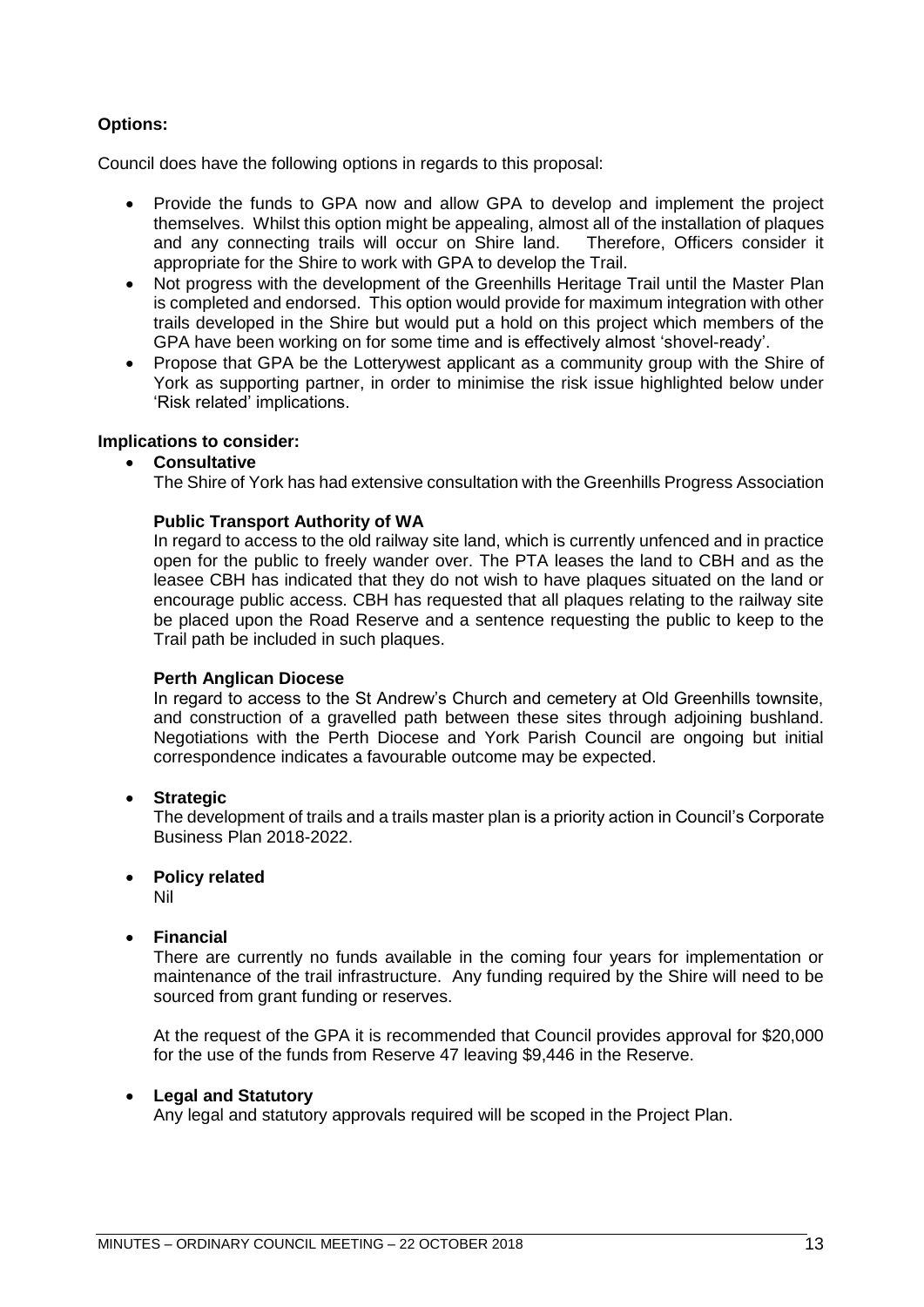**Options:**

Council does have the following options in regards to this proposal:

- Provide the funds to GPA now and allow GPA to develop and implement the project themselves. Whilst this option might be appealing, almost all of the installation of plaques and any connecting trails will occur on Shire land. Therefore, Officers consider it appropriate for the Shire to work with GPA to develop the Trail.
- Not progress with the development of the Greenhills Heritage Trail until the Master Plan is completed and endorsed. This option would provide for maximum integration with other trails developed in the Shire but would put a hold on this project which members of the GPA have been working on for some time and is effectively almost 'shovel-ready'.
- Propose that GPA be the Lotterywest applicant as a community group with the Shire of York as supporting partner, in order to minimise the risk issue highlighted below under 'Risk related' implications.

**Implications to consider:**

- **Consultative**

  The Shire of York has had extensive consultation with the Greenhills Progress Association

  **Public Transport Authority of WA**

  In regard to access to the old railway site land, which is currently unfenced and in practice open for the public to freely wander over. The PTA leases the land to CBH and as the leasee CBH has indicated that they do not wish to have plaques situated on the land or encourage public access. CBH has requested that all plaques relating to the railway site be placed upon the Road Reserve and a sentence requesting the public to keep to the Trail path be included in such plaques.

  **Perth Anglican Diocese**

  In regard to access to the St Andrew's Church and cemetery at Old Greenhills townsite, and construction of a gravelled path between these sites through adjoining bushland. Negotiations with the Perth Diocese and York Parish Council are ongoing but initial correspondence indicates a favourable outcome may be expected.

- **Strategic**

  The development of trails and a trails master plan is a priority action in Council's Corporate Business Plan 2018-2022.

- **Policy related**

  Nil

- **Financial**

  There are currently no funds available in the coming four years for implementation or maintenance of the trail infrastructure. Any funding required by the Shire will need to be sourced from grant funding or reserves.

  At the request of the GPA it is recommended that Council provides approval for $20,000 for the use of the funds from Reserve 47 leaving $9,446 in the Reserve.

- **Legal and Statutory**

  Any legal and statutory approvals required will be scoped in the Project Plan.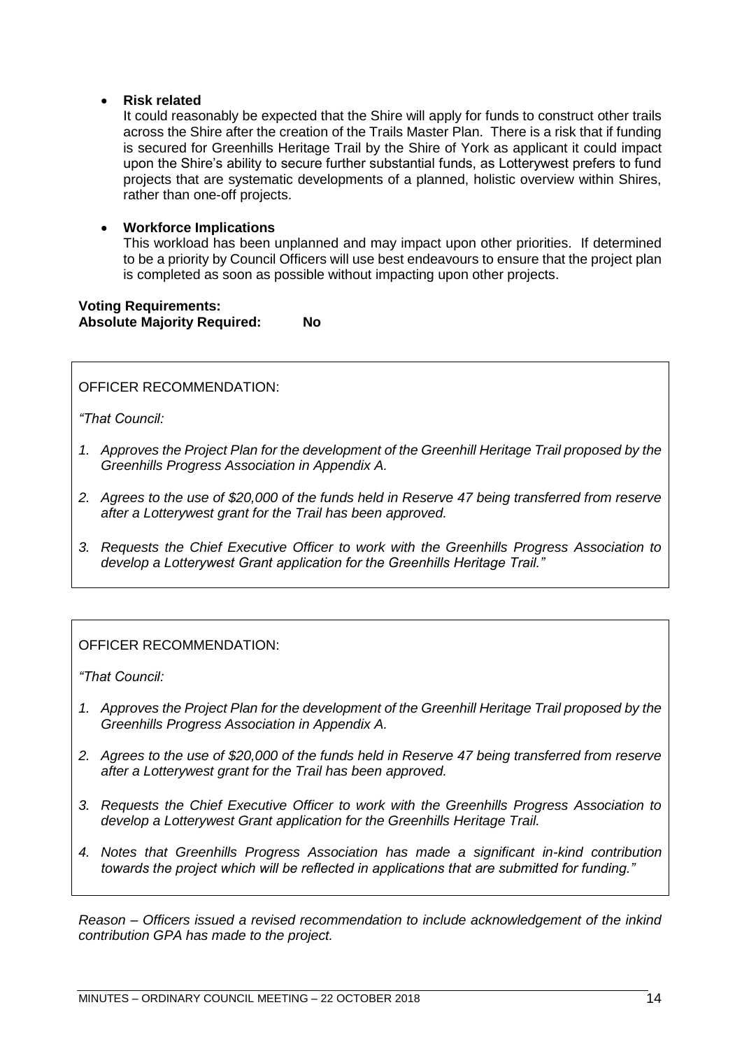- **Risk related**
  It could reasonably be expected that the Shire will apply for funds to construct other trails across the Shire after the creation of the Trails Master Plan. There is a risk that if funding is secured for Greenhills Heritage Trail by the Shire of York as applicant it could impact upon the Shire's ability to secure further substantial funds, as Lotterywest prefers to fund projects that are systematic developments of a planned, holistic overview within Shires, rather than one-off projects.

- **Workforce Implications**
  This workload has been unplanned and may impact upon other priorities. If determined to be a priority by Council Officers will use best endeavours to ensure that the project plan is completed as soon as possible without impacting upon other projects.

**Voting Requirements:**
**Absolute Majority Required: No**

OFFICER RECOMMENDATION:

*"That Council:*

1. *Approves the Project Plan for the development of the Greenhill Heritage Trail proposed by the Greenhills Progress Association in Appendix A.*
2. *Agrees to the use of $20,000 of the funds held in Reserve 47 being transferred from reserve after a Lotterywest grant for the Trail has been approved.*
3. *Requests the Chief Executive Officer to work with the Greenhills Progress Association to develop a Lotterywest Grant application for the Greenhills Heritage Trail."*

OFFICER RECOMMENDATION:

*"That Council:*

1. *Approves the Project Plan for the development of the Greenhill Heritage Trail proposed by the Greenhills Progress Association in Appendix A.*
2. *Agrees to the use of $20,000 of the funds held in Reserve 47 being transferred from reserve after a Lotterywest grant for the Trail has been approved.*
3. *Requests the Chief Executive Officer to work with the Greenhills Progress Association to develop a Lotterywest Grant application for the Greenhills Heritage Trail.*
4. *Notes that Greenhills Progress Association has made a significant in-kind contribution towards the project which will be reflected in applications that are submitted for funding."*

*Reason – Officers issued a revised recommendation to include acknowledgement of the inkind contribution GPA has made to the project.*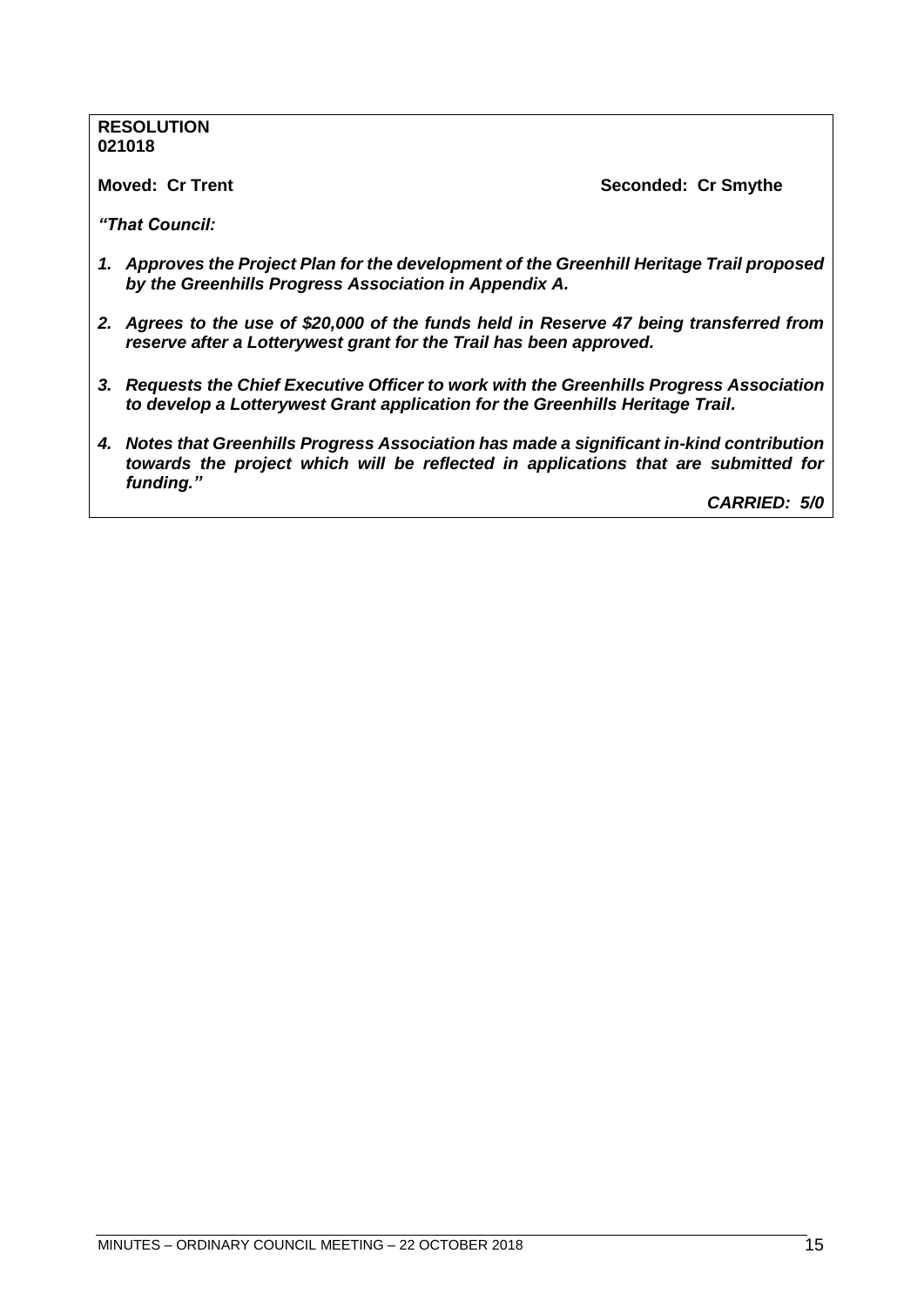**RESOLUTION**
**021018**

**Moved: Cr Trent** **Seconded: Cr Smythe**

***"That Council:***

1. ***Approves the Project Plan for the development of the Greenhill Heritage Trail proposed by the Greenhills Progress Association in Appendix A.***
2. ***Agrees to the use of $20,000 of the funds held in Reserve 47 being transferred from reserve after a Lotterywest grant for the Trail has been approved.***
3. ***Requests the Chief Executive Officer to work with the Greenhills Progress Association to develop a Lotterywest Grant application for the Greenhills Heritage Trail.***
4. ***Notes that Greenhills Progress Association has made a significant in-kind contribution towards the project which will be reflected in applications that are submitted for funding."***

***CARRIED: 5/0***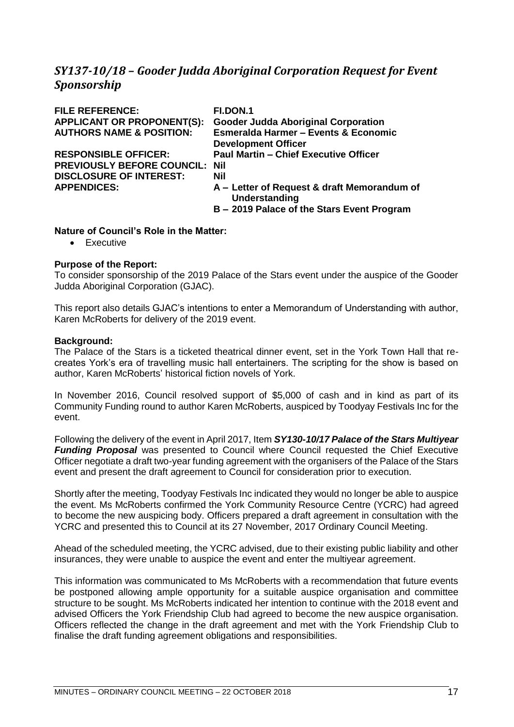## *SY137-10/18 – Gooder Judda Aboriginal Corporation Request for Event Sponsorship*

| | |
|---|---|
| **FILE REFERENCE:** | **FI.DON.1** |
| **APPLICANT OR PROPONENT(S):** | **Gooder Judda Aboriginal Corporation** |
| **AUTHORS NAME & POSITION:** | **Esmeralda Harmer – Events & Economic Development Officer** |
| **RESPONSIBLE OFFICER:** | **Paul Martin – Chief Executive Officer** |
| **PREVIOUSLY BEFORE COUNCIL:** | **Nil** |
| **DISCLOSURE OF INTEREST:** | **Nil** |
| **APPENDICES:** | **A – Letter of Request & draft Memorandum of Understanding**<br>**B – 2019 Palace of the Stars Event Program** |

**Nature of Council's Role in the Matter:**

- Executive

**Purpose of the Report:**

To consider sponsorship of the 2019 Palace of the Stars event under the auspice of the Gooder Judda Aboriginal Corporation (GJAC).

This report also details GJAC's intentions to enter a Memorandum of Understanding with author, Karen McRoberts for delivery of the 2019 event.

**Background:**

The Palace of the Stars is a ticketed theatrical dinner event, set in the York Town Hall that re-creates York's era of travelling music hall entertainers. The scripting for the show is based on author, Karen McRoberts' historical fiction novels of York.

In November 2016, Council resolved support of $5,000 of cash and in kind as part of its Community Funding round to author Karen McRoberts, auspiced by Toodyay Festivals Inc for the event.

Following the delivery of the event in April 2017, Item ***SY130-10/17 Palace of the Stars Multiyear Funding Proposal*** was presented to Council where Council requested the Chief Executive Officer negotiate a draft two-year funding agreement with the organisers of the Palace of the Stars event and present the draft agreement to Council for consideration prior to execution.

Shortly after the meeting, Toodyay Festivals Inc indicated they would no longer be able to auspice the event. Ms McRoberts confirmed the York Community Resource Centre (YCRC) had agreed to become the new auspicing body. Officers prepared a draft agreement in consultation with the YCRC and presented this to Council at its 27 November, 2017 Ordinary Council Meeting.

Ahead of the scheduled meeting, the YCRC advised, due to their existing public liability and other insurances, they were unable to auspice the event and enter the multiyear agreement.

This information was communicated to Ms McRoberts with a recommendation that future events be postponed allowing ample opportunity for a suitable auspice organisation and committee structure to be sought. Ms McRoberts indicated her intention to continue with the 2018 event and advised Officers the York Friendship Club had agreed to become the new auspice organisation. Officers reflected the change in the draft agreement and met with the York Friendship Club to finalise the draft funding agreement obligations and responsibilities.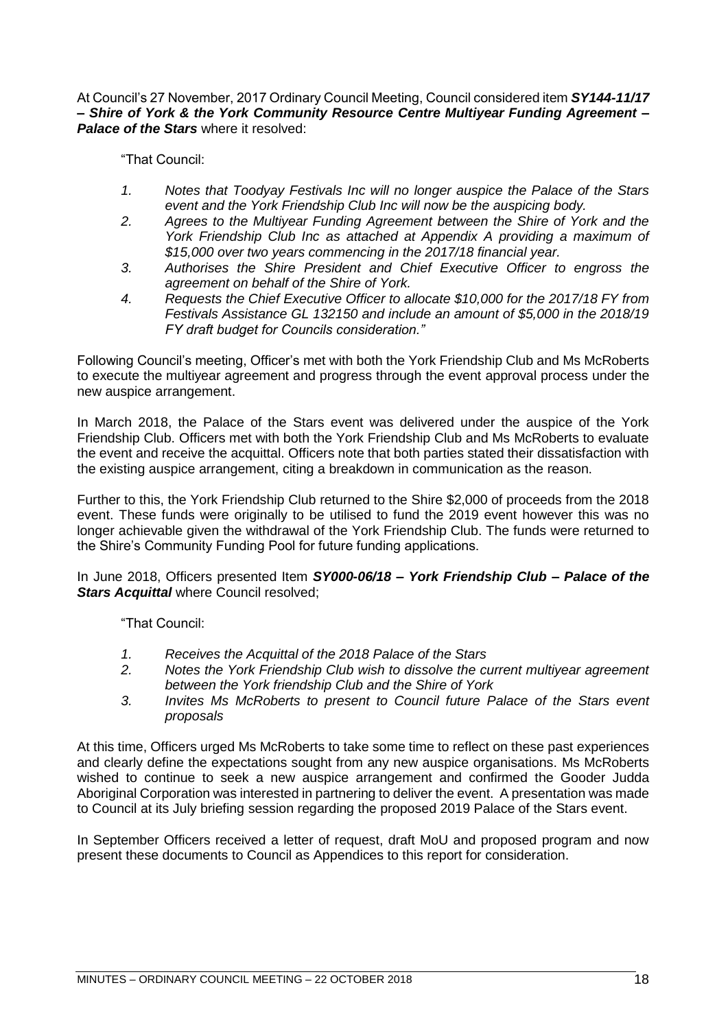At Council's 27 November, 2017 Ordinary Council Meeting, Council considered item ***SY144-11/17 – Shire of York & the York Community Resource Centre Multiyear Funding Agreement – Palace of the Stars*** where it resolved:

"That Council:

1. *Notes that Toodyay Festivals Inc will no longer auspice the Palace of the Stars event and the York Friendship Club Inc will now be the auspicing body.*
2. *Agrees to the Multiyear Funding Agreement between the Shire of York and the York Friendship Club Inc as attached at Appendix A providing a maximum of $15,000 over two years commencing in the 2017/18 financial year.*
3. *Authorises the Shire President and Chief Executive Officer to engross the agreement on behalf of the Shire of York.*
4. *Requests the Chief Executive Officer to allocate $10,000 for the 2017/18 FY from Festivals Assistance GL 132150 and include an amount of $5,000 in the 2018/19 FY draft budget for Councils consideration."*

Following Council's meeting, Officer's met with both the York Friendship Club and Ms McRoberts to execute the multiyear agreement and progress through the event approval process under the new auspice arrangement.

In March 2018, the Palace of the Stars event was delivered under the auspice of the York Friendship Club. Officers met with both the York Friendship Club and Ms McRoberts to evaluate the event and receive the acquittal. Officers note that both parties stated their dissatisfaction with the existing auspice arrangement, citing a breakdown in communication as the reason.

Further to this, the York Friendship Club returned to the Shire $2,000 of proceeds from the 2018 event. These funds were originally to be utilised to fund the 2019 event however this was no longer achievable given the withdrawal of the York Friendship Club. The funds were returned to the Shire's Community Funding Pool for future funding applications.

In June 2018, Officers presented Item ***SY000-06/18 – York Friendship Club – Palace of the Stars Acquittal*** where Council resolved;

"That Council:

1. *Receives the Acquittal of the 2018 Palace of the Stars*
2. *Notes the York Friendship Club wish to dissolve the current multiyear agreement between the York friendship Club and the Shire of York*
3. *Invites Ms McRoberts to present to Council future Palace of the Stars event proposals*

At this time, Officers urged Ms McRoberts to take some time to reflect on these past experiences and clearly define the expectations sought from any new auspice organisations. Ms McRoberts wished to continue to seek a new auspice arrangement and confirmed the Gooder Judda Aboriginal Corporation was interested in partnering to deliver the event. A presentation was made to Council at its July briefing session regarding the proposed 2019 Palace of the Stars event.

In September Officers received a letter of request, draft MoU and proposed program and now present these documents to Council as Appendices to this report for consideration.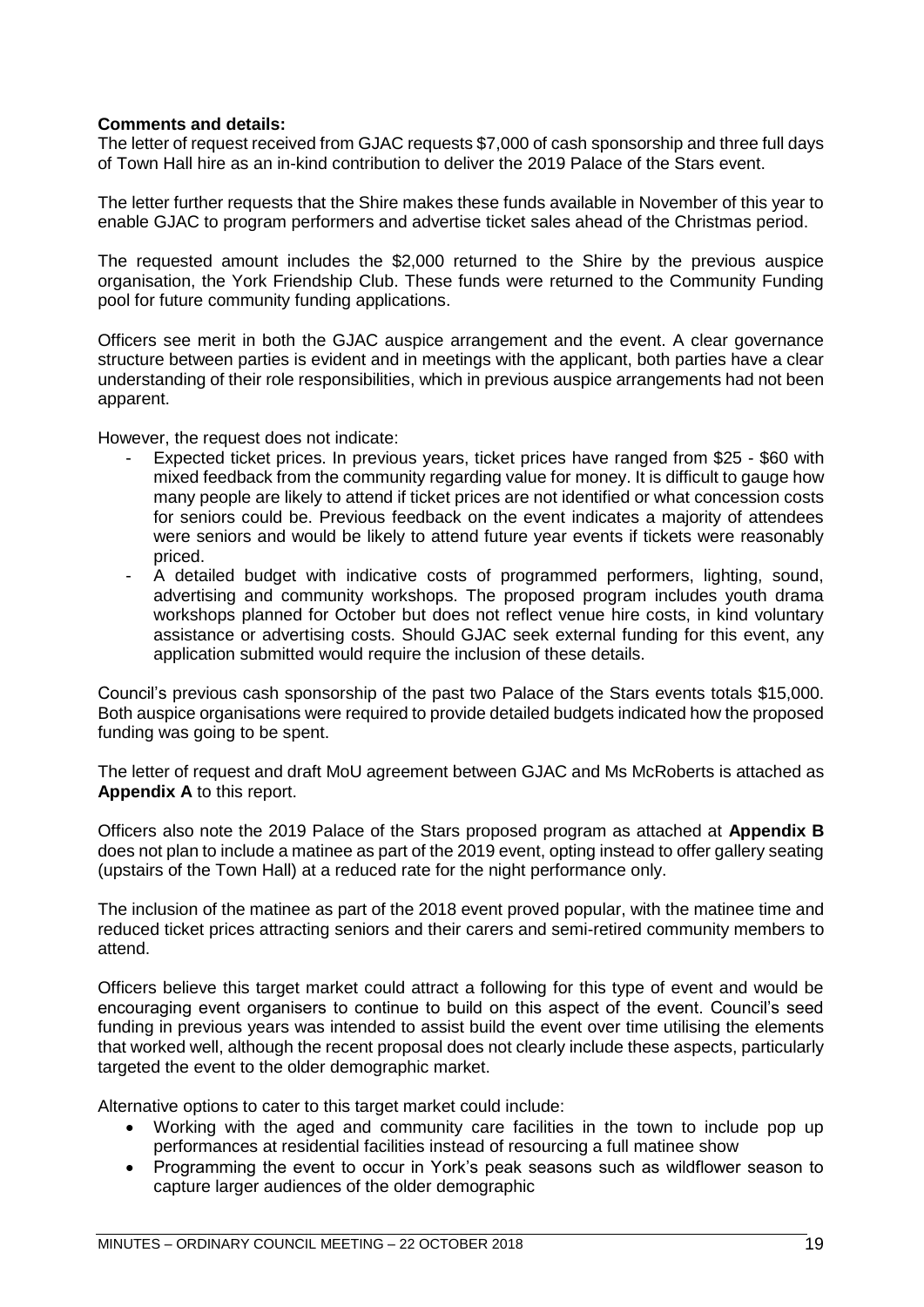**Comments and details:**

The letter of request received from GJAC requests $7,000 of cash sponsorship and three full days of Town Hall hire as an in-kind contribution to deliver the 2019 Palace of the Stars event.

The letter further requests that the Shire makes these funds available in November of this year to enable GJAC to program performers and advertise ticket sales ahead of the Christmas period.

The requested amount includes the $2,000 returned to the Shire by the previous auspice organisation, the York Friendship Club. These funds were returned to the Community Funding pool for future community funding applications.

Officers see merit in both the GJAC auspice arrangement and the event. A clear governance structure between parties is evident and in meetings with the applicant, both parties have a clear understanding of their role responsibilities, which in previous auspice arrangements had not been apparent.

However, the request does not indicate:

- Expected ticket prices. In previous years, ticket prices have ranged from $25 - $60 with mixed feedback from the community regarding value for money. It is difficult to gauge how many people are likely to attend if ticket prices are not identified or what concession costs for seniors could be. Previous feedback on the event indicates a majority of attendees were seniors and would be likely to attend future year events if tickets were reasonably priced.
- A detailed budget with indicative costs of programmed performers, lighting, sound, advertising and community workshops. The proposed program includes youth drama workshops planned for October but does not reflect venue hire costs, in kind voluntary assistance or advertising costs. Should GJAC seek external funding for this event, any application submitted would require the inclusion of these details.

Council's previous cash sponsorship of the past two Palace of the Stars events totals $15,000. Both auspice organisations were required to provide detailed budgets indicated how the proposed funding was going to be spent.

The letter of request and draft MoU agreement between GJAC and Ms McRoberts is attached as **Appendix A** to this report.

Officers also note the 2019 Palace of the Stars proposed program as attached at **Appendix B** does not plan to include a matinee as part of the 2019 event, opting instead to offer gallery seating (upstairs of the Town Hall) at a reduced rate for the night performance only.

The inclusion of the matinee as part of the 2018 event proved popular, with the matinee time and reduced ticket prices attracting seniors and their carers and semi-retired community members to attend.

Officers believe this target market could attract a following for this type of event and would be encouraging event organisers to continue to build on this aspect of the event. Council's seed funding in previous years was intended to assist build the event over time utilising the elements that worked well, although the recent proposal does not clearly include these aspects, particularly targeted the event to the older demographic market.

Alternative options to cater to this target market could include:

- Working with the aged and community care facilities in the town to include pop up performances at residential facilities instead of resourcing a full matinee show
- Programming the event to occur in York's peak seasons such as wildflower season to capture larger audiences of the older demographic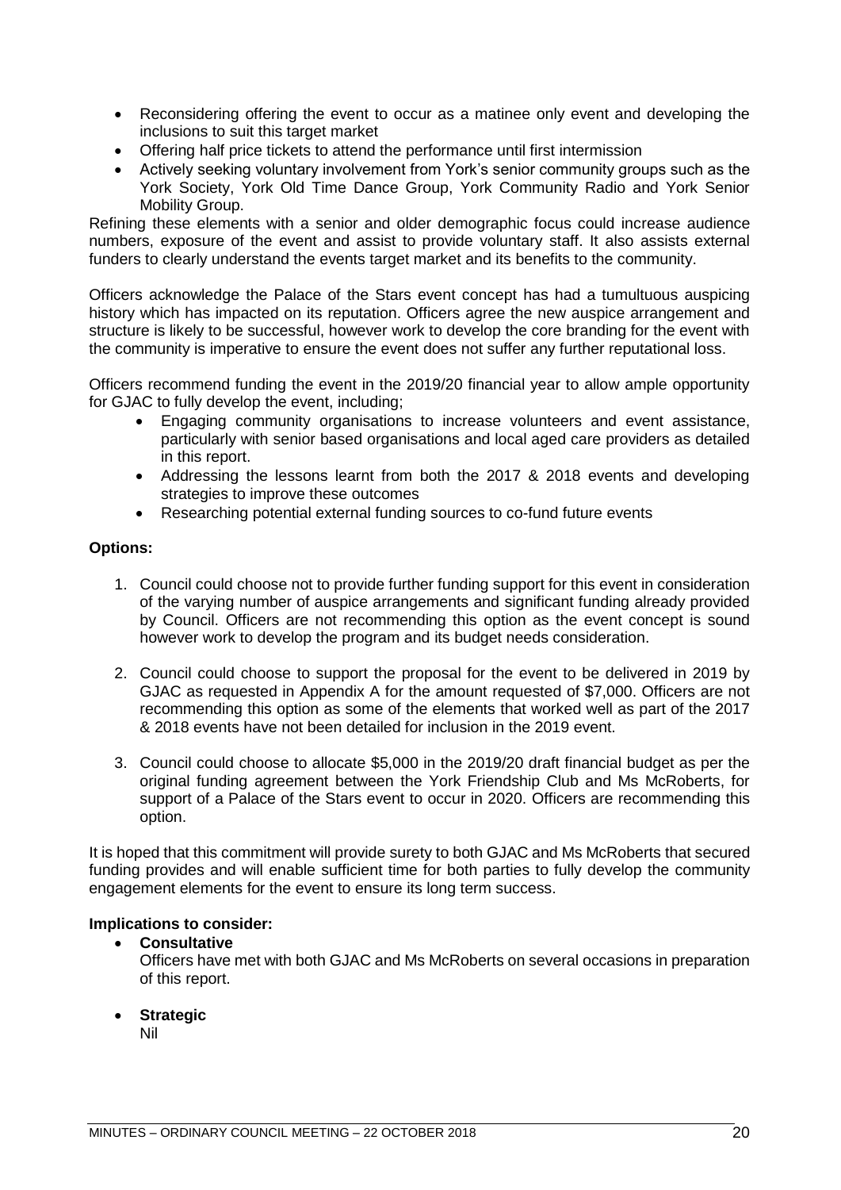- Reconsidering offering the event to occur as a matinee only event and developing the inclusions to suit this target market
- Offering half price tickets to attend the performance until first intermission
- Actively seeking voluntary involvement from York's senior community groups such as the York Society, York Old Time Dance Group, York Community Radio and York Senior Mobility Group.

Refining these elements with a senior and older demographic focus could increase audience numbers, exposure of the event and assist to provide voluntary staff. It also assists external funders to clearly understand the events target market and its benefits to the community.

Officers acknowledge the Palace of the Stars event concept has had a tumultuous auspicing history which has impacted on its reputation. Officers agree the new auspice arrangement and structure is likely to be successful, however work to develop the core branding for the event with the community is imperative to ensure the event does not suffer any further reputational loss.

Officers recommend funding the event in the 2019/20 financial year to allow ample opportunity for GJAC to fully develop the event, including;

- Engaging community organisations to increase volunteers and event assistance, particularly with senior based organisations and local aged care providers as detailed in this report.
- Addressing the lessons learnt from both the 2017 & 2018 events and developing strategies to improve these outcomes
- Researching potential external funding sources to co-fund future events

**Options:**

1. Council could choose not to provide further funding support for this event in consideration of the varying number of auspice arrangements and significant funding already provided by Council. Officers are not recommending this option as the event concept is sound however work to develop the program and its budget needs consideration.

2. Council could choose to support the proposal for the event to be delivered in 2019 by GJAC as requested in Appendix A for the amount requested of $7,000. Officers are not recommending this option as some of the elements that worked well as part of the 2017 & 2018 events have not been detailed for inclusion in the 2019 event.

3. Council could choose to allocate $5,000 in the 2019/20 draft financial budget as per the original funding agreement between the York Friendship Club and Ms McRoberts, for support of a Palace of the Stars event to occur in 2020. Officers are recommending this option.

It is hoped that this commitment will provide surety to both GJAC and Ms McRoberts that secured funding provides and will enable sufficient time for both parties to fully develop the community engagement elements for the event to ensure its long term success.

**Implications to consider:**

- **Consultative**
  Officers have met with both GJAC and Ms McRoberts on several occasions in preparation of this report.

- **Strategic**
  Nil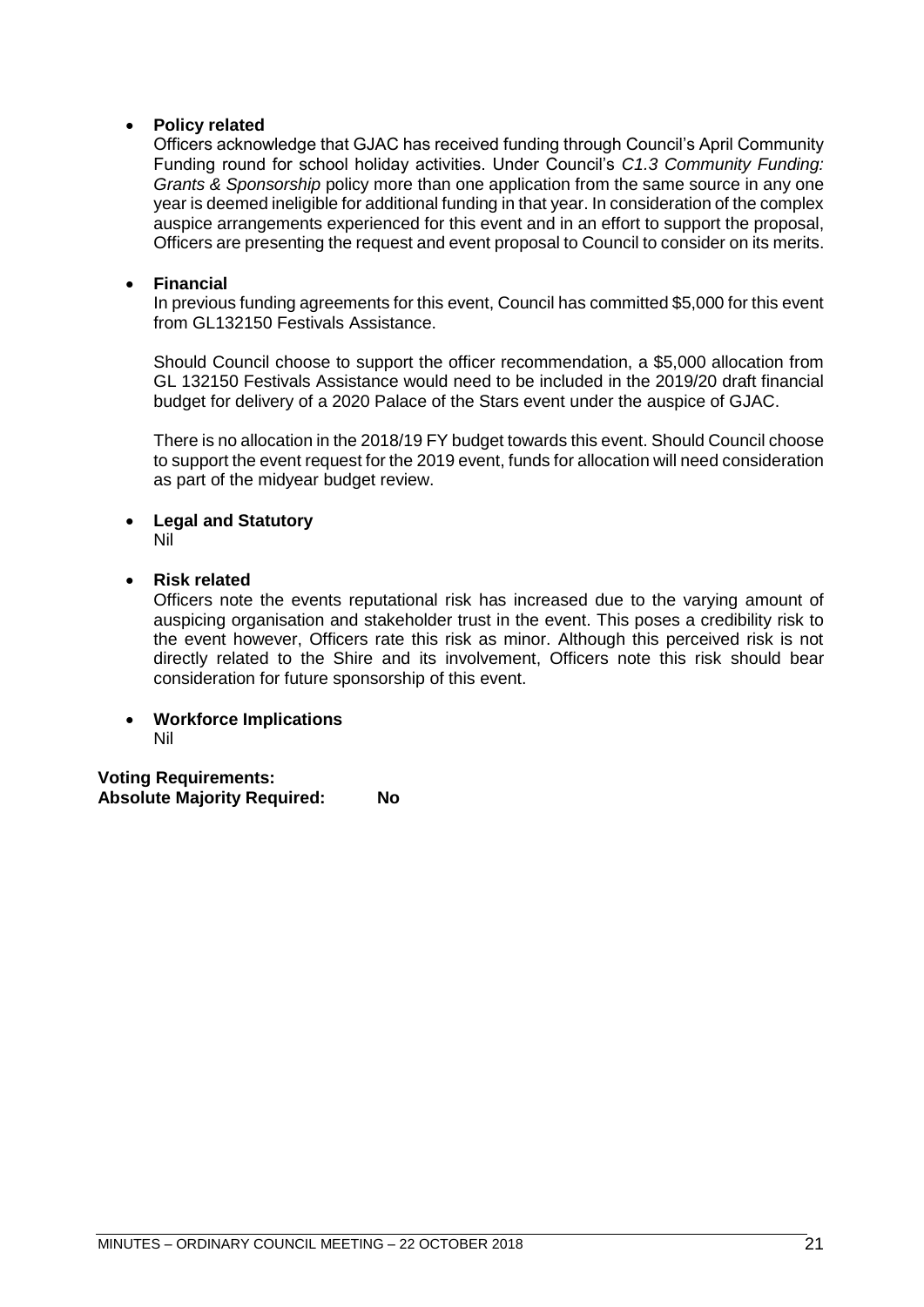- **Policy related**

  Officers acknowledge that GJAC has received funding through Council's April Community Funding round for school holiday activities. Under Council's *C1.3 Community Funding: Grants & Sponsorship* policy more than one application from the same source in any one year is deemed ineligible for additional funding in that year. In consideration of the complex auspice arrangements experienced for this event and in an effort to support the proposal, Officers are presenting the request and event proposal to Council to consider on its merits.

- **Financial**

  In previous funding agreements for this event, Council has committed $5,000 for this event from GL132150 Festivals Assistance.

  Should Council choose to support the officer recommendation, a $5,000 allocation from GL 132150 Festivals Assistance would need to be included in the 2019/20 draft financial budget for delivery of a 2020 Palace of the Stars event under the auspice of GJAC.

  There is no allocation in the 2018/19 FY budget towards this event. Should Council choose to support the event request for the 2019 event, funds for allocation will need consideration as part of the midyear budget review.

- **Legal and Statutory**

  Nil

- **Risk related**

  Officers note the events reputational risk has increased due to the varying amount of auspicing organisation and stakeholder trust in the event. This poses a credibility risk to the event however, Officers rate this risk as minor. Although this perceived risk is not directly related to the Shire and its involvement, Officers note this risk should bear consideration for future sponsorship of this event.

- **Workforce Implications**

  Nil

**Voting Requirements:**
**Absolute Majority Required: No**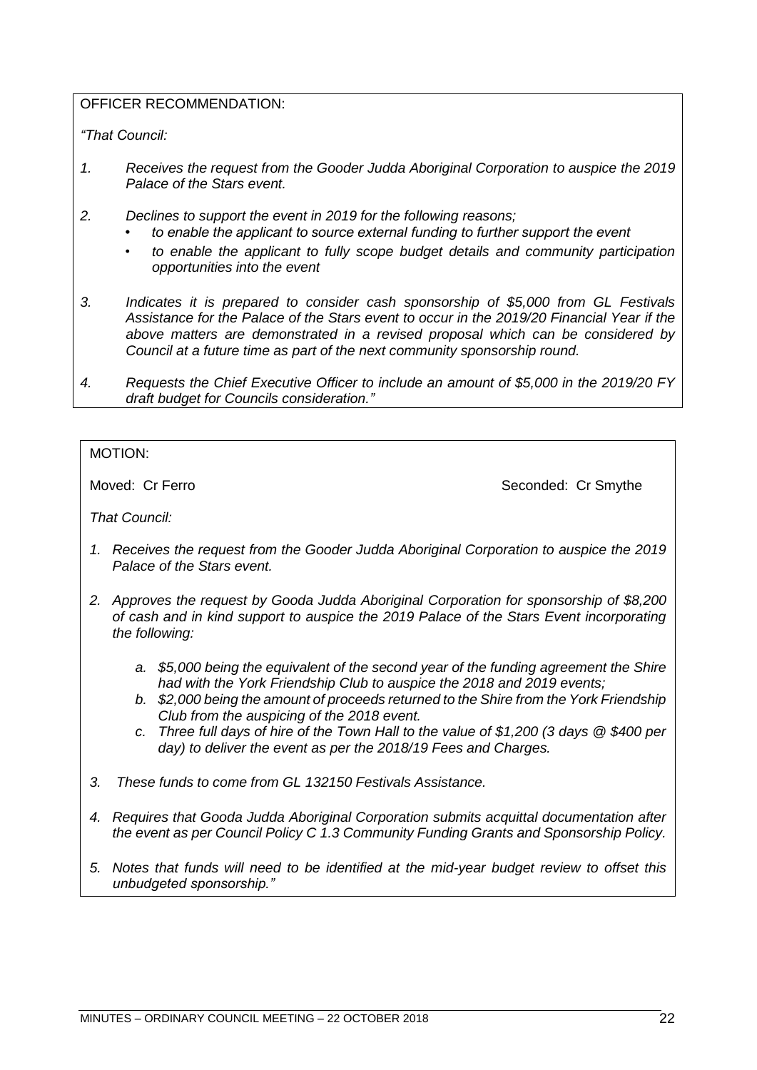OFFICER RECOMMENDATION:

*"That Council:*

1. *Receives the request from the Gooder Judda Aboriginal Corporation to auspice the 2019 Palace of the Stars event.*

2. *Declines to support the event in 2019 for the following reasons;*
   - *to enable the applicant to source external funding to further support the event*
   - *to enable the applicant to fully scope budget details and community participation opportunities into the event*

3. *Indicates it is prepared to consider cash sponsorship of $5,000 from GL Festivals Assistance for the Palace of the Stars event to occur in the 2019/20 Financial Year if the above matters are demonstrated in a revised proposal which can be considered by Council at a future time as part of the next community sponsorship round.*

4. *Requests the Chief Executive Officer to include an amount of $5,000 in the 2019/20 FY draft budget for Councils consideration."*

MOTION:

Moved: Cr Ferro Seconded: Cr Smythe

*That Council:*

1. *Receives the request from the Gooder Judda Aboriginal Corporation to auspice the 2019 Palace of the Stars event.*

2. *Approves the request by Gooda Judda Aboriginal Corporation for sponsorship of $8,200 of cash and in kind support to auspice the 2019 Palace of the Stars Event incorporating the following:*

   a. *$5,000 being the equivalent of the second year of the funding agreement the Shire had with the York Friendship Club to auspice the 2018 and 2019 events;*
   b. *$2,000 being the amount of proceeds returned to the Shire from the York Friendship Club from the auspicing of the 2018 event.*
   c. *Three full days of hire of the Town Hall to the value of $1,200 (3 days @ $400 per day) to deliver the event as per the 2018/19 Fees and Charges.*

3. *These funds to come from GL 132150 Festivals Assistance.*

4. *Requires that Gooda Judda Aboriginal Corporation submits acquittal documentation after the event as per Council Policy C 1.3 Community Funding Grants and Sponsorship Policy.*

5. *Notes that funds will need to be identified at the mid-year budget review to offset this unbudgeted sponsorship."*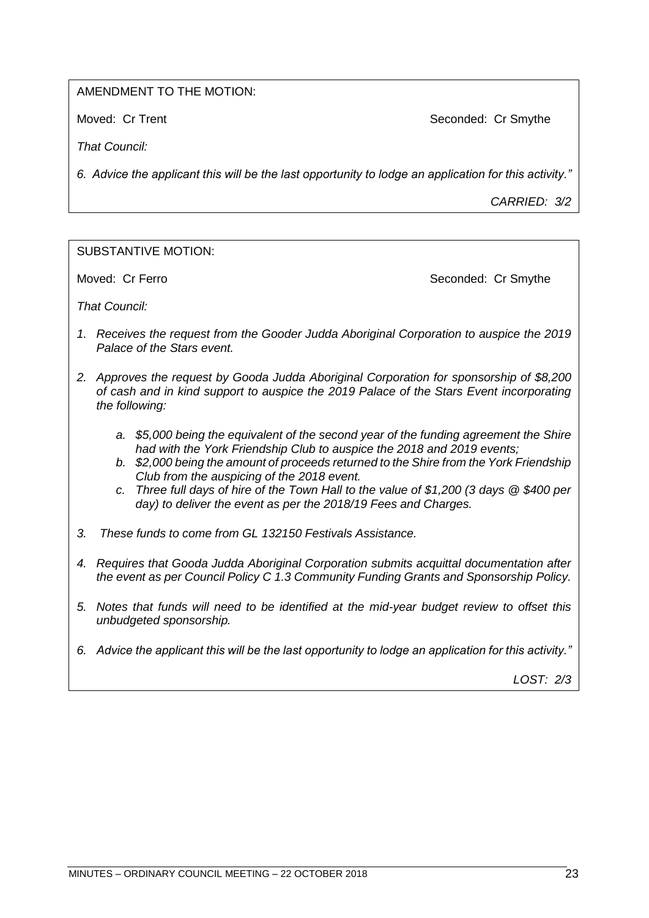AMENDMENT TO THE MOTION:

Moved: Cr Trent Seconded: Cr Smythe

*That Council:*

*6. Advice the applicant this will be the last opportunity to lodge an application for this activity."*

*CARRIED: 3/2*

SUBSTANTIVE MOTION:

Moved: Cr Ferro Seconded: Cr Smythe

*That Council:*

1. *Receives the request from the Gooder Judda Aboriginal Corporation to auspice the 2019 Palace of the Stars event.*
2. *Approves the request by Gooda Judda Aboriginal Corporation for sponsorship of $8,200 of cash and in kind support to auspice the 2019 Palace of the Stars Event incorporating the following:*
   a. *$5,000 being the equivalent of the second year of the funding agreement the Shire had with the York Friendship Club to auspice the 2018 and 2019 events;*
   b. *$2,000 being the amount of proceeds returned to the Shire from the York Friendship Club from the auspicing of the 2018 event.*
   c. *Three full days of hire of the Town Hall to the value of $1,200 (3 days @ $400 per day) to deliver the event as per the 2018/19 Fees and Charges.*
3. *These funds to come from GL 132150 Festivals Assistance.*
4. *Requires that Gooda Judda Aboriginal Corporation submits acquittal documentation after the event as per Council Policy C 1.3 Community Funding Grants and Sponsorship Policy.*
5. *Notes that funds will need to be identified at the mid-year budget review to offset this unbudgeted sponsorship.*
6. *Advice the applicant this will be the last opportunity to lodge an application for this activity."*

*LOST: 2/3*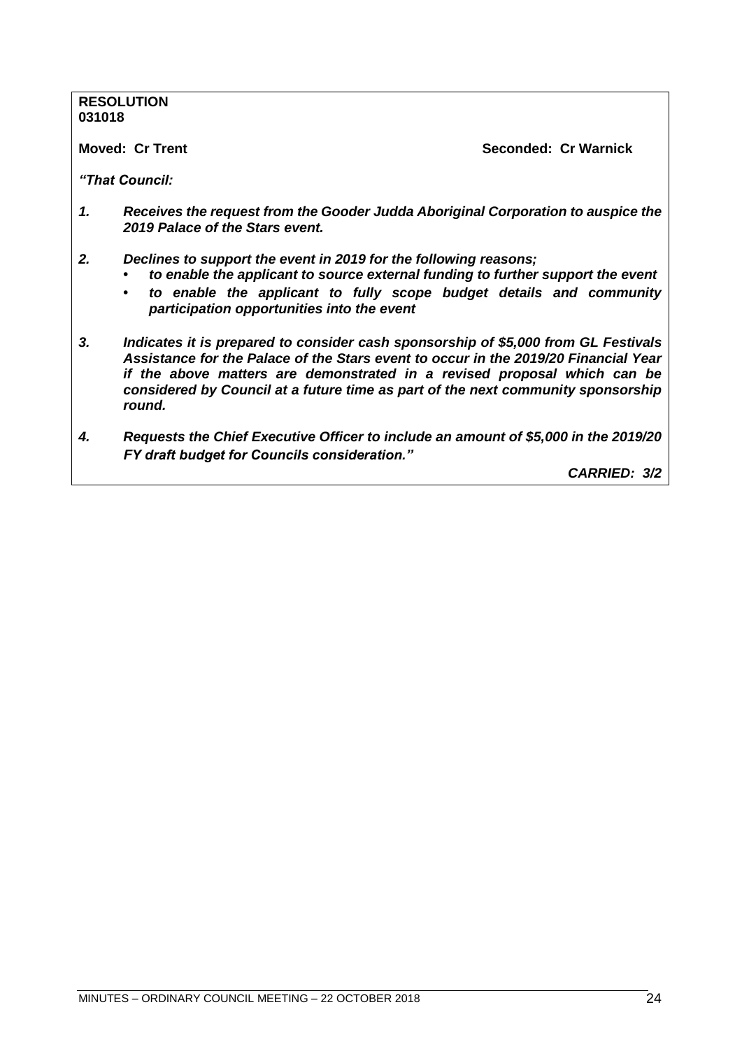**RESOLUTION**
**031018**

**Moved: Cr Trent** **Seconded: Cr Warnick**

***"That Council:***

***1. Receives the request from the Gooder Judda Aboriginal Corporation to auspice the 2019 Palace of the Stars event.***

***2. Declines to support the event in 2019 for the following reasons;***
- ***to enable the applicant to source external funding to further support the event***
- ***to enable the applicant to fully scope budget details and community participation opportunities into the event***

***3. Indicates it is prepared to consider cash sponsorship of $5,000 from GL Festivals Assistance for the Palace of the Stars event to occur in the 2019/20 Financial Year if the above matters are demonstrated in a revised proposal which can be considered by Council at a future time as part of the next community sponsorship round.***

***4. Requests the Chief Executive Officer to include an amount of $5,000 in the 2019/20 FY draft budget for Councils consideration."***

***CARRIED: 3/2***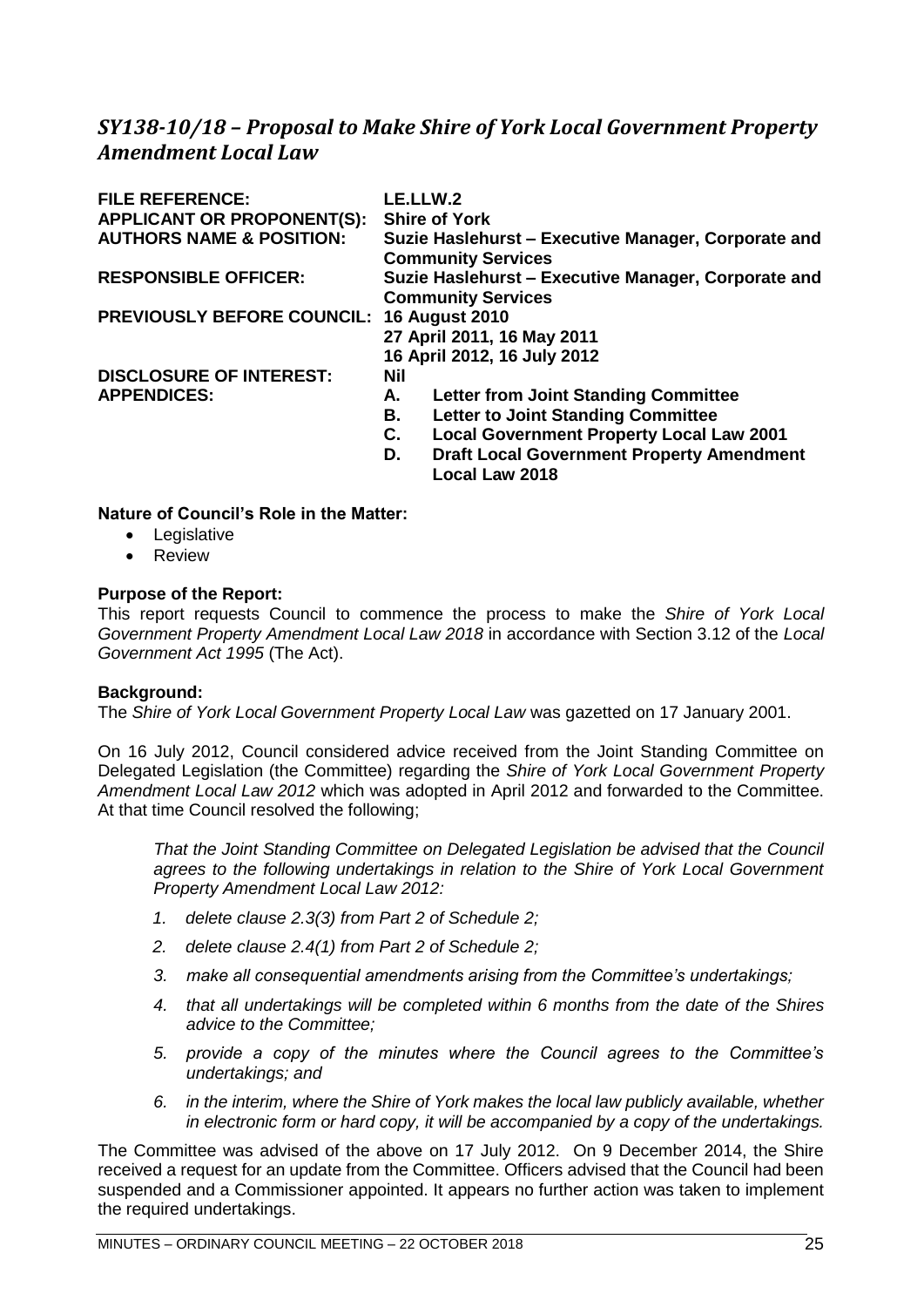## *SY138-10/18 – Proposal to Make Shire of York Local Government Property Amendment Local Law*

| | |
|---|---|
| **FILE REFERENCE:** | **LE.LLW.2** |
| **APPLICANT OR PROPONENT(S):** | **Shire of York** |
| **AUTHORS NAME & POSITION:** | **Suzie Haslehurst – Executive Manager, Corporate and Community Services** |
| **RESPONSIBLE OFFICER:** | **Suzie Haslehurst – Executive Manager, Corporate and Community Services** |
| **PREVIOUSLY BEFORE COUNCIL:** | **16 August 2010**<br>**27 April 2011, 16 May 2011**<br>**16 April 2012, 16 July 2012** |
| **DISCLOSURE OF INTEREST:** | **Nil** |
| **APPENDICES:** | **A. Letter from Joint Standing Committee**<br>**B. Letter to Joint Standing Committee**<br>**C. Local Government Property Local Law 2001**<br>**D. Draft Local Government Property Amendment Local Law 2018** |

**Nature of Council's Role in the Matter:**

- Legislative
- Review

**Purpose of the Report:**

This report requests Council to commence the process to make the *Shire of York Local Government Property Amendment Local Law 2018* in accordance with Section 3.12 of the *Local Government Act 1995* (The Act).

**Background:**

The *Shire of York Local Government Property Local Law* was gazetted on 17 January 2001.

On 16 July 2012, Council considered advice received from the Joint Standing Committee on Delegated Legislation (the Committee) regarding the *Shire of York Local Government Property Amendment Local Law 2012* which was adopted in April 2012 and forwarded to the Committee. At that time Council resolved the following;

> *That the Joint Standing Committee on Delegated Legislation be advised that the Council agrees to the following undertakings in relation to the Shire of York Local Government Property Amendment Local Law 2012:*
>
> 1. *delete clause 2.3(3) from Part 2 of Schedule 2;*
> 2. *delete clause 2.4(1) from Part 2 of Schedule 2;*
> 3. *make all consequential amendments arising from the Committee's undertakings;*
> 4. *that all undertakings will be completed within 6 months from the date of the Shires advice to the Committee;*
> 5. *provide a copy of the minutes where the Council agrees to the Committee's undertakings; and*
> 6. *in the interim, where the Shire of York makes the local law publicly available, whether in electronic form or hard copy, it will be accompanied by a copy of the undertakings.*

The Committee was advised of the above on 17 July 2012. On 9 December 2014, the Shire received a request for an update from the Committee. Officers advised that the Council had been suspended and a Commissioner appointed. It appears no further action was taken to implement the required undertakings.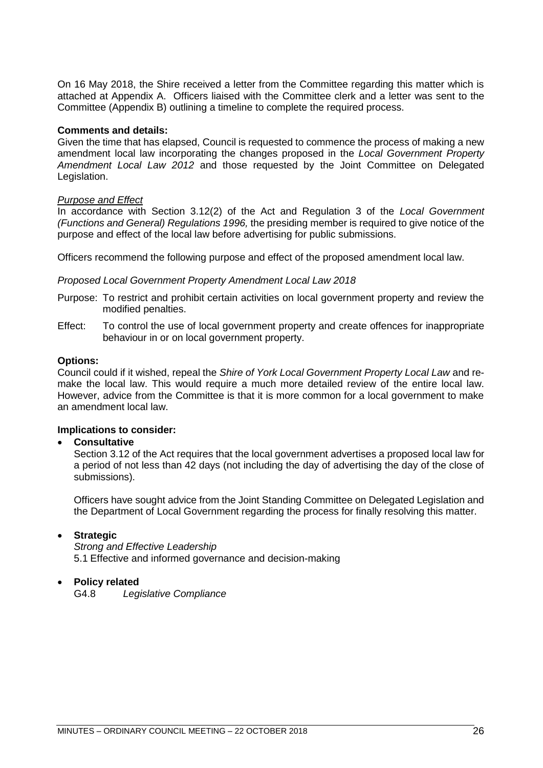On 16 May 2018, the Shire received a letter from the Committee regarding this matter which is attached at Appendix A. Officers liaised with the Committee clerk and a letter was sent to the Committee (Appendix B) outlining a timeline to complete the required process.

**Comments and details:**
Given the time that has elapsed, Council is requested to commence the process of making a new amendment local law incorporating the changes proposed in the *Local Government Property Amendment Local Law 2012* and those requested by the Joint Committee on Delegated Legislation.

*Purpose and Effect*
In accordance with Section 3.12(2) of the Act and Regulation 3 of the *Local Government (Functions and General) Regulations 1996,* the presiding member is required to give notice of the purpose and effect of the local law before advertising for public submissions.

Officers recommend the following purpose and effect of the proposed amendment local law.

*Proposed Local Government Property Amendment Local Law 2018*

Purpose: To restrict and prohibit certain activities on local government property and review the modified penalties.

Effect: To control the use of local government property and create offences for inappropriate behaviour in or on local government property.

**Options:**
Council could if it wished, repeal the *Shire of York Local Government Property Local Law* and re-make the local law. This would require a much more detailed review of the entire local law. However, advice from the Committee is that it is more common for a local government to make an amendment local law.

**Implications to consider:**

- **Consultative**
  Section 3.12 of the Act requires that the local government advertises a proposed local law for a period of not less than 42 days (not including the day of advertising the day of the close of submissions).

  Officers have sought advice from the Joint Standing Committee on Delegated Legislation and the Department of Local Government regarding the process for finally resolving this matter.

- **Strategic**
  *Strong and Effective Leadership*
  5.1 Effective and informed governance and decision-making

- **Policy related**
  G4.8 *Legislative Compliance*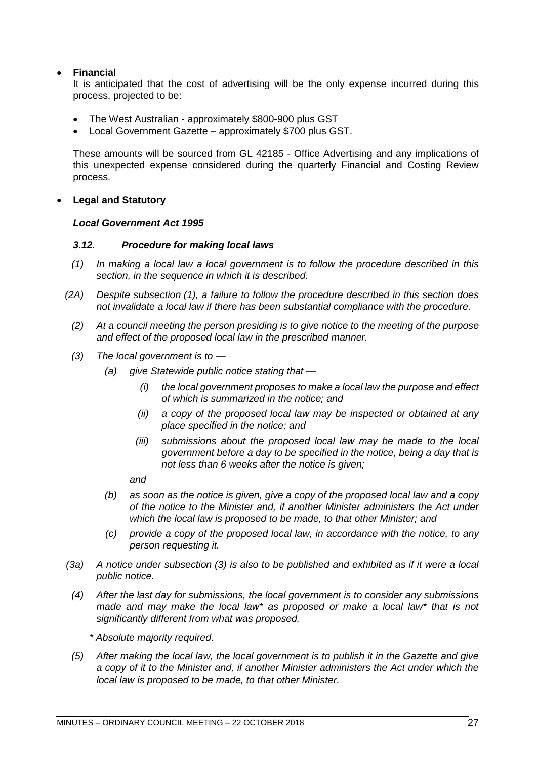- **Financial**

  It is anticipated that the cost of advertising will be the only expense incurred during this process, projected to be:

  - The West Australian - approximately $800-900 plus GST
  - Local Government Gazette – approximately $700 plus GST.

  These amounts will be sourced from GL 42185 - Office Advertising and any implications of this unexpected expense considered during the quarterly Financial and Costing Review process.

- **Legal and Statutory**

  ***Local Government Act 1995***

  ***3.12. Procedure for making local laws***

  *(1) In making a local law a local government is to follow the procedure described in this section, in the sequence in which it is described.*

  *(2A) Despite subsection (1), a failure to follow the procedure described in this section does not invalidate a local law if there has been substantial compliance with the procedure.*

  *(2) At a council meeting the person presiding is to give notice to the meeting of the purpose and effect of the proposed local law in the prescribed manner.*

  *(3) The local government is to —*

  *(a) give Statewide public notice stating that —*

  *(i) the local government proposes to make a local law the purpose and effect of which is summarized in the notice; and*

  *(ii) a copy of the proposed local law may be inspected or obtained at any place specified in the notice; and*

  *(iii) submissions about the proposed local law may be made to the local government before a day to be specified in the notice, being a day that is not less than 6 weeks after the notice is given;*

  *and*

  *(b) as soon as the notice is given, give a copy of the proposed local law and a copy of the notice to the Minister and, if another Minister administers the Act under which the local law is proposed to be made, to that other Minister; and*

  *(c) provide a copy of the proposed local law, in accordance with the notice, to any person requesting it.*

  *(3a) A notice under subsection (3) is also to be published and exhibited as if it were a local public notice.*

  *(4) After the last day for submissions, the local government is to consider any submissions made and may make the local law* as proposed or make a local law* that is not significantly different from what was proposed.*

  ** Absolute majority required.*

  *(5) After making the local law, the local government is to publish it in the Gazette and give a copy of it to the Minister and, if another Minister administers the Act under which the local law is proposed to be made, to that other Minister.*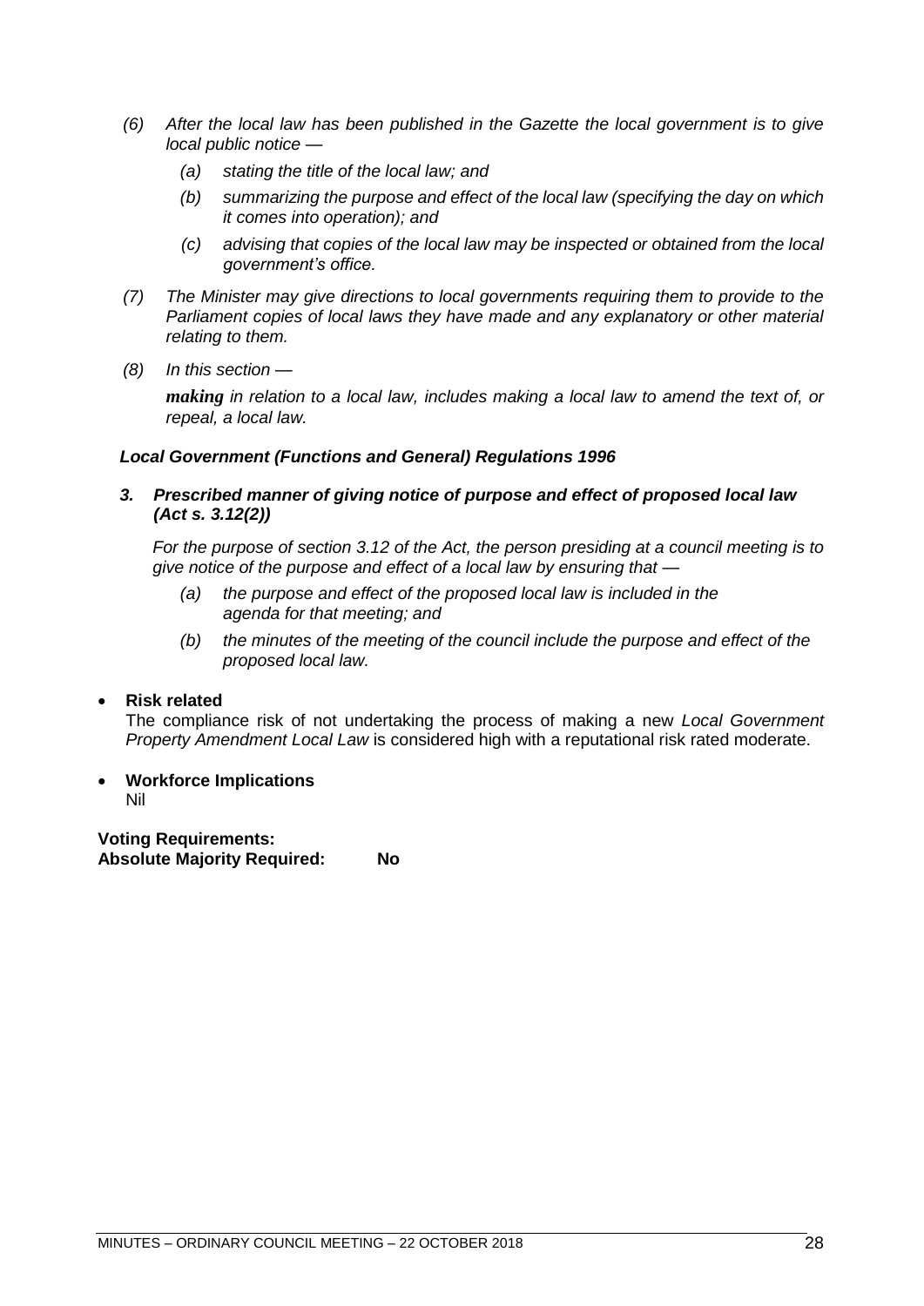*(6) After the local law has been published in the Gazette the local government is to give local public notice —*

*(a) stating the title of the local law; and*

*(b) summarizing the purpose and effect of the local law (specifying the day on which it comes into operation); and*

*(c) advising that copies of the local law may be inspected or obtained from the local government's office.*

*(7) The Minister may give directions to local governments requiring them to provide to the Parliament copies of local laws they have made and any explanatory or other material relating to them.*

*(8) In this section —*

***making** in relation to a local law, includes making a local law to amend the text of, or repeal, a local law.*

***Local Government (Functions and General) Regulations 1996***

***3. Prescribed manner of giving notice of purpose and effect of proposed local law (Act s. 3.12(2))***

*For the purpose of section 3.12 of the Act, the person presiding at a council meeting is to give notice of the purpose and effect of a local law by ensuring that —*

*(a) the purpose and effect of the proposed local law is included in the agenda for that meeting; and*

*(b) the minutes of the meeting of the council include the purpose and effect of the proposed local law.*

- **Risk related**

  The compliance risk of not undertaking the process of making a new *Local Government Property Amendment Local Law* is considered high with a reputational risk rated moderate.

- **Workforce Implications**

  Nil

**Voting Requirements:**
**Absolute Majority Required: No**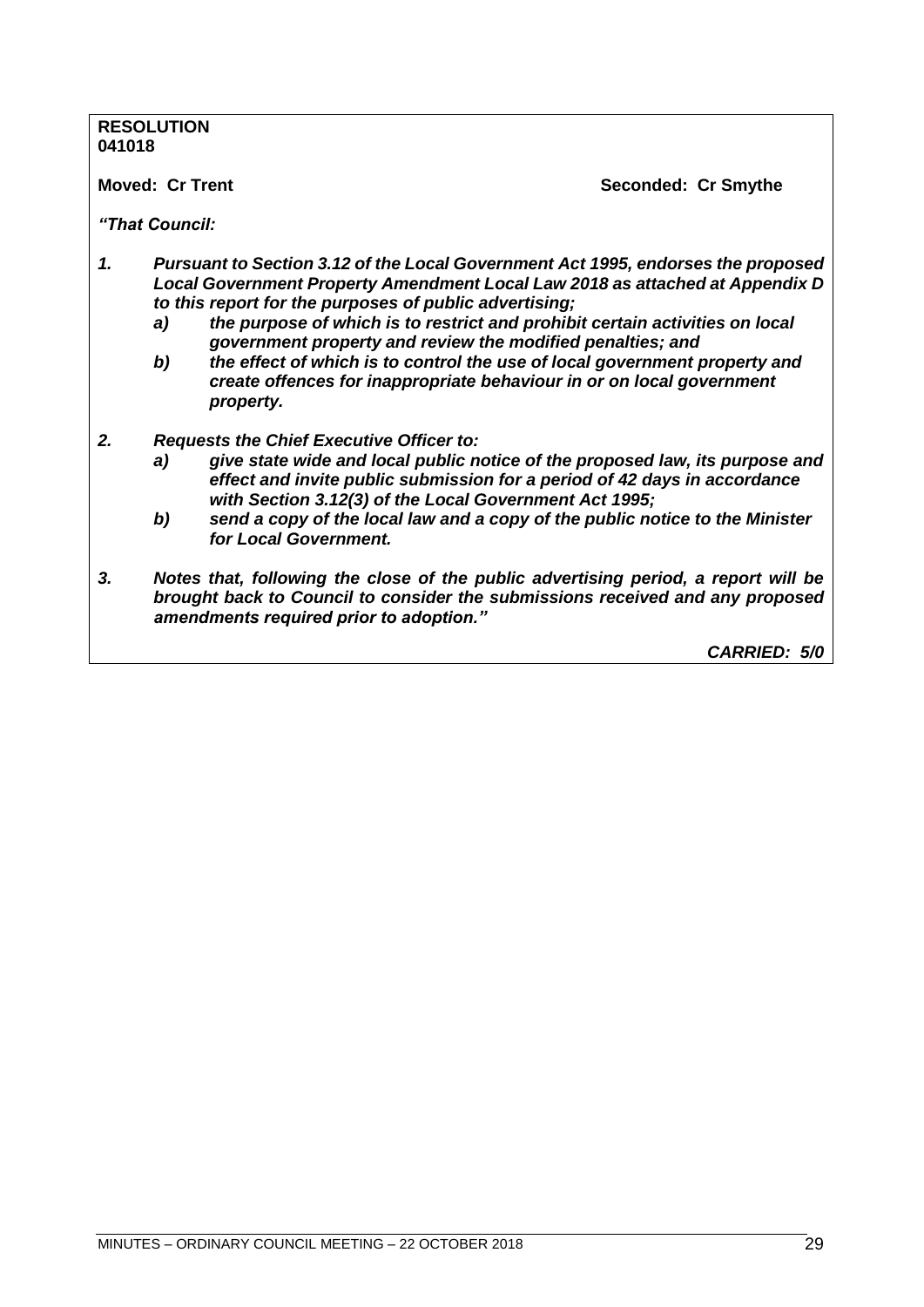**RESOLUTION**
**041018**

**Moved: Cr Trent** **Seconded: Cr Smythe**

***"That Council:***

***1. Pursuant to Section 3.12 of the Local Government Act 1995, endorses the proposed Local Government Property Amendment Local Law 2018 as attached at Appendix D to this report for the purposes of public advertising;***
   ***a) the purpose of which is to restrict and prohibit certain activities on local government property and review the modified penalties; and***
   ***b) the effect of which is to control the use of local government property and create offences for inappropriate behaviour in or on local government property.***

***2. Requests the Chief Executive Officer to:***
   ***a) give state wide and local public notice of the proposed law, its purpose and effect and invite public submission for a period of 42 days in accordance with Section 3.12(3) of the Local Government Act 1995;***
   ***b) send a copy of the local law and a copy of the public notice to the Minister for Local Government.***

***3. Notes that, following the close of the public advertising period, a report will be brought back to Council to consider the submissions received and any proposed amendments required prior to adoption."***

***CARRIED: 5/0***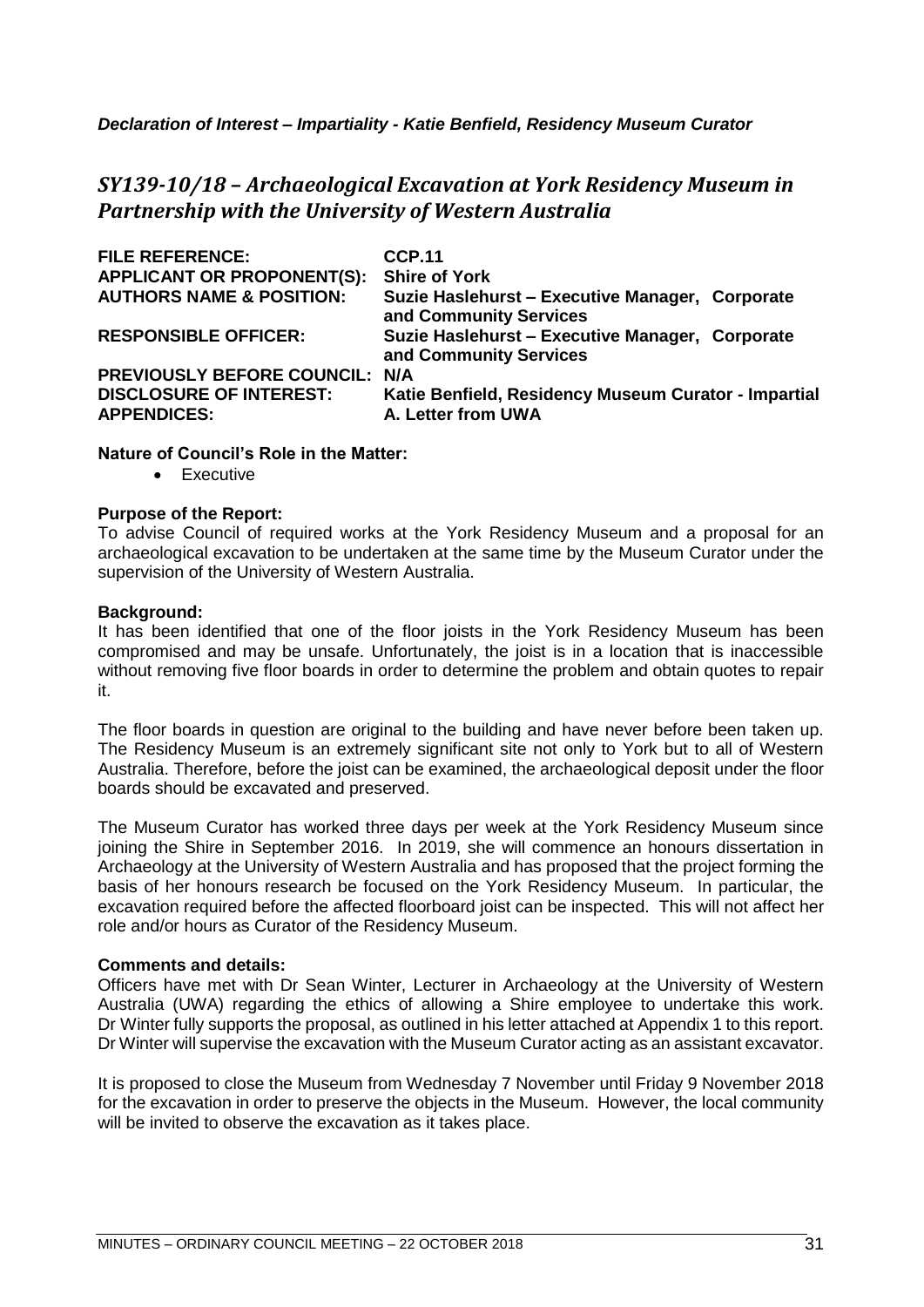***Declaration of Interest – Impartiality - Katie Benfield, Residency Museum Curator***

## *SY139-10/18 – Archaeological Excavation at York Residency Museum in Partnership with the University of Western Australia*

| | |
|---|---|
| **FILE REFERENCE:** | **CCP.11** |
| **APPLICANT OR PROPONENT(S):** | **Shire of York** |
| **AUTHORS NAME & POSITION:** | **Suzie Haslehurst – Executive Manager, Corporate and Community Services** |
| **RESPONSIBLE OFFICER:** | **Suzie Haslehurst – Executive Manager, Corporate and Community Services** |
| **PREVIOUSLY BEFORE COUNCIL:** | **N/A** |
| **DISCLOSURE OF INTEREST:** | **Katie Benfield, Residency Museum Curator - Impartial** |
| **APPENDICES:** | **A. Letter from UWA** |

**Nature of Council's Role in the Matter:**

- Executive

**Purpose of the Report:**

To advise Council of required works at the York Residency Museum and a proposal for an archaeological excavation to be undertaken at the same time by the Museum Curator under the supervision of the University of Western Australia.

**Background:**

It has been identified that one of the floor joists in the York Residency Museum has been compromised and may be unsafe. Unfortunately, the joist is in a location that is inaccessible without removing five floor boards in order to determine the problem and obtain quotes to repair it.

The floor boards in question are original to the building and have never before been taken up. The Residency Museum is an extremely significant site not only to York but to all of Western Australia. Therefore, before the joist can be examined, the archaeological deposit under the floor boards should be excavated and preserved.

The Museum Curator has worked three days per week at the York Residency Museum since joining the Shire in September 2016. In 2019, she will commence an honours dissertation in Archaeology at the University of Western Australia and has proposed that the project forming the basis of her honours research be focused on the York Residency Museum. In particular, the excavation required before the affected floorboard joist can be inspected. This will not affect her role and/or hours as Curator of the Residency Museum.

**Comments and details:**

Officers have met with Dr Sean Winter, Lecturer in Archaeology at the University of Western Australia (UWA) regarding the ethics of allowing a Shire employee to undertake this work. Dr Winter fully supports the proposal, as outlined in his letter attached at Appendix 1 to this report. Dr Winter will supervise the excavation with the Museum Curator acting as an assistant excavator.

It is proposed to close the Museum from Wednesday 7 November until Friday 9 November 2018 for the excavation in order to preserve the objects in the Museum. However, the local community will be invited to observe the excavation as it takes place.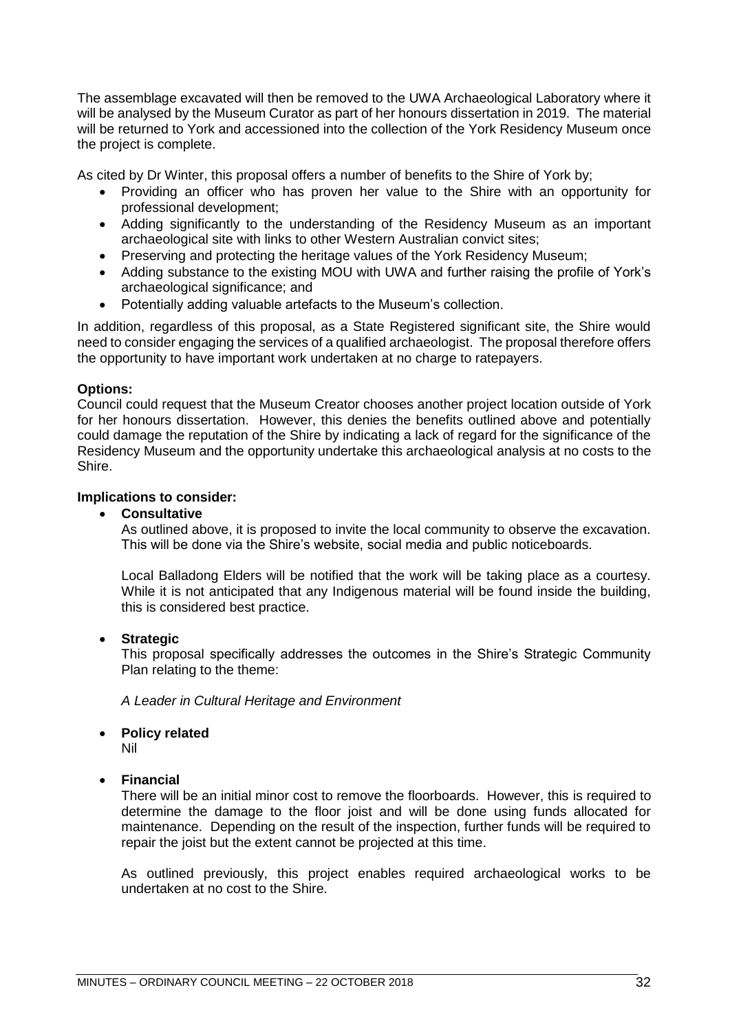The assemblage excavated will then be removed to the UWA Archaeological Laboratory where it will be analysed by the Museum Curator as part of her honours dissertation in 2019. The material will be returned to York and accessioned into the collection of the York Residency Museum once the project is complete.

As cited by Dr Winter, this proposal offers a number of benefits to the Shire of York by;

- Providing an officer who has proven her value to the Shire with an opportunity for professional development;
- Adding significantly to the understanding of the Residency Museum as an important archaeological site with links to other Western Australian convict sites;
- Preserving and protecting the heritage values of the York Residency Museum;
- Adding substance to the existing MOU with UWA and further raising the profile of York's archaeological significance; and
- Potentially adding valuable artefacts to the Museum's collection.

In addition, regardless of this proposal, as a State Registered significant site, the Shire would need to consider engaging the services of a qualified archaeologist. The proposal therefore offers the opportunity to have important work undertaken at no charge to ratepayers.

**Options:**
Council could request that the Museum Creator chooses another project location outside of York for her honours dissertation. However, this denies the benefits outlined above and potentially could damage the reputation of the Shire by indicating a lack of regard for the significance of the Residency Museum and the opportunity undertake this archaeological analysis at no costs to the Shire.

**Implications to consider:**

- **Consultative**

  As outlined above, it is proposed to invite the local community to observe the excavation. This will be done via the Shire's website, social media and public noticeboards.

  Local Balladong Elders will be notified that the work will be taking place as a courtesy. While it is not anticipated that any Indigenous material will be found inside the building, this is considered best practice.

- **Strategic**

  This proposal specifically addresses the outcomes in the Shire's Strategic Community Plan relating to the theme:

  *A Leader in Cultural Heritage and Environment*

- **Policy related**

  Nil

- **Financial**

  There will be an initial minor cost to remove the floorboards. However, this is required to determine the damage to the floor joist and will be done using funds allocated for maintenance. Depending on the result of the inspection, further funds will be required to repair the joist but the extent cannot be projected at this time.

  As outlined previously, this project enables required archaeological works to be undertaken at no cost to the Shire.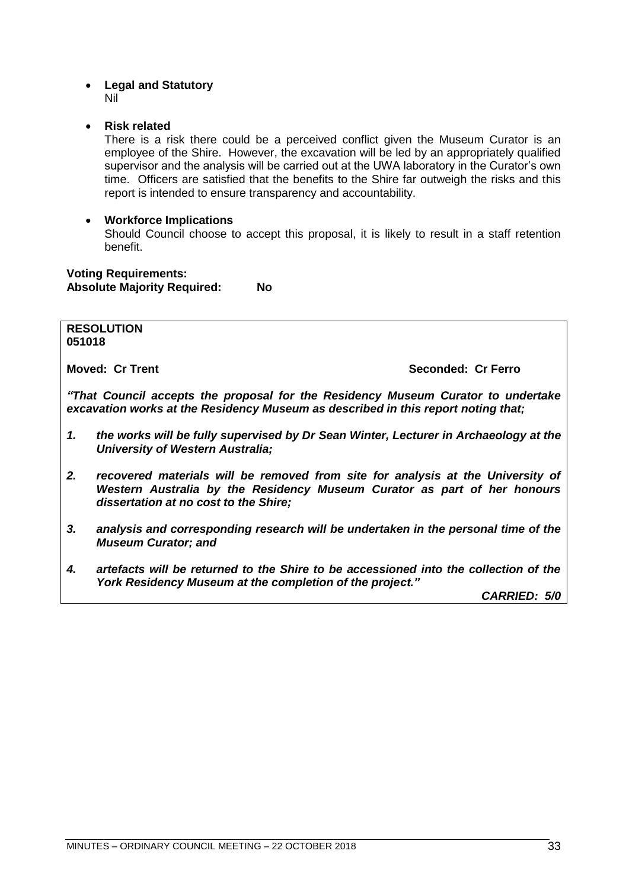- **Legal and Statutory**
  Nil

- **Risk related**
  There is a risk there could be a perceived conflict given the Museum Curator is an employee of the Shire. However, the excavation will be led by an appropriately qualified supervisor and the analysis will be carried out at the UWA laboratory in the Curator's own time. Officers are satisfied that the benefits to the Shire far outweigh the risks and this report is intended to ensure transparency and accountability.

- **Workforce Implications**
  Should Council choose to accept this proposal, it is likely to result in a staff retention benefit.

**Voting Requirements:**
**Absolute Majority Required: No**

**RESOLUTION**
**051018**

**Moved: Cr Trent** **Seconded: Cr Ferro**

***"That Council accepts the proposal for the Residency Museum Curator to undertake excavation works at the Residency Museum as described in this report noting that;***

1. ***the works will be fully supervised by Dr Sean Winter, Lecturer in Archaeology at the University of Western Australia;***
2. ***recovered materials will be removed from site for analysis at the University of Western Australia by the Residency Museum Curator as part of her honours dissertation at no cost to the Shire;***
3. ***analysis and corresponding research will be undertaken in the personal time of the Museum Curator; and***
4. ***artefacts will be returned to the Shire to be accessioned into the collection of the York Residency Museum at the completion of the project."***

***CARRIED: 5/0***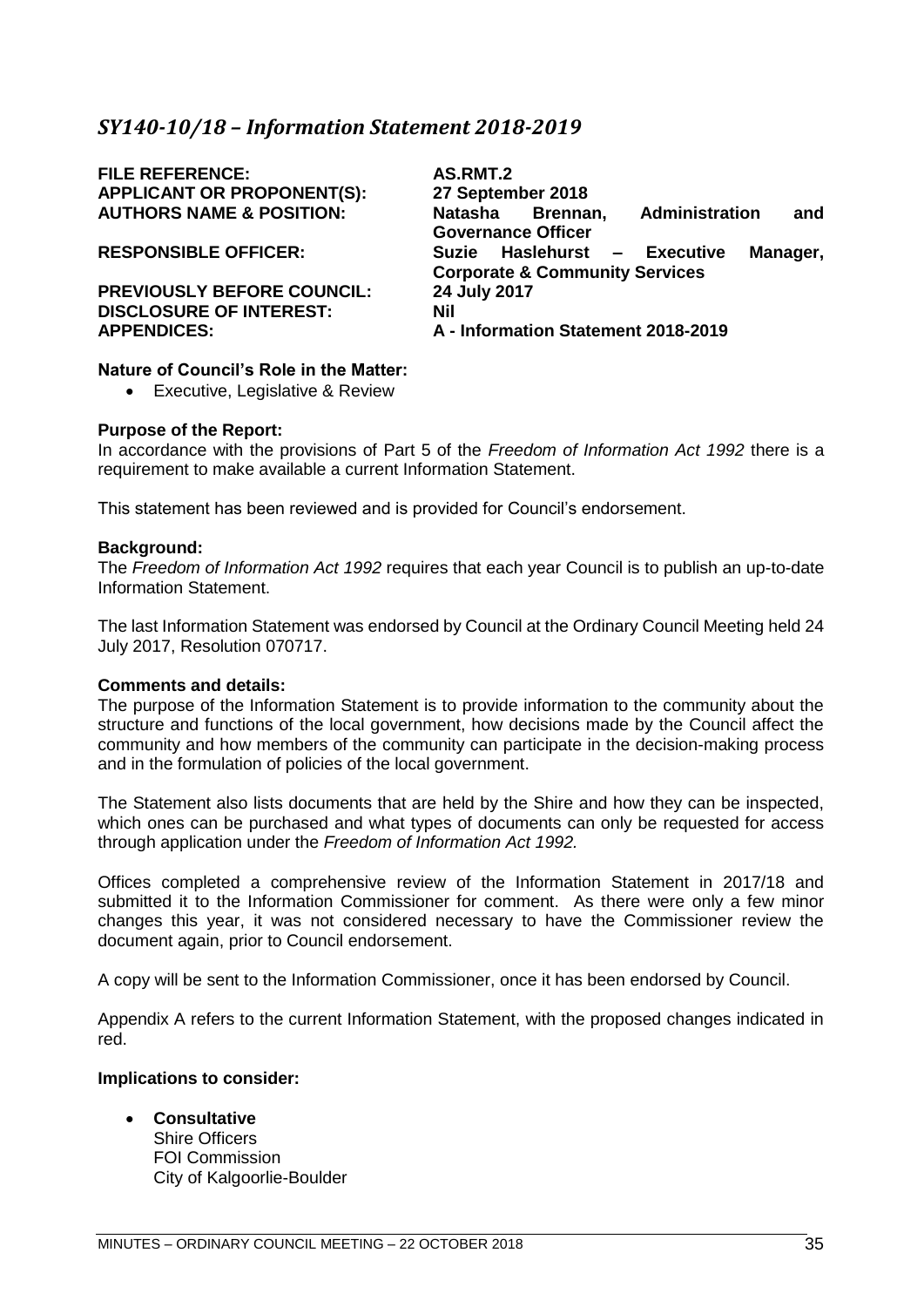## *SY140-10/18 – Information Statement 2018-2019*

| | |
|---|---|
| **FILE REFERENCE:** | **AS.RMT.2** |
| **APPLICANT OR PROPONENT(S):** | **27 September 2018** |
| **AUTHORS NAME & POSITION:** | **Natasha Brennan, Administration and Governance Officer** |
| **RESPONSIBLE OFFICER:** | **Suzie Haslehurst – Executive Manager, Corporate & Community Services** |
| **PREVIOUSLY BEFORE COUNCIL:** | **24 July 2017** |
| **DISCLOSURE OF INTEREST:** | **Nil** |
| **APPENDICES:** | **A - Information Statement 2018-2019** |

**Nature of Council's Role in the Matter:**

- Executive, Legislative & Review

**Purpose of the Report:**

In accordance with the provisions of Part 5 of the *Freedom of Information Act 1992* there is a requirement to make available a current Information Statement.

This statement has been reviewed and is provided for Council's endorsement.

**Background:**

The *Freedom of Information Act 1992* requires that each year Council is to publish an up-to-date Information Statement.

The last Information Statement was endorsed by Council at the Ordinary Council Meeting held 24 July 2017, Resolution 070717.

**Comments and details:**

The purpose of the Information Statement is to provide information to the community about the structure and functions of the local government, how decisions made by the Council affect the community and how members of the community can participate in the decision-making process and in the formulation of policies of the local government.

The Statement also lists documents that are held by the Shire and how they can be inspected, which ones can be purchased and what types of documents can only be requested for access through application under the *Freedom of Information Act 1992.*

Offices completed a comprehensive review of the Information Statement in 2017/18 and submitted it to the Information Commissioner for comment. As there were only a few minor changes this year, it was not considered necessary to have the Commissioner review the document again, prior to Council endorsement.

A copy will be sent to the Information Commissioner, once it has been endorsed by Council.

Appendix A refers to the current Information Statement, with the proposed changes indicated in red.

**Implications to consider:**

- **Consultative**
  Shire Officers
  FOI Commission
  City of Kalgoorlie-Boulder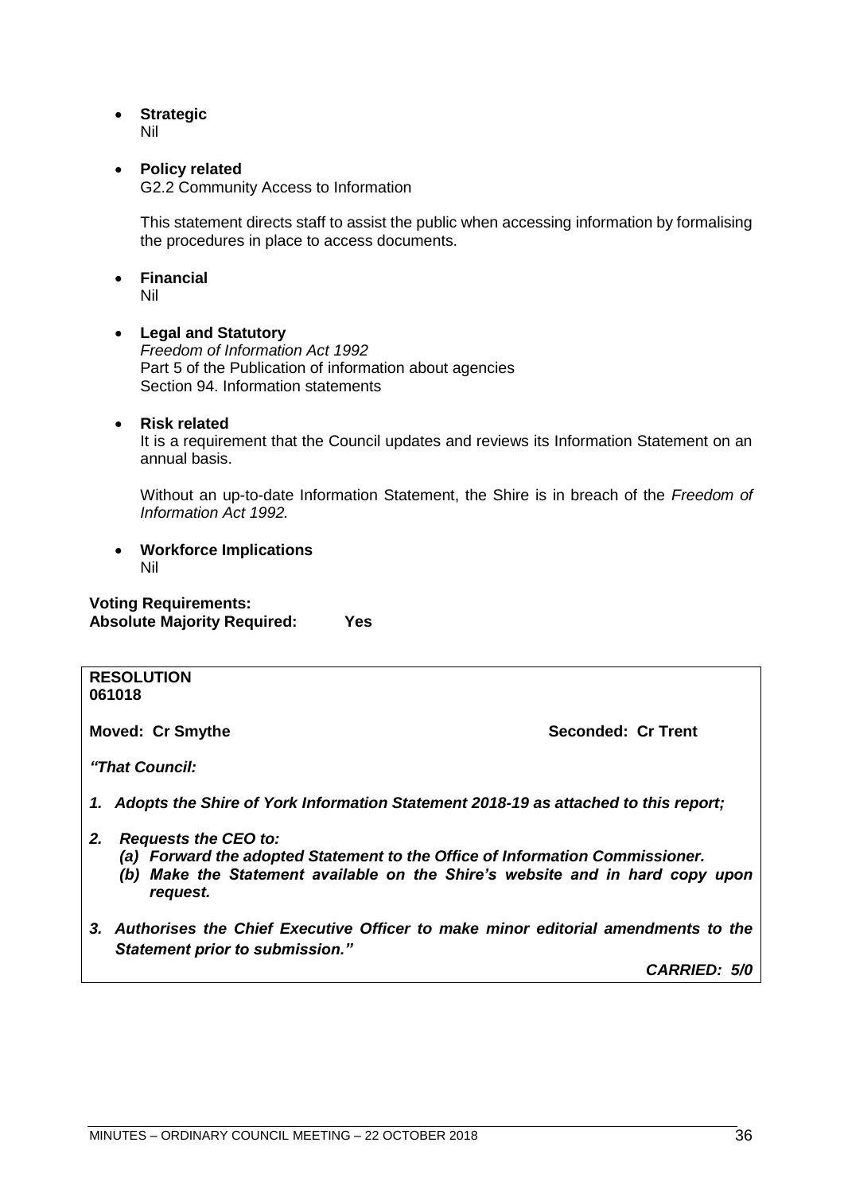- **Strategic**
  Nil

- **Policy related**
  G2.2 Community Access to Information

  This statement directs staff to assist the public when accessing information by formalising the procedures in place to access documents.

- **Financial**
  Nil

- **Legal and Statutory**
  *Freedom of Information Act 1992*
  Part 5 of the Publication of information about agencies
  Section 94. Information statements

- **Risk related**
  It is a requirement that the Council updates and reviews its Information Statement on an annual basis.

  Without an up-to-date Information Statement, the Shire is in breach of the *Freedom of Information Act 1992.*

- **Workforce Implications**
  Nil

**Voting Requirements:**
**Absolute Majority Required: Yes**

**RESOLUTION**
**061018**

**Moved: Cr Smythe** **Seconded: Cr Trent**

***"That Council:***

1. ***Adopts the Shire of York Information Statement 2018-19 as attached to this report;***

2. ***Requests the CEO to:***
   ***(a) Forward the adopted Statement to the Office of Information Commissioner.***
   ***(b) Make the Statement available on the Shire's website and in hard copy upon request.***

3. ***Authorises the Chief Executive Officer to make minor editorial amendments to the Statement prior to submission."***

***CARRIED: 5/0***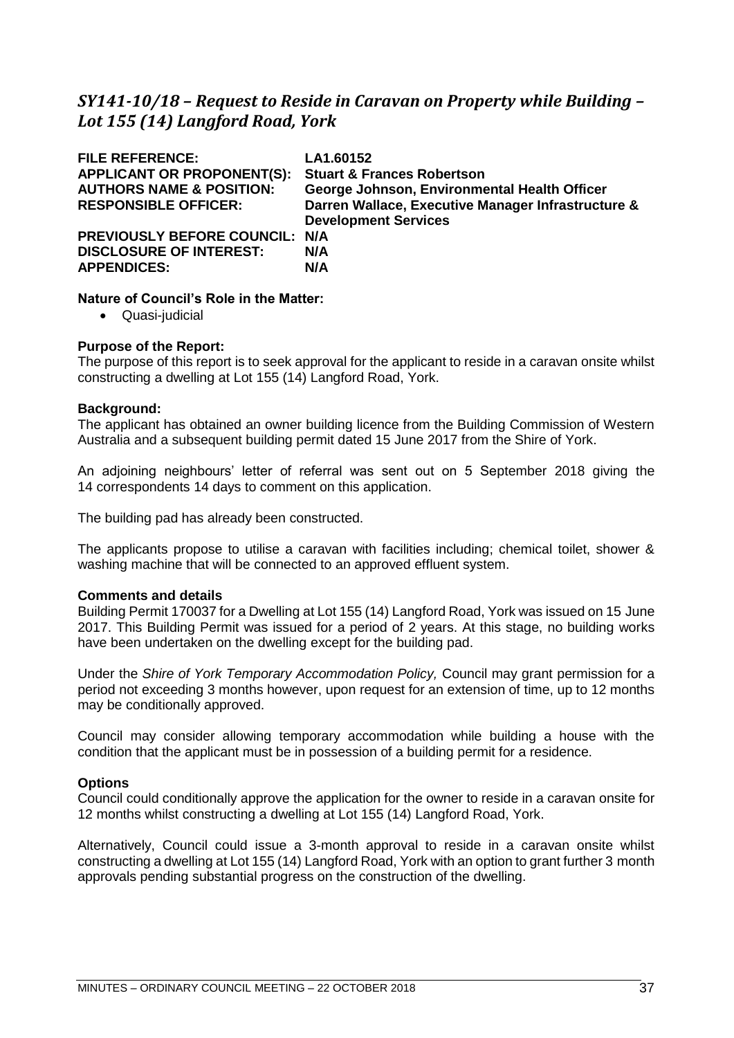## *SY141-10/18 – Request to Reside in Caravan on Property while Building – Lot 155 (14) Langford Road, York*

| | |
|---|---|
| **FILE REFERENCE:** | **LA1.60152** |
| **APPLICANT OR PROPONENT(S):** | **Stuart & Frances Robertson** |
| **AUTHORS NAME & POSITION:** | **George Johnson, Environmental Health Officer** |
| **RESPONSIBLE OFFICER:** | **Darren Wallace, Executive Manager Infrastructure & Development Services** |
| **PREVIOUSLY BEFORE COUNCIL:** | **N/A** |
| **DISCLOSURE OF INTEREST:** | **N/A** |
| **APPENDICES:** | **N/A** |

**Nature of Council's Role in the Matter:**

- Quasi-judicial

**Purpose of the Report:**

The purpose of this report is to seek approval for the applicant to reside in a caravan onsite whilst constructing a dwelling at Lot 155 (14) Langford Road, York.

**Background:**

The applicant has obtained an owner building licence from the Building Commission of Western Australia and a subsequent building permit dated 15 June 2017 from the Shire of York.

An adjoining neighbours' letter of referral was sent out on 5 September 2018 giving the 14 correspondents 14 days to comment on this application.

The building pad has already been constructed.

The applicants propose to utilise a caravan with facilities including; chemical toilet, shower & washing machine that will be connected to an approved effluent system.

**Comments and details**

Building Permit 170037 for a Dwelling at Lot 155 (14) Langford Road, York was issued on 15 June 2017. This Building Permit was issued for a period of 2 years. At this stage, no building works have been undertaken on the dwelling except for the building pad.

Under the *Shire of York Temporary Accommodation Policy,* Council may grant permission for a period not exceeding 3 months however, upon request for an extension of time, up to 12 months may be conditionally approved.

Council may consider allowing temporary accommodation while building a house with the condition that the applicant must be in possession of a building permit for a residence.

**Options**

Council could conditionally approve the application for the owner to reside in a caravan onsite for 12 months whilst constructing a dwelling at Lot 155 (14) Langford Road, York.

Alternatively, Council could issue a 3-month approval to reside in a caravan onsite whilst constructing a dwelling at Lot 155 (14) Langford Road, York with an option to grant further 3 month approvals pending substantial progress on the construction of the dwelling.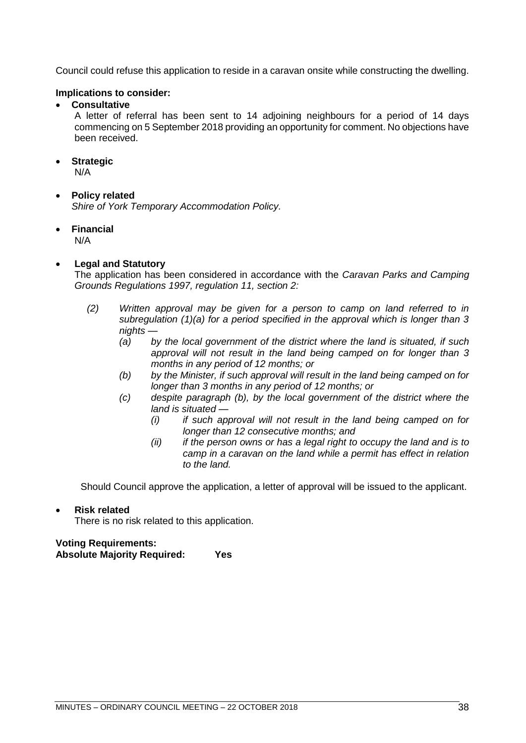Council could refuse this application to reside in a caravan onsite while constructing the dwelling.

**Implications to consider:**

- **Consultative**

  A letter of referral has been sent to 14 adjoining neighbours for a period of 14 days commencing on 5 September 2018 providing an opportunity for comment. No objections have been received.

- **Strategic**

  N/A

- **Policy related**

  *Shire of York Temporary Accommodation Policy.*

- **Financial**

  N/A

- **Legal and Statutory**

  The application has been considered in accordance with the *Caravan Parks and Camping Grounds Regulations 1997, regulation 11, section 2:*

  *(2) Written approval may be given for a person to camp on land referred to in subregulation (1)(a) for a period specified in the approval which is longer than 3 nights —*

  *(a) by the local government of the district where the land is situated, if such approval will not result in the land being camped on for longer than 3 months in any period of 12 months; or*

  *(b) by the Minister, if such approval will result in the land being camped on for longer than 3 months in any period of 12 months; or*

  *(c) despite paragraph (b), by the local government of the district where the land is situated —*

  *(i) if such approval will not result in the land being camped on for longer than 12 consecutive months; and*

  *(ii) if the person owns or has a legal right to occupy the land and is to camp in a caravan on the land while a permit has effect in relation to the land.*

  Should Council approve the application, a letter of approval will be issued to the applicant.

- **Risk related**

  There is no risk related to this application.

**Voting Requirements:**
**Absolute Majority Required: Yes**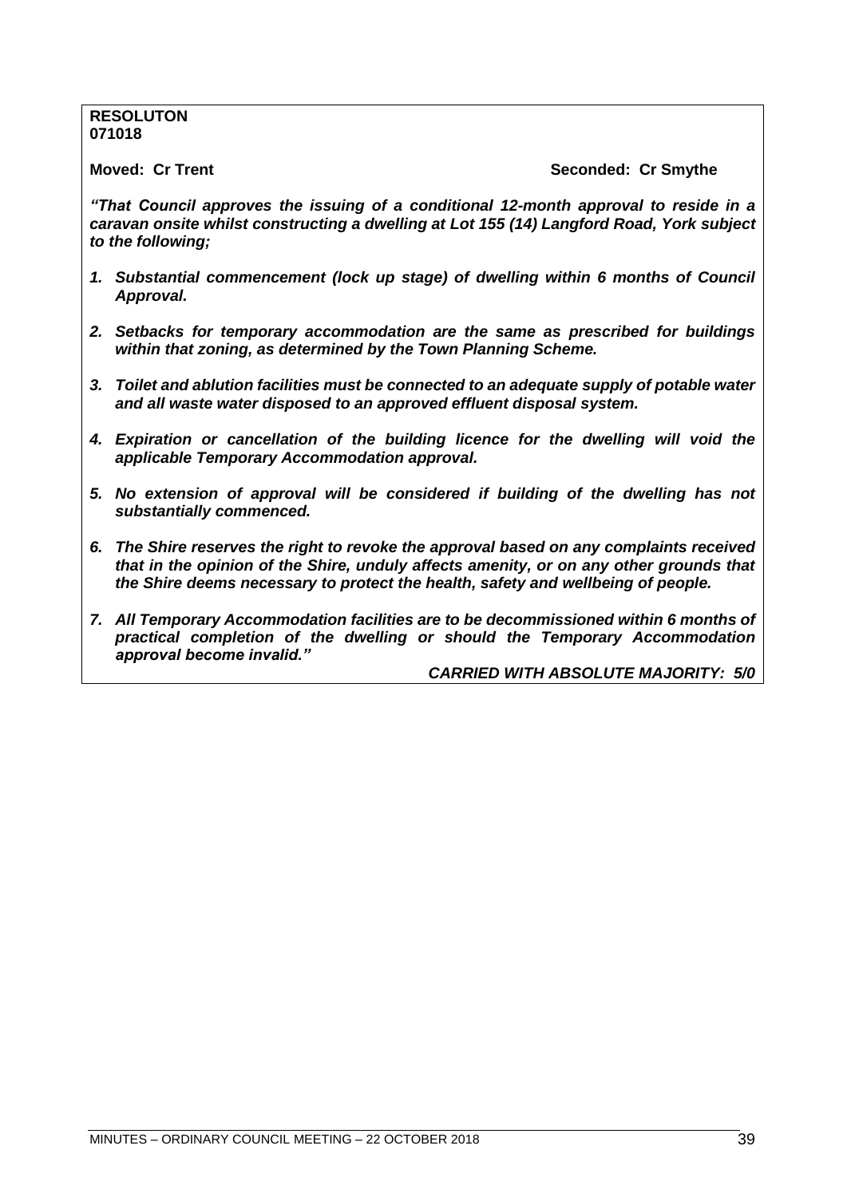**RESOLUTON**
**071018**

**Moved: Cr Trent** **Seconded: Cr Smythe**

***"That Council approves the issuing of a conditional 12-month approval to reside in a caravan onsite whilst constructing a dwelling at Lot 155 (14) Langford Road, York subject to the following;***

1. ***Substantial commencement (lock up stage) of dwelling within 6 months of Council Approval.***

2. ***Setbacks for temporary accommodation are the same as prescribed for buildings within that zoning, as determined by the Town Planning Scheme.***

3. ***Toilet and ablution facilities must be connected to an adequate supply of potable water and all waste water disposed to an approved effluent disposal system.***

4. ***Expiration or cancellation of the building licence for the dwelling will void the applicable Temporary Accommodation approval.***

5. ***No extension of approval will be considered if building of the dwelling has not substantially commenced.***

6. ***The Shire reserves the right to revoke the approval based on any complaints received that in the opinion of the Shire, unduly affects amenity, or on any other grounds that the Shire deems necessary to protect the health, safety and wellbeing of people.***

7. ***All Temporary Accommodation facilities are to be decommissioned within 6 months of practical completion of the dwelling or should the Temporary Accommodation approval become invalid."***

***CARRIED WITH ABSOLUTE MAJORITY: 5/0***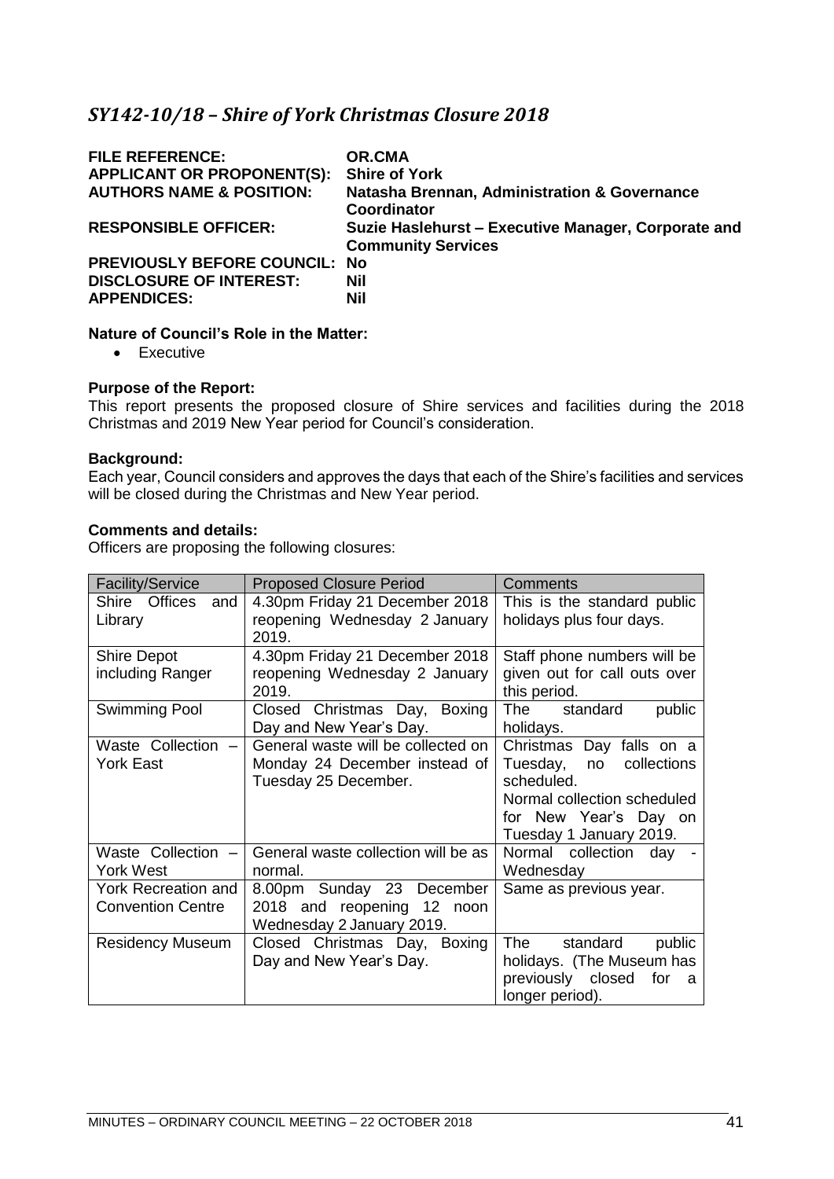## *SY142-10/18 – Shire of York Christmas Closure 2018*

| | |
|---|---|
| **FILE REFERENCE:** | **OR.CMA** |
| **APPLICANT OR PROPONENT(S):** | **Shire of York** |
| **AUTHORS NAME & POSITION:** | **Natasha Brennan, Administration & Governance Coordinator** |
| **RESPONSIBLE OFFICER:** | **Suzie Haslehurst – Executive Manager, Corporate and Community Services** |
| **PREVIOUSLY BEFORE COUNCIL:** | **No** |
| **DISCLOSURE OF INTEREST:** | **Nil** |
| **APPENDICES:** | **Nil** |

**Nature of Council's Role in the Matter:**

- Executive

**Purpose of the Report:**

This report presents the proposed closure of Shire services and facilities during the 2018 Christmas and 2019 New Year period for Council's consideration.

**Background:**

Each year, Council considers and approves the days that each of the Shire's facilities and services will be closed during the Christmas and New Year period.

**Comments and details:**

Officers are proposing the following closures:

| Facility/Service | Proposed Closure Period | Comments |
|---|---|---|
| Shire Offices and Library | 4.30pm Friday 21 December 2018 reopening Wednesday 2 January 2019. | This is the standard public holidays plus four days. |
| Shire Depot including Ranger | 4.30pm Friday 21 December 2018 reopening Wednesday 2 January 2019. | Staff phone numbers will be given out for call outs over this period. |
| Swimming Pool | Closed Christmas Day, Boxing Day and New Year's Day. | The standard public holidays. |
| Waste Collection – York East | General waste will be collected on Monday 24 December instead of Tuesday 25 December. | Christmas Day falls on a Tuesday, no collections scheduled.<br>Normal collection scheduled for New Year's Day on Tuesday 1 January 2019. |
| Waste Collection – York West | General waste collection will be as normal. | Normal collection day - Wednesday |
| York Recreation and Convention Centre | 8.00pm Sunday 23 December 2018 and reopening 12 noon Wednesday 2 January 2019. | Same as previous year. |
| Residency Museum | Closed Christmas Day, Boxing Day and New Year's Day. | The standard public holidays. (The Museum has previously closed for a longer period). |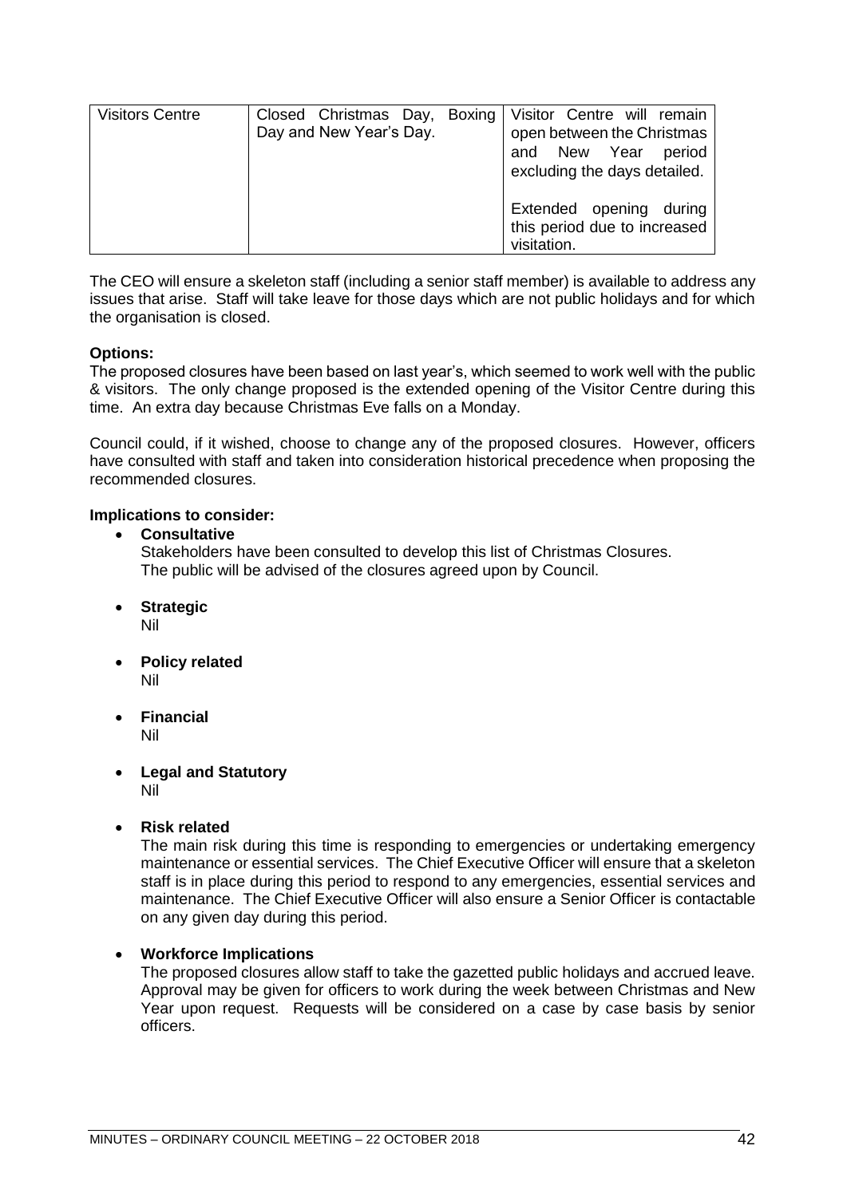| Visitors Centre | Closed Christmas Day, Boxing Day and New Year's Day. | Visitor Centre will remain open between the Christmas and New Year period excluding the days detailed.<br><br>Extended opening during this period due to increased visitation. |
|---|---|---|

The CEO will ensure a skeleton staff (including a senior staff member) is available to address any issues that arise. Staff will take leave for those days which are not public holidays and for which the organisation is closed.

**Options:**
The proposed closures have been based on last year's, which seemed to work well with the public & visitors. The only change proposed is the extended opening of the Visitor Centre during this time. An extra day because Christmas Eve falls on a Monday.

Council could, if it wished, choose to change any of the proposed closures. However, officers have consulted with staff and taken into consideration historical precedence when proposing the recommended closures.

**Implications to consider:**

- **Consultative**
  Stakeholders have been consulted to develop this list of Christmas Closures.
  The public will be advised of the closures agreed upon by Council.

- **Strategic**
  Nil

- **Policy related**
  Nil

- **Financial**
  Nil

- **Legal and Statutory**
  Nil

- **Risk related**
  The main risk during this time is responding to emergencies or undertaking emergency maintenance or essential services. The Chief Executive Officer will ensure that a skeleton staff is in place during this period to respond to any emergencies, essential services and maintenance. The Chief Executive Officer will also ensure a Senior Officer is contactable on any given day during this period.

- **Workforce Implications**
  The proposed closures allow staff to take the gazetted public holidays and accrued leave. Approval may be given for officers to work during the week between Christmas and New Year upon request. Requests will be considered on a case by case basis by senior officers.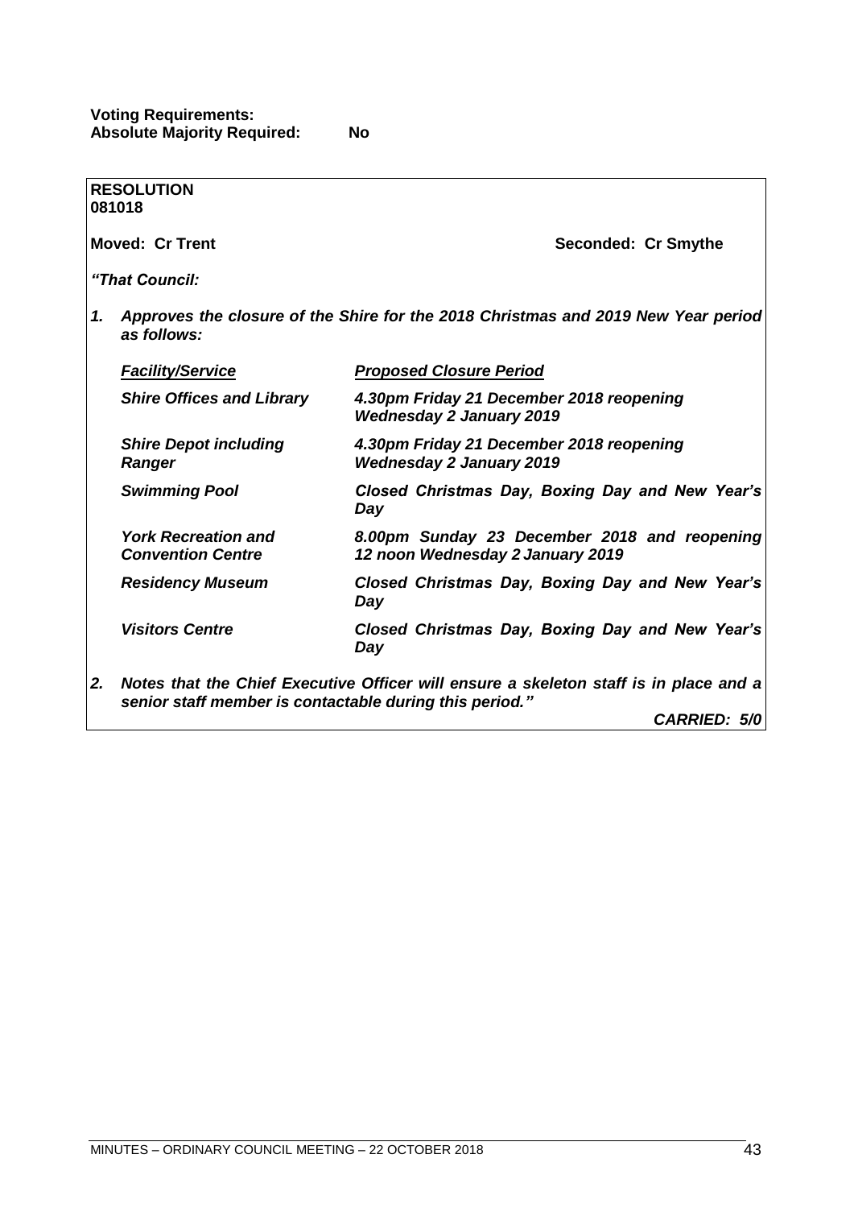**Voting Requirements:**
**Absolute Majority Required:** No

**RESOLUTION**
**081018**

**Moved: Cr Trent** **Seconded: Cr Smythe**

***"That Council:***

1. ***Approves the closure of the Shire for the 2018 Christmas and 2019 New Year period as follows:***

| ***Facility/Service*** | ***Proposed Closure Period*** |
|---|---|
| ***Shire Offices and Library*** | ***4.30pm Friday 21 December 2018 reopening Wednesday 2 January 2019*** |
| ***Shire Depot including Ranger*** | ***4.30pm Friday 21 December 2018 reopening Wednesday 2 January 2019*** |
| ***Swimming Pool*** | ***Closed Christmas Day, Boxing Day and New Year's Day*** |
| ***York Recreation and Convention Centre*** | ***8.00pm Sunday 23 December 2018 and reopening 12 noon Wednesday 2 January 2019*** |
| ***Residency Museum*** | ***Closed Christmas Day, Boxing Day and New Year's Day*** |
| ***Visitors Centre*** | ***Closed Christmas Day, Boxing Day and New Year's Day*** |

2. ***Notes that the Chief Executive Officer will ensure a skeleton staff is in place and a senior staff member is contactable during this period."***

***CARRIED: 5/0***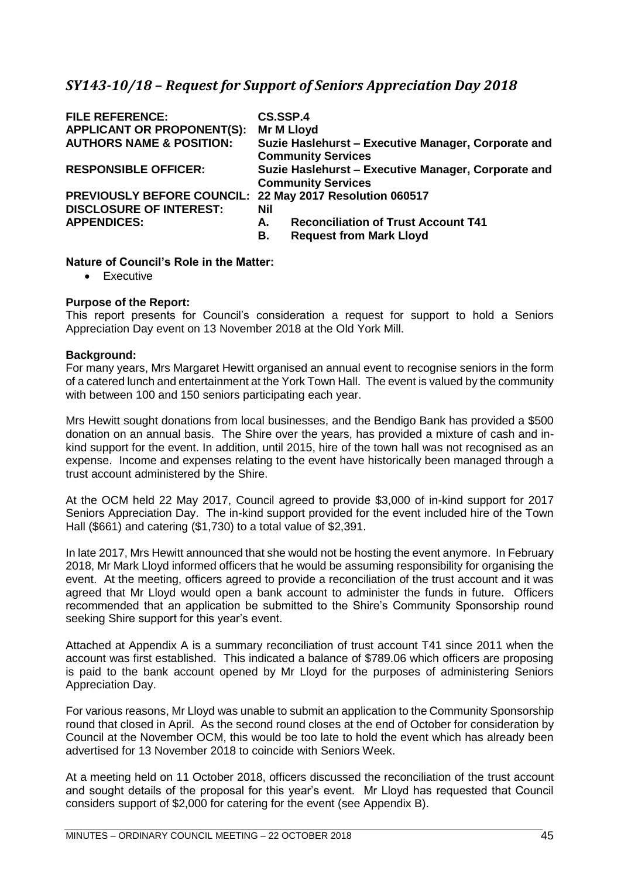## *SY143-10/18 – Request for Support of Seniors Appreciation Day 2018*

| | |
|---|---|
| **FILE REFERENCE:** | **CS.SSP.4** |
| **APPLICANT OR PROPONENT(S):** | **Mr M Lloyd** |
| **AUTHORS NAME & POSITION:** | **Suzie Haslehurst – Executive Manager, Corporate and Community Services** |
| **RESPONSIBLE OFFICER:** | **Suzie Haslehurst – Executive Manager, Corporate and Community Services** |
| **PREVIOUSLY BEFORE COUNCIL:** | **22 May 2017 Resolution 060517** |
| **DISCLOSURE OF INTEREST:** | **Nil** |
| **APPENDICES:** | **A. Reconciliation of Trust Account T41**<br>**B. Request from Mark Lloyd** |

**Nature of Council's Role in the Matter:**

- Executive

**Purpose of the Report:**

This report presents for Council's consideration a request for support to hold a Seniors Appreciation Day event on 13 November 2018 at the Old York Mill.

**Background:**

For many years, Mrs Margaret Hewitt organised an annual event to recognise seniors in the form of a catered lunch and entertainment at the York Town Hall. The event is valued by the community with between 100 and 150 seniors participating each year.

Mrs Hewitt sought donations from local businesses, and the Bendigo Bank has provided a $500 donation on an annual basis. The Shire over the years, has provided a mixture of cash and in-kind support for the event. In addition, until 2015, hire of the town hall was not recognised as an expense. Income and expenses relating to the event have historically been managed through a trust account administered by the Shire.

At the OCM held 22 May 2017, Council agreed to provide $3,000 of in-kind support for 2017 Seniors Appreciation Day. The in-kind support provided for the event included hire of the Town Hall ($661) and catering ($1,730) to a total value of $2,391.

In late 2017, Mrs Hewitt announced that she would not be hosting the event anymore. In February 2018, Mr Mark Lloyd informed officers that he would be assuming responsibility for organising the event. At the meeting, officers agreed to provide a reconciliation of the trust account and it was agreed that Mr Lloyd would open a bank account to administer the funds in future. Officers recommended that an application be submitted to the Shire's Community Sponsorship round seeking Shire support for this year's event.

Attached at Appendix A is a summary reconciliation of trust account T41 since 2011 when the account was first established. This indicated a balance of $789.06 which officers are proposing is paid to the bank account opened by Mr Lloyd for the purposes of administering Seniors Appreciation Day.

For various reasons, Mr Lloyd was unable to submit an application to the Community Sponsorship round that closed in April. As the second round closes at the end of October for consideration by Council at the November OCM, this would be too late to hold the event which has already been advertised for 13 November 2018 to coincide with Seniors Week.

At a meeting held on 11 October 2018, officers discussed the reconciliation of the trust account and sought details of the proposal for this year's event. Mr Lloyd has requested that Council considers support of $2,000 for catering for the event (see Appendix B).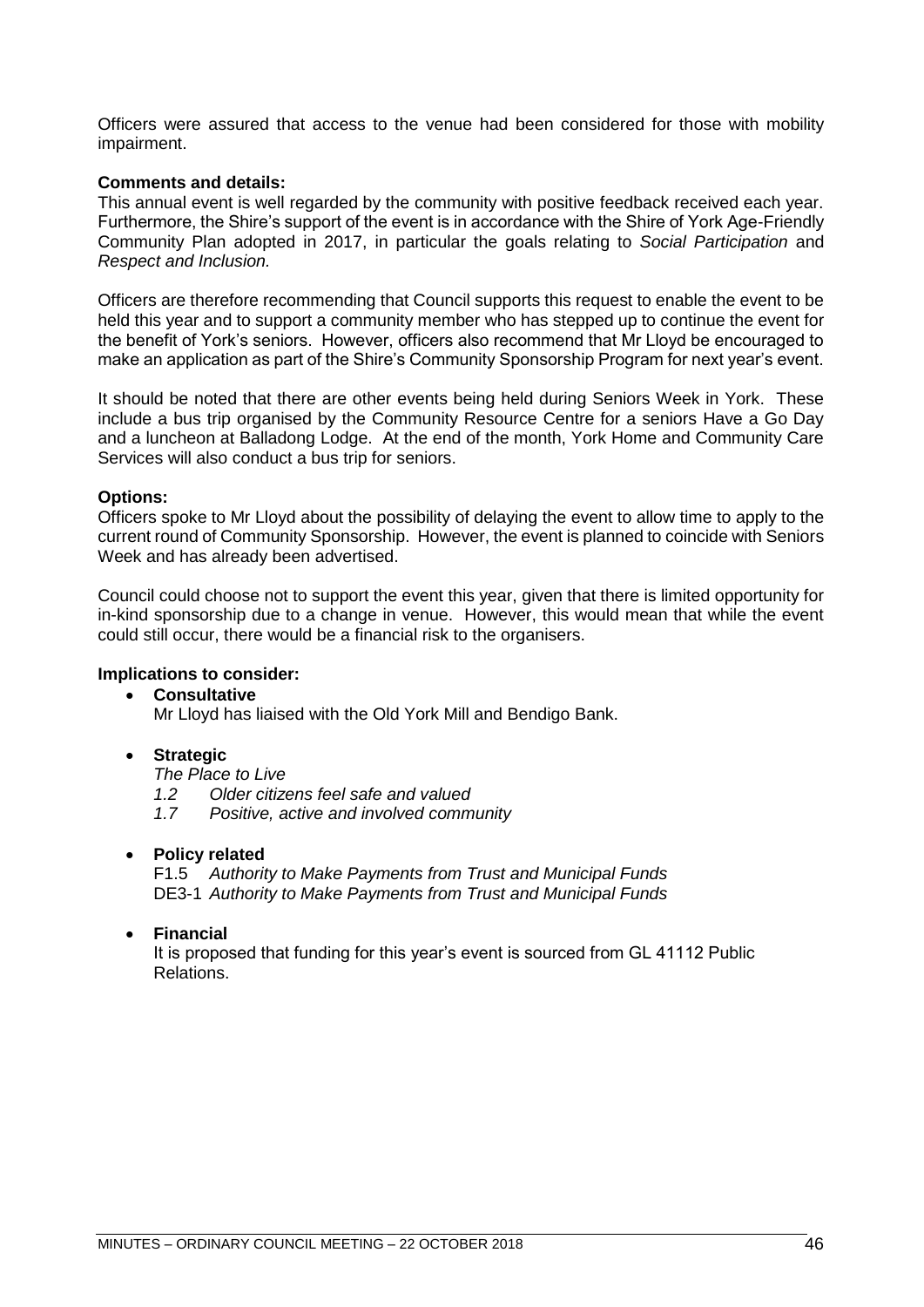Officers were assured that access to the venue had been considered for those with mobility impairment.

**Comments and details:**

This annual event is well regarded by the community with positive feedback received each year. Furthermore, the Shire's support of the event is in accordance with the Shire of York Age-Friendly Community Plan adopted in 2017, in particular the goals relating to *Social Participation* and *Respect and Inclusion.*

Officers are therefore recommending that Council supports this request to enable the event to be held this year and to support a community member who has stepped up to continue the event for the benefit of York's seniors. However, officers also recommend that Mr Lloyd be encouraged to make an application as part of the Shire's Community Sponsorship Program for next year's event.

It should be noted that there are other events being held during Seniors Week in York. These include a bus trip organised by the Community Resource Centre for a seniors Have a Go Day and a luncheon at Balladong Lodge. At the end of the month, York Home and Community Care Services will also conduct a bus trip for seniors.

**Options:**

Officers spoke to Mr Lloyd about the possibility of delaying the event to allow time to apply to the current round of Community Sponsorship. However, the event is planned to coincide with Seniors Week and has already been advertised.

Council could choose not to support the event this year, given that there is limited opportunity for in-kind sponsorship due to a change in venue. However, this would mean that while the event could still occur, there would be a financial risk to the organisers.

**Implications to consider:**

- **Consultative**
  Mr Lloyd has liaised with the Old York Mill and Bendigo Bank.

- **Strategic**
  *The Place to Live*
  *1.2 Older citizens feel safe and valued*
  *1.7 Positive, active and involved community*

- **Policy related**
  F1.5 *Authority to Make Payments from Trust and Municipal Funds*
  DE3-1 *Authority to Make Payments from Trust and Municipal Funds*

- **Financial**
  It is proposed that funding for this year's event is sourced from GL 41112 Public Relations.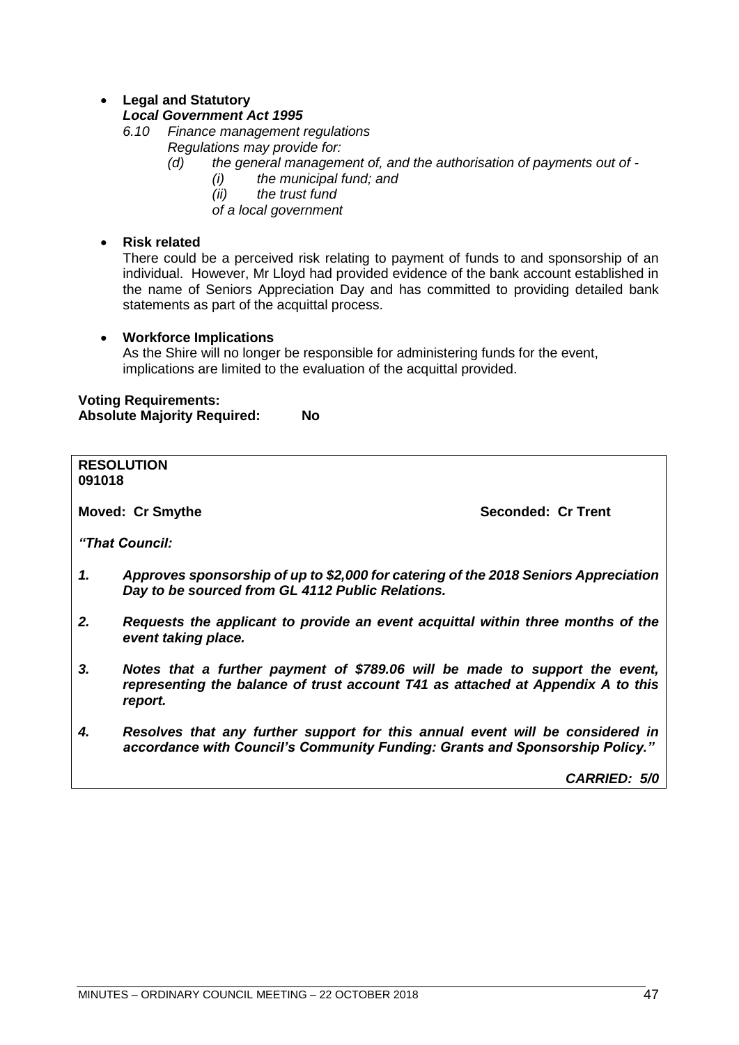- **Legal and Statutory**
  ***Local Government Act 1995***
  *6.10 Finance management regulations*
  *Regulations may provide for:*
  - *(d) the general management of, and the authorisation of payments out of -*
    - *(i) the municipal fund; and*
    - *(ii) the trust fund*

    *of a local government*

- **Risk related**
  There could be a perceived risk relating to payment of funds to and sponsorship of an individual. However, Mr Lloyd had provided evidence of the bank account established in the name of Seniors Appreciation Day and has committed to providing detailed bank statements as part of the acquittal process.

- **Workforce Implications**
  As the Shire will no longer be responsible for administering funds for the event, implications are limited to the evaluation of the acquittal provided.

**Voting Requirements:**
**Absolute Majority Required: No**

**RESOLUTION**
**091018**

**Moved: Cr Smythe** **Seconded: Cr Trent**

***"That Council:***

1. ***Approves sponsorship of up to $2,000 for catering of the 2018 Seniors Appreciation Day to be sourced from GL 4112 Public Relations.***
2. ***Requests the applicant to provide an event acquittal within three months of the event taking place.***
3. ***Notes that a further payment of $789.06 will be made to support the event, representing the balance of trust account T41 as attached at Appendix A to this report.***
4. ***Resolves that any further support for this annual event will be considered in accordance with Council's Community Funding: Grants and Sponsorship Policy."***

***CARRIED: 5/0***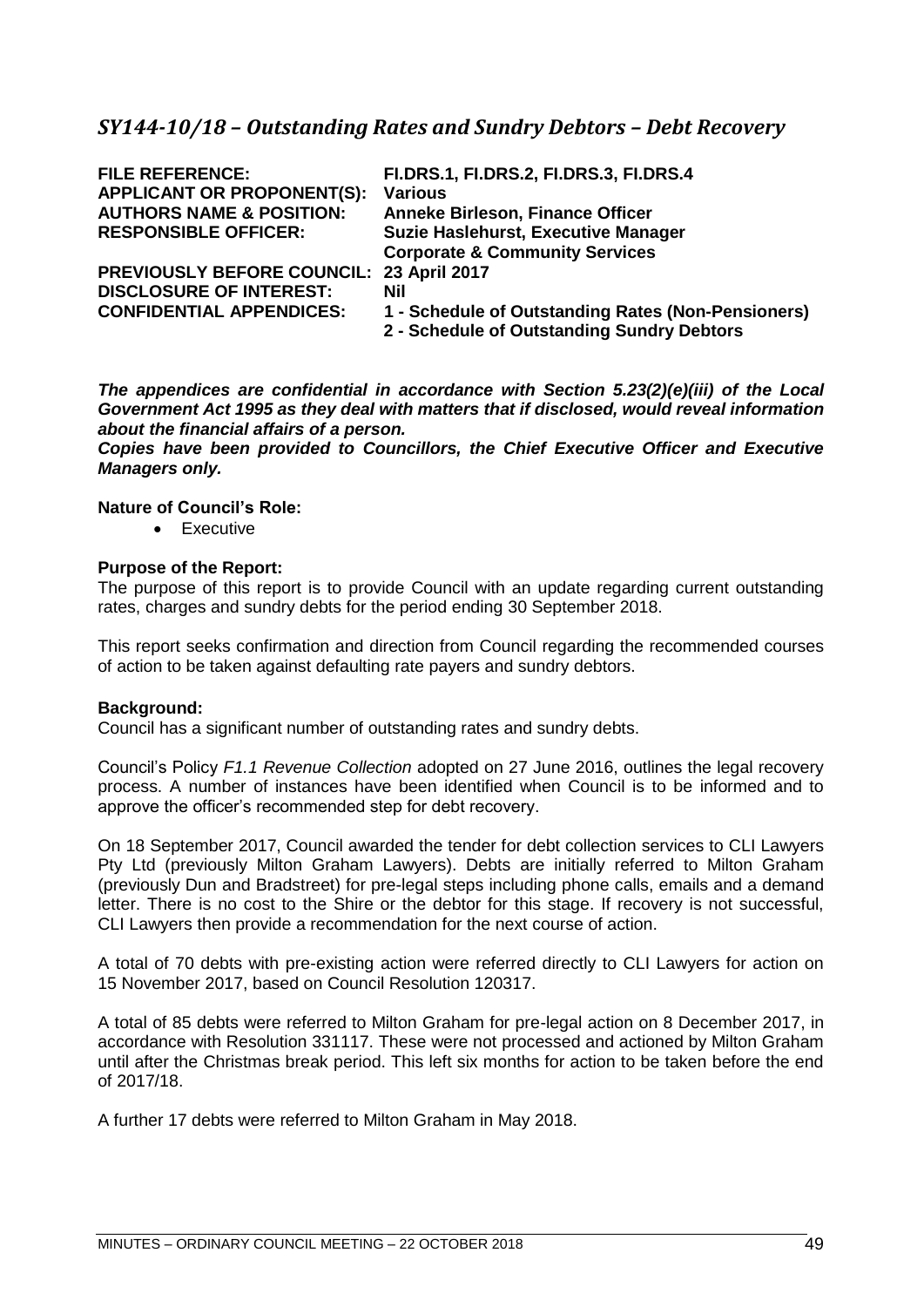## *SY144-10/18 – Outstanding Rates and Sundry Debtors – Debt Recovery*

| | |
|---|---|
| **FILE REFERENCE:** | **FI.DRS.1, FI.DRS.2, FI.DRS.3, FI.DRS.4** |
| **APPLICANT OR PROPONENT(S):** | **Various** |
| **AUTHORS NAME & POSITION:** | **Anneke Birleson, Finance Officer** |
| **RESPONSIBLE OFFICER:** | **Suzie Haslehurst, Executive Manager Corporate & Community Services** |
| **PREVIOUSLY BEFORE COUNCIL:** | **23 April 2017** |
| **DISCLOSURE OF INTEREST:** | **Nil** |
| **CONFIDENTIAL APPENDICES:** | **1 - Schedule of Outstanding Rates (Non-Pensioners)**<br>**2 - Schedule of Outstanding Sundry Debtors** |

***The appendices are confidential in accordance with Section 5.23(2)(e)(iii) of the Local Government Act 1995 as they deal with matters that if disclosed, would reveal information about the financial affairs of a person.***

***Copies have been provided to Councillors, the Chief Executive Officer and Executive Managers only.***

**Nature of Council's Role:**

- Executive

**Purpose of the Report:**

The purpose of this report is to provide Council with an update regarding current outstanding rates, charges and sundry debts for the period ending 30 September 2018.

This report seeks confirmation and direction from Council regarding the recommended courses of action to be taken against defaulting rate payers and sundry debtors.

**Background:**

Council has a significant number of outstanding rates and sundry debts.

Council's Policy *F1.1 Revenue Collection* adopted on 27 June 2016, outlines the legal recovery process. A number of instances have been identified when Council is to be informed and to approve the officer's recommended step for debt recovery.

On 18 September 2017, Council awarded the tender for debt collection services to CLI Lawyers Pty Ltd (previously Milton Graham Lawyers). Debts are initially referred to Milton Graham (previously Dun and Bradstreet) for pre-legal steps including phone calls, emails and a demand letter. There is no cost to the Shire or the debtor for this stage. If recovery is not successful, CLI Lawyers then provide a recommendation for the next course of action.

A total of 70 debts with pre-existing action were referred directly to CLI Lawyers for action on 15 November 2017, based on Council Resolution 120317.

A total of 85 debts were referred to Milton Graham for pre-legal action on 8 December 2017, in accordance with Resolution 331117. These were not processed and actioned by Milton Graham until after the Christmas break period. This left six months for action to be taken before the end of 2017/18.

A further 17 debts were referred to Milton Graham in May 2018.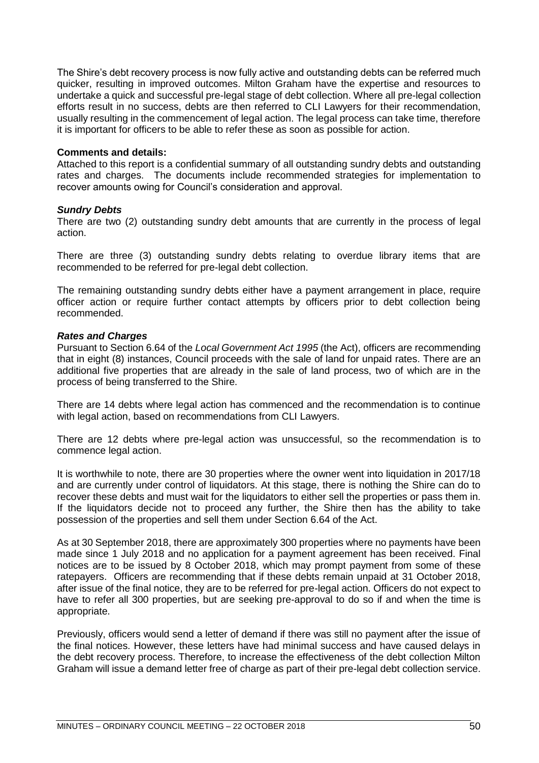The Shire's debt recovery process is now fully active and outstanding debts can be referred much quicker, resulting in improved outcomes. Milton Graham have the expertise and resources to undertake a quick and successful pre-legal stage of debt collection. Where all pre-legal collection efforts result in no success, debts are then referred to CLI Lawyers for their recommendation, usually resulting in the commencement of legal action. The legal process can take time, therefore it is important for officers to be able to refer these as soon as possible for action.

**Comments and details:**
Attached to this report is a confidential summary of all outstanding sundry debts and outstanding rates and charges. The documents include recommended strategies for implementation to recover amounts owing for Council's consideration and approval.

***Sundry Debts***
There are two (2) outstanding sundry debt amounts that are currently in the process of legal action.

There are three (3) outstanding sundry debts relating to overdue library items that are recommended to be referred for pre-legal debt collection.

The remaining outstanding sundry debts either have a payment arrangement in place, require officer action or require further contact attempts by officers prior to debt collection being recommended.

***Rates and Charges***
Pursuant to Section 6.64 of the *Local Government Act 1995* (the Act), officers are recommending that in eight (8) instances, Council proceeds with the sale of land for unpaid rates. There are an additional five properties that are already in the sale of land process, two of which are in the process of being transferred to the Shire.

There are 14 debts where legal action has commenced and the recommendation is to continue with legal action, based on recommendations from CLI Lawyers.

There are 12 debts where pre-legal action was unsuccessful, so the recommendation is to commence legal action.

It is worthwhile to note, there are 30 properties where the owner went into liquidation in 2017/18 and are currently under control of liquidators. At this stage, there is nothing the Shire can do to recover these debts and must wait for the liquidators to either sell the properties or pass them in. If the liquidators decide not to proceed any further, the Shire then has the ability to take possession of the properties and sell them under Section 6.64 of the Act.

As at 30 September 2018, there are approximately 300 properties where no payments have been made since 1 July 2018 and no application for a payment agreement has been received. Final notices are to be issued by 8 October 2018, which may prompt payment from some of these ratepayers. Officers are recommending that if these debts remain unpaid at 31 October 2018, after issue of the final notice, they are to be referred for pre-legal action. Officers do not expect to have to refer all 300 properties, but are seeking pre-approval to do so if and when the time is appropriate.

Previously, officers would send a letter of demand if there was still no payment after the issue of the final notices. However, these letters have had minimal success and have caused delays in the debt recovery process. Therefore, to increase the effectiveness of the debt collection Milton Graham will issue a demand letter free of charge as part of their pre-legal debt collection service.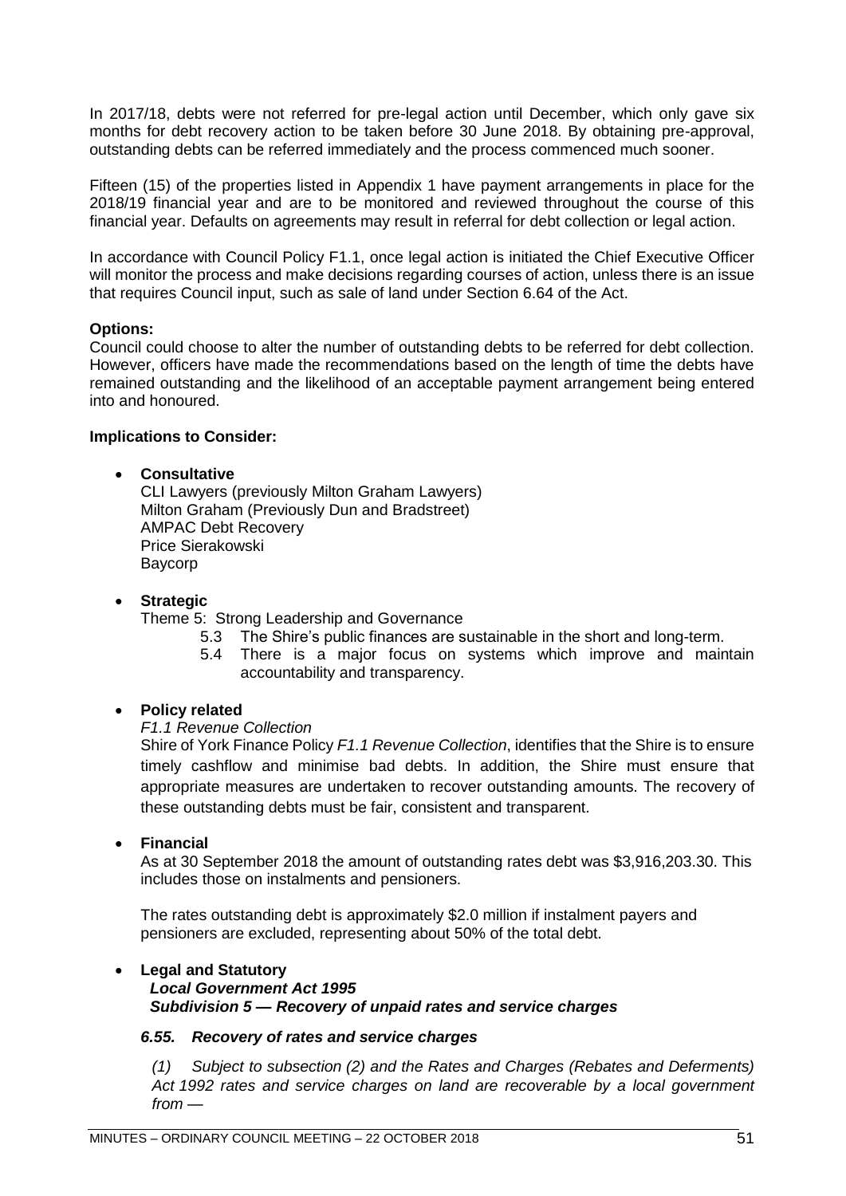In 2017/18, debts were not referred for pre-legal action until December, which only gave six months for debt recovery action to be taken before 30 June 2018. By obtaining pre-approval, outstanding debts can be referred immediately and the process commenced much sooner.

Fifteen (15) of the properties listed in Appendix 1 have payment arrangements in place for the 2018/19 financial year and are to be monitored and reviewed throughout the course of this financial year. Defaults on agreements may result in referral for debt collection or legal action.

In accordance with Council Policy F1.1, once legal action is initiated the Chief Executive Officer will monitor the process and make decisions regarding courses of action, unless there is an issue that requires Council input, such as sale of land under Section 6.64 of the Act.

**Options:**
Council could choose to alter the number of outstanding debts to be referred for debt collection. However, officers have made the recommendations based on the length of time the debts have remained outstanding and the likelihood of an acceptable payment arrangement being entered into and honoured.

**Implications to Consider:**

- **Consultative**
  CLI Lawyers (previously Milton Graham Lawyers)
  Milton Graham (Previously Dun and Bradstreet)
  AMPAC Debt Recovery
  Price Sierakowski
  Baycorp

- **Strategic**
  Theme 5: Strong Leadership and Governance
  - 5.3 The Shire's public finances are sustainable in the short and long-term.
  - 5.4 There is a major focus on systems which improve and maintain accountability and transparency.

- **Policy related**
  *F1.1 Revenue Collection*
  Shire of York Finance Policy *F1.1 Revenue Collection*, identifies that the Shire is to ensure timely cashflow and minimise bad debts. In addition, the Shire must ensure that appropriate measures are undertaken to recover outstanding amounts. The recovery of these outstanding debts must be fair, consistent and transparent.

- **Financial**
  As at 30 September 2018 the amount of outstanding rates debt was $3,916,203.30. This includes those on instalments and pensioners.

  The rates outstanding debt is approximately $2.0 million if instalment payers and pensioners are excluded, representing about 50% of the total debt.

- **Legal and Statutory**
  ***Local Government Act 1995***
  ***Subdivision 5 — Recovery of unpaid rates and service charges***

  ***6.55. Recovery of rates and service charges***

  *(1) Subject to subsection (2) and the Rates and Charges (Rebates and Deferments) Act 1992 rates and service charges on land are recoverable by a local government from —*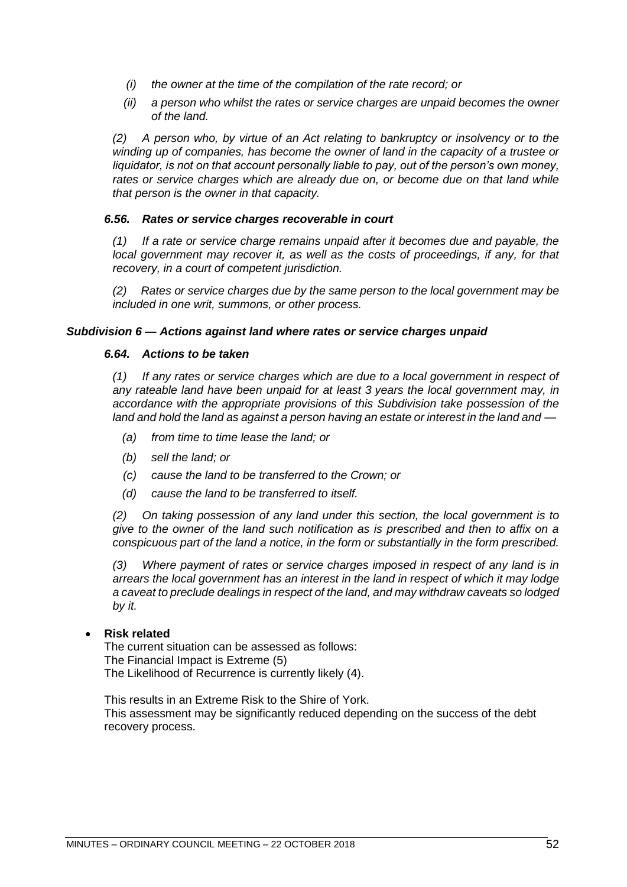*(i) the owner at the time of the compilation of the rate record; or*

*(ii) a person who whilst the rates or service charges are unpaid becomes the owner of the land.*

*(2) A person who, by virtue of an Act relating to bankruptcy or insolvency or to the winding up of companies, has become the owner of land in the capacity of a trustee or liquidator, is not on that account personally liable to pay, out of the person's own money, rates or service charges which are already due on, or become due on that land while that person is the owner in that capacity.*

***6.56. Rates or service charges recoverable in court***

*(1) If a rate or service charge remains unpaid after it becomes due and payable, the local government may recover it, as well as the costs of proceedings, if any, for that recovery, in a court of competent jurisdiction.*

*(2) Rates or service charges due by the same person to the local government may be included in one writ, summons, or other process.*

***Subdivision 6 — Actions against land where rates or service charges unpaid***

***6.64. Actions to be taken***

*(1) If any rates or service charges which are due to a local government in respect of any rateable land have been unpaid for at least 3 years the local government may, in accordance with the appropriate provisions of this Subdivision take possession of the land and hold the land as against a person having an estate or interest in the land and —*

*(a) from time to time lease the land; or*

*(b) sell the land; or*

*(c) cause the land to be transferred to the Crown; or*

*(d) cause the land to be transferred to itself.*

*(2) On taking possession of any land under this section, the local government is to give to the owner of the land such notification as is prescribed and then to affix on a conspicuous part of the land a notice, in the form or substantially in the form prescribed.*

*(3) Where payment of rates or service charges imposed in respect of any land is in arrears the local government has an interest in the land in respect of which it may lodge a caveat to preclude dealings in respect of the land, and may withdraw caveats so lodged by it.*

- **Risk related**
  The current situation can be assessed as follows:
  The Financial Impact is Extreme (5)
  The Likelihood of Recurrence is currently likely (4).

  This results in an Extreme Risk to the Shire of York.
  This assessment may be significantly reduced depending on the success of the debt recovery process.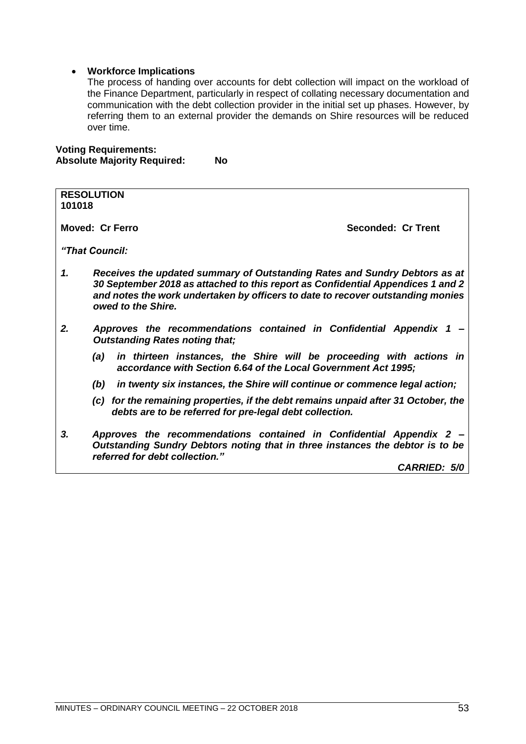- **Workforce Implications**
  The process of handing over accounts for debt collection will impact on the workload of the Finance Department, particularly in respect of collating necessary documentation and communication with the debt collection provider in the initial set up phases. However, by referring them to an external provider the demands on Shire resources will be reduced over time.

**Voting Requirements:**
**Absolute Majority Required: No**

**RESOLUTION**
**101018**

**Moved: Cr Ferro** **Seconded: Cr Trent**

***"That Council:***

1. ***Receives the updated summary of Outstanding Rates and Sundry Debtors as at 30 September 2018 as attached to this report as Confidential Appendices 1 and 2 and notes the work undertaken by officers to date to recover outstanding monies owed to the Shire.***

2. ***Approves the recommendations contained in Confidential Appendix 1 – Outstanding Rates noting that;***

   ***(a) in thirteen instances, the Shire will be proceeding with actions in accordance with Section 6.64 of the Local Government Act 1995;***

   ***(b) in twenty six instances, the Shire will continue or commence legal action;***

   ***(c) for the remaining properties, if the debt remains unpaid after 31 October, the debts are to be referred for pre-legal debt collection.***

3. ***Approves the recommendations contained in Confidential Appendix 2 – Outstanding Sundry Debtors noting that in three instances the debtor is to be referred for debt collection."***

***CARRIED: 5/0***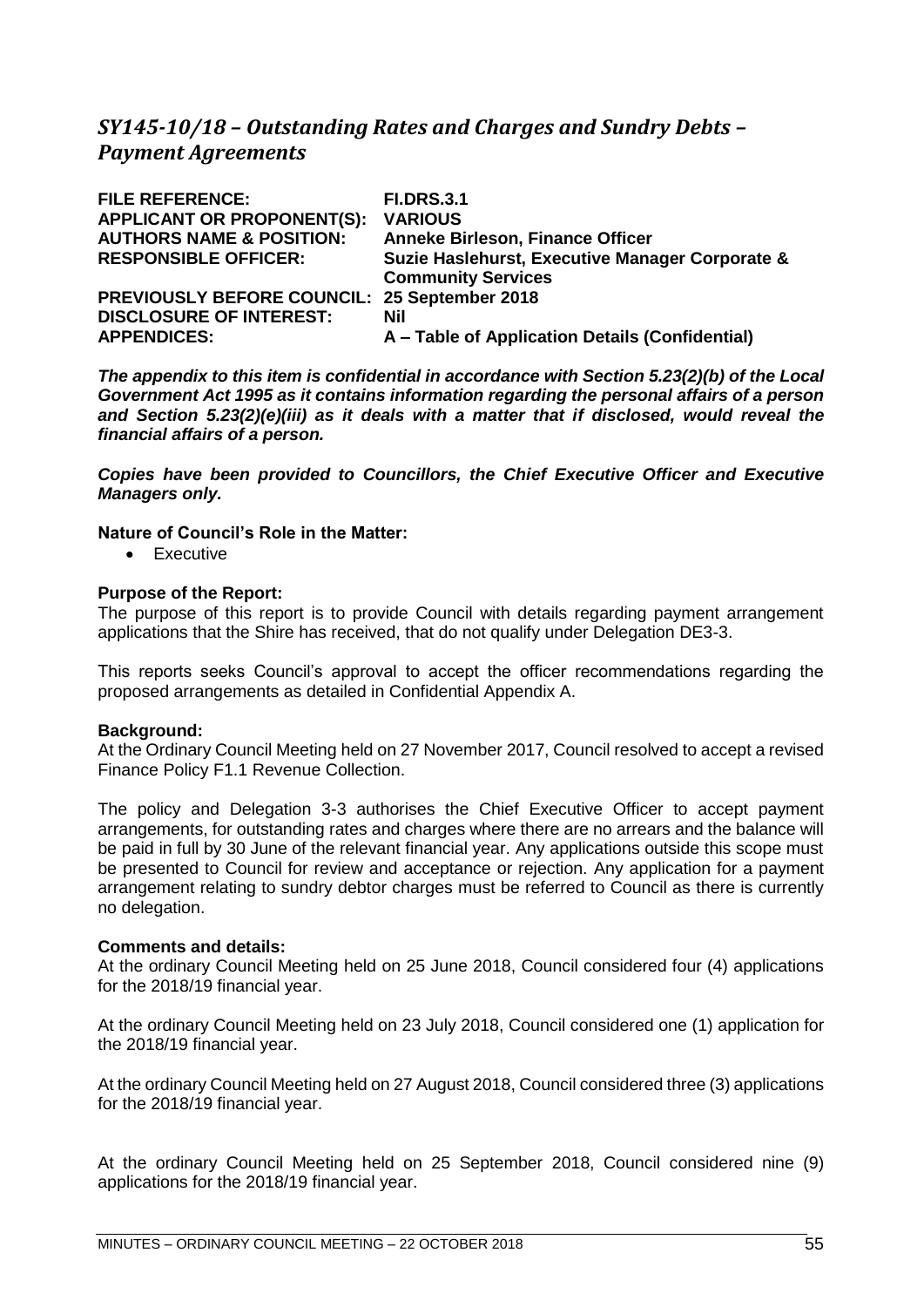## *SY145-10/18 – Outstanding Rates and Charges and Sundry Debts – Payment Agreements*

| | |
|---|---|
| **FILE REFERENCE:** | **FI.DRS.3.1** |
| **APPLICANT OR PROPONENT(S):** | **VARIOUS** |
| **AUTHORS NAME & POSITION:** | **Anneke Birleson, Finance Officer** |
| **RESPONSIBLE OFFICER:** | **Suzie Haslehurst, Executive Manager Corporate & Community Services** |
| **PREVIOUSLY BEFORE COUNCIL:** | **25 September 2018** |
| **DISCLOSURE OF INTEREST:** | **Nil** |
| **APPENDICES:** | **A – Table of Application Details (Confidential)** |

***The appendix to this item is confidential in accordance with Section 5.23(2)(b) of the Local Government Act 1995 as it contains information regarding the personal affairs of a person and Section 5.23(2)(e)(iii) as it deals with a matter that if disclosed, would reveal the financial affairs of a person.***

***Copies have been provided to Councillors, the Chief Executive Officer and Executive Managers only.***

**Nature of Council's Role in the Matter:**

- Executive

**Purpose of the Report:**

The purpose of this report is to provide Council with details regarding payment arrangement applications that the Shire has received, that do not qualify under Delegation DE3-3.

This reports seeks Council's approval to accept the officer recommendations regarding the proposed arrangements as detailed in Confidential Appendix A.

**Background:**

At the Ordinary Council Meeting held on 27 November 2017, Council resolved to accept a revised Finance Policy F1.1 Revenue Collection.

The policy and Delegation 3-3 authorises the Chief Executive Officer to accept payment arrangements, for outstanding rates and charges where there are no arrears and the balance will be paid in full by 30 June of the relevant financial year. Any applications outside this scope must be presented to Council for review and acceptance or rejection. Any application for a payment arrangement relating to sundry debtor charges must be referred to Council as there is currently no delegation.

**Comments and details:**

At the ordinary Council Meeting held on 25 June 2018, Council considered four (4) applications for the 2018/19 financial year.

At the ordinary Council Meeting held on 23 July 2018, Council considered one (1) application for the 2018/19 financial year.

At the ordinary Council Meeting held on 27 August 2018, Council considered three (3) applications for the 2018/19 financial year.

At the ordinary Council Meeting held on 25 September 2018, Council considered nine (9) applications for the 2018/19 financial year.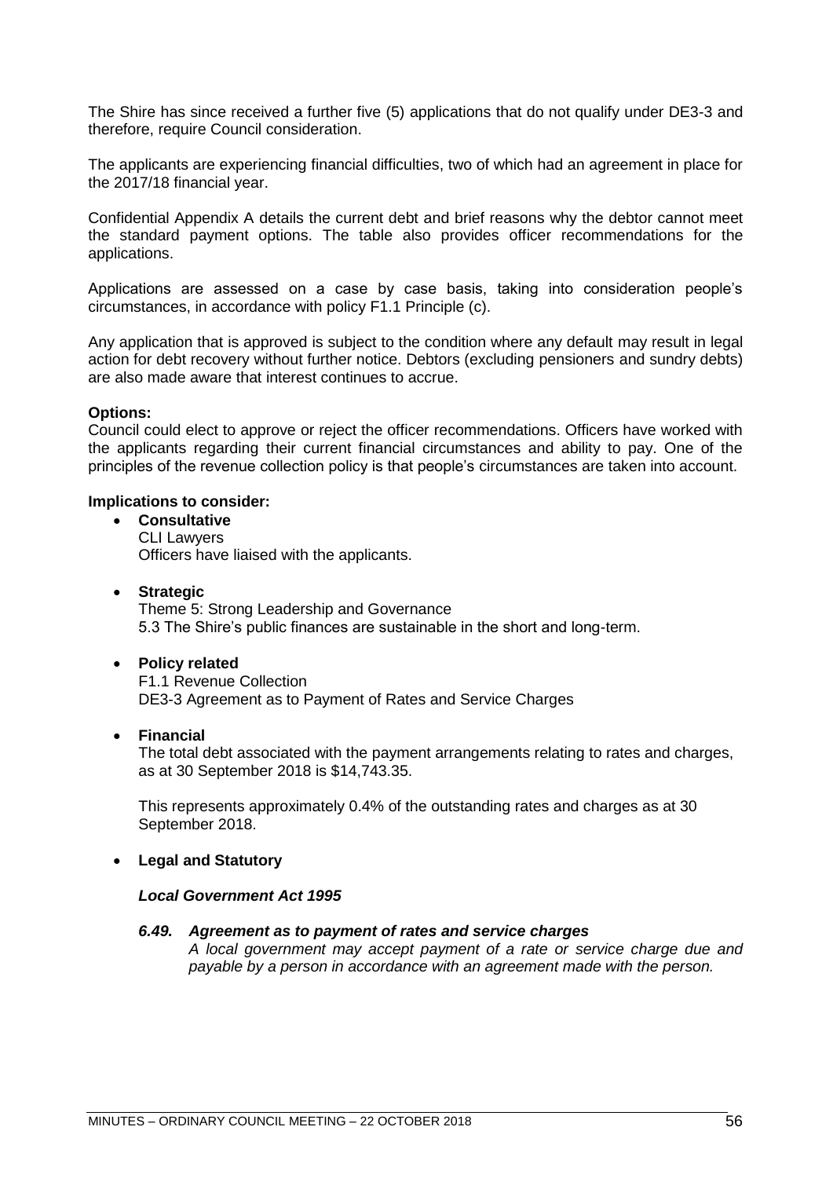The Shire has since received a further five (5) applications that do not qualify under DE3-3 and therefore, require Council consideration.

The applicants are experiencing financial difficulties, two of which had an agreement in place for the 2017/18 financial year.

Confidential Appendix A details the current debt and brief reasons why the debtor cannot meet the standard payment options. The table also provides officer recommendations for the applications.

Applications are assessed on a case by case basis, taking into consideration people's circumstances, in accordance with policy F1.1 Principle (c).

Any application that is approved is subject to the condition where any default may result in legal action for debt recovery without further notice. Debtors (excluding pensioners and sundry debts) are also made aware that interest continues to accrue.

**Options:**
Council could elect to approve or reject the officer recommendations. Officers have worked with the applicants regarding their current financial circumstances and ability to pay. One of the principles of the revenue collection policy is that people's circumstances are taken into account.

**Implications to consider:**

- **Consultative**
  CLI Lawyers
  Officers have liaised with the applicants.

- **Strategic**
  Theme 5: Strong Leadership and Governance
  5.3 The Shire's public finances are sustainable in the short and long-term.

- **Policy related**
  F1.1 Revenue Collection
  DE3-3 Agreement as to Payment of Rates and Service Charges

- **Financial**
  The total debt associated with the payment arrangements relating to rates and charges, as at 30 September 2018 is $14,743.35.

  This represents approximately 0.4% of the outstanding rates and charges as at 30 September 2018.

- **Legal and Statutory**

  ***Local Government Act 1995***

  ***6.49. Agreement as to payment of rates and service charges***
  *A local government may accept payment of a rate or service charge due and payable by a person in accordance with an agreement made with the person.*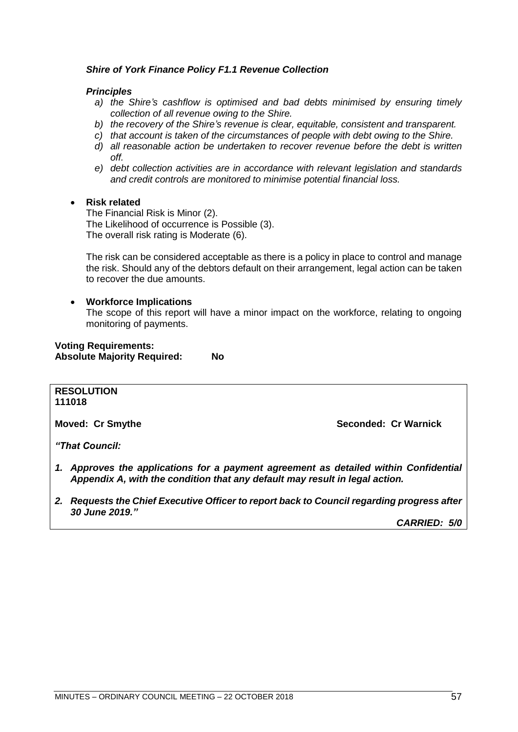***Shire of York Finance Policy F1.1 Revenue Collection***

***Principles***

*a) the Shire's cashflow is optimised and bad debts minimised by ensuring timely collection of all revenue owing to the Shire.*
*b) the recovery of the Shire's revenue is clear, equitable, consistent and transparent.*
*c) that account is taken of the circumstances of people with debt owing to the Shire.*
*d) all reasonable action be undertaken to recover revenue before the debt is written off.*
*e) debt collection activities are in accordance with relevant legislation and standards and credit controls are monitored to minimise potential financial loss.*

- **Risk related**

  The Financial Risk is Minor (2).
  The Likelihood of occurrence is Possible (3).
  The overall risk rating is Moderate (6).

  The risk can be considered acceptable as there is a policy in place to control and manage the risk. Should any of the debtors default on their arrangement, legal action can be taken to recover the due amounts.

- **Workforce Implications**

  The scope of this report will have a minor impact on the workforce, relating to ongoing monitoring of payments.

**Voting Requirements:**
**Absolute Majority Required: No**

**RESOLUTION**
**111018**

**Moved: Cr Smythe** **Seconded: Cr Warnick**

***"That Council:***

***1. Approves the applications for a payment agreement as detailed within Confidential Appendix A, with the condition that any default may result in legal action.***

***2. Requests the Chief Executive Officer to report back to Council regarding progress after 30 June 2019."***

***CARRIED: 5/0***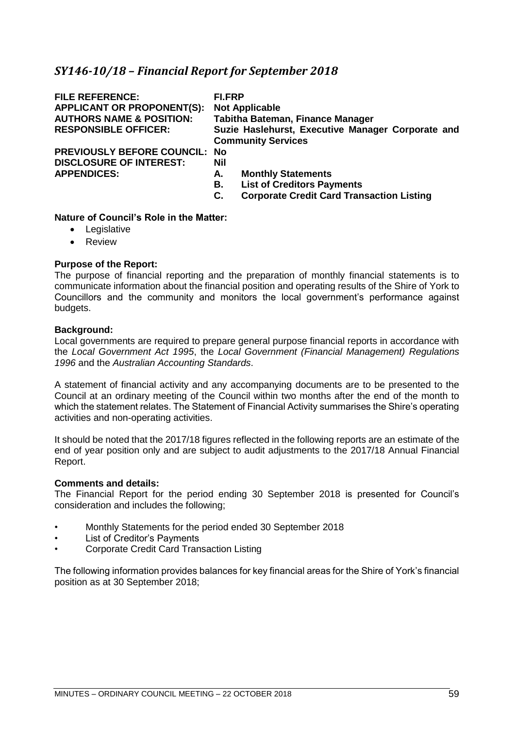## *SY146-10/18 – Financial Report for September 2018*

| | |
|---|---|
| **FILE REFERENCE:** | **FI.FRP** |
| **APPLICANT OR PROPONENT(S):** | **Not Applicable** |
| **AUTHORS NAME & POSITION:** | **Tabitha Bateman, Finance Manager** |
| **RESPONSIBLE OFFICER:** | **Suzie Haslehurst, Executive Manager Corporate and Community Services** |
| **PREVIOUSLY BEFORE COUNCIL:** | **No** |
| **DISCLOSURE OF INTEREST:** | **Nil** |
| **APPENDICES:** | **A. Monthly Statements**<br>**B. List of Creditors Payments**<br>**C. Corporate Credit Card Transaction Listing** |

**Nature of Council's Role in the Matter:**

- Legislative
- Review

**Purpose of the Report:**

The purpose of financial reporting and the preparation of monthly financial statements is to communicate information about the financial position and operating results of the Shire of York to Councillors and the community and monitors the local government's performance against budgets.

**Background:**

Local governments are required to prepare general purpose financial reports in accordance with the *Local Government Act 1995*, the *Local Government (Financial Management) Regulations 1996* and the *Australian Accounting Standards*.

A statement of financial activity and any accompanying documents are to be presented to the Council at an ordinary meeting of the Council within two months after the end of the month to which the statement relates. The Statement of Financial Activity summarises the Shire's operating activities and non-operating activities.

It should be noted that the 2017/18 figures reflected in the following reports are an estimate of the end of year position only and are subject to audit adjustments to the 2017/18 Annual Financial Report.

**Comments and details:**

The Financial Report for the period ending 30 September 2018 is presented for Council's consideration and includes the following;

- Monthly Statements for the period ended 30 September 2018
- List of Creditor's Payments
- Corporate Credit Card Transaction Listing

The following information provides balances for key financial areas for the Shire of York's financial position as at 30 September 2018;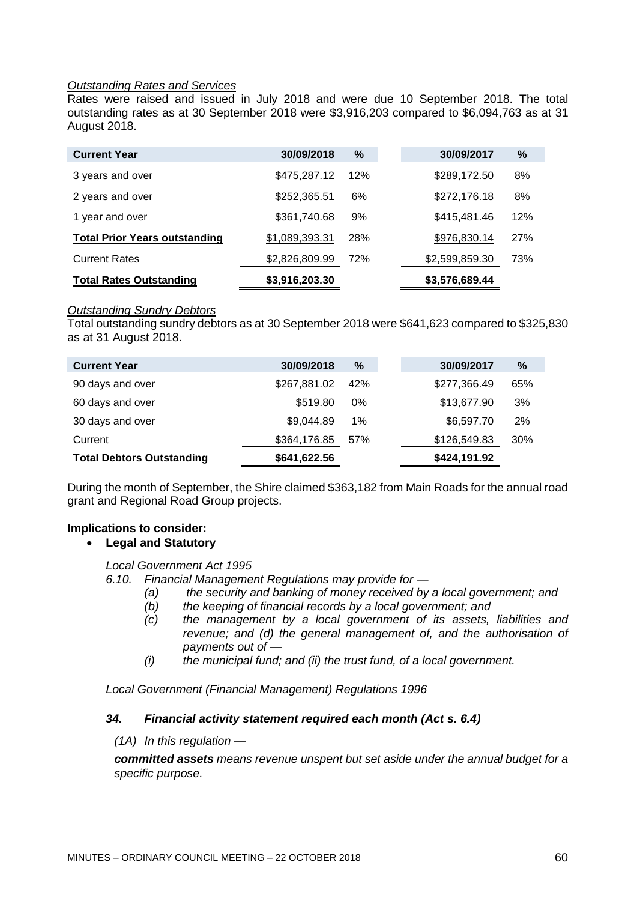*Outstanding Rates and Services*

Rates were raised and issued in July 2018 and were due 10 September 2018. The total outstanding rates as at 30 September 2018 were $3,916,203 compared to $6,094,763 as at 31 August 2018.

| Current Year | 30/09/2018 | % | 30/09/2017 | % |
|---|---|---|---|---|
| 3 years and over | $475,287.12 | 12% | $289,172.50 | 8% |
| 2 years and over | $252,365.51 | 6% | $272,176.18 | 8% |
| 1 year and over | $361,740.68 | 9% | $415,481.46 | 12% |
| **Total Prior Years outstanding** | $1,089,393.31 | 28% | $976,830.14 | 27% |
| Current Rates | $2,826,809.99 | 72% | $2,599,859.30 | 73% |
| **Total Rates Outstanding** | **$3,916,203.30** | | **$3,576,689.44** | |

*Outstanding Sundry Debtors*

Total outstanding sundry debtors as at 30 September 2018 were $641,623 compared to $325,830 as at 31 August 2018.

| Current Year | 30/09/2018 | % | 30/09/2017 | % |
|---|---|---|---|---|
| 90 days and over | $267,881.02 | 42% | $277,366.49 | 65% |
| 60 days and over | $519.80 | 0% | $13,677.90 | 3% |
| 30 days and over | $9,044.89 | 1% | $6,597.70 | 2% |
| Current | $364,176.85 | 57% | $126,549.83 | 30% |
| **Total Debtors Outstanding** | **$641,622.56** | | **$424,191.92** | |

During the month of September, the Shire claimed $363,182 from Main Roads for the annual road grant and Regional Road Group projects.

**Implications to consider:**

- **Legal and Statutory**

*Local Government Act 1995*

*6.10. Financial Management Regulations may provide for —*

*(a) the security and banking of money received by a local government; and*

*(b) the keeping of financial records by a local government; and*

*(c) the management by a local government of its assets, liabilities and revenue; and (d) the general management of, and the authorisation of payments out of —*

*(i) the municipal fund; and (ii) the trust fund, of a local government.*

*Local Government (Financial Management) Regulations 1996*

***34. Financial activity statement required each month (Act s. 6.4)***

*(1A) In this regulation —*

***committed assets*** *means revenue unspent but set aside under the annual budget for a specific purpose.*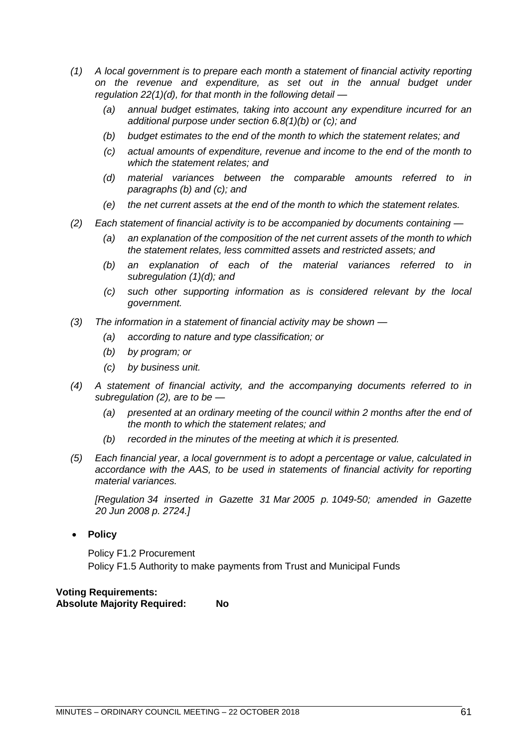*(1) A local government is to prepare each month a statement of financial activity reporting on the revenue and expenditure, as set out in the annual budget under regulation 22(1)(d), for that month in the following detail —*

> *(a) annual budget estimates, taking into account any expenditure incurred for an additional purpose under section 6.8(1)(b) or (c); and*
>
> *(b) budget estimates to the end of the month to which the statement relates; and*
>
> *(c) actual amounts of expenditure, revenue and income to the end of the month to which the statement relates; and*
>
> *(d) material variances between the comparable amounts referred to in paragraphs (b) and (c); and*
>
> *(e) the net current assets at the end of the month to which the statement relates.*

*(2) Each statement of financial activity is to be accompanied by documents containing —*

> *(a) an explanation of the composition of the net current assets of the month to which the statement relates, less committed assets and restricted assets; and*
>
> *(b) an explanation of each of the material variances referred to in subregulation (1)(d); and*
>
> *(c) such other supporting information as is considered relevant by the local government.*

*(3) The information in a statement of financial activity may be shown —*

> *(a) according to nature and type classification; or*
>
> *(b) by program; or*
>
> *(c) by business unit.*

*(4) A statement of financial activity, and the accompanying documents referred to in subregulation (2), are to be —*

> *(a) presented at an ordinary meeting of the council within 2 months after the end of the month to which the statement relates; and*
>
> *(b) recorded in the minutes of the meeting at which it is presented.*

*(5) Each financial year, a local government is to adopt a percentage or value, calculated in accordance with the AAS, to be used in statements of financial activity for reporting material variances.*

*[Regulation 34 inserted in Gazette 31 Mar 2005 p. 1049-50; amended in Gazette 20 Jun 2008 p. 2724.]*

- **Policy**

  Policy F1.2 Procurement
  Policy F1.5 Authority to make payments from Trust and Municipal Funds

**Voting Requirements:**
**Absolute Majority Required: No**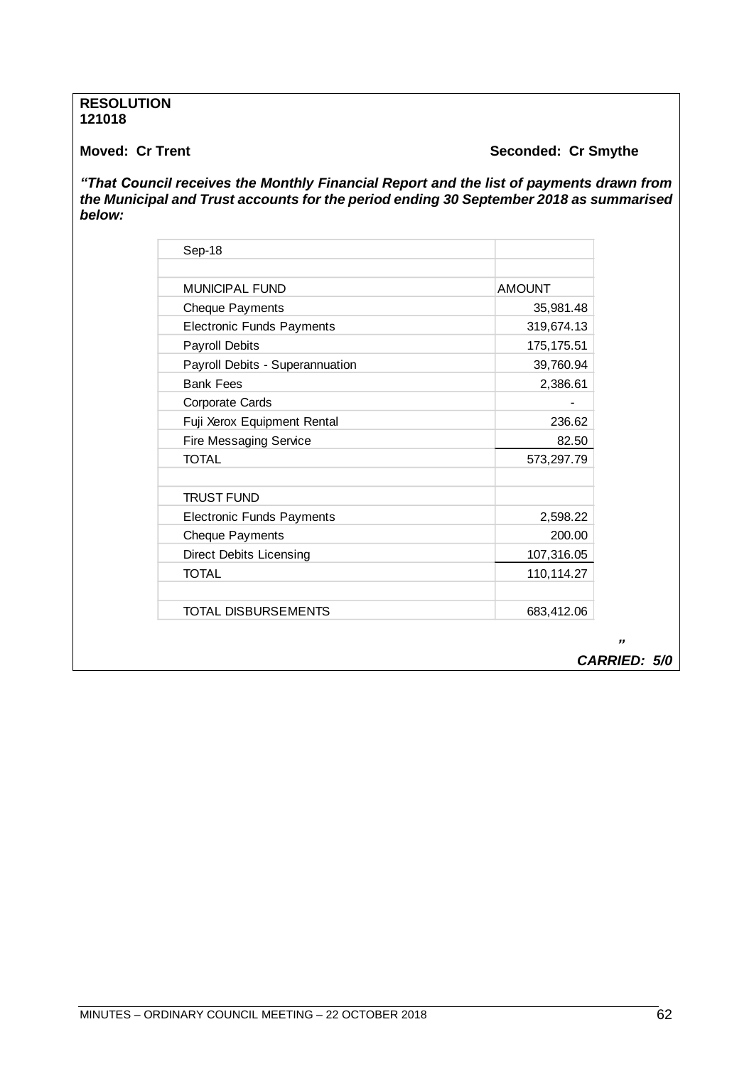**RESOLUTION**
**121018**

**Moved: Cr Trent** **Seconded: Cr Smythe**

***"That Council receives the Monthly Financial Report and the list of payments drawn from the Municipal and Trust accounts for the period ending 30 September 2018 as summarised below:***

| Sep-18 | |
|---|---|
| | |
| MUNICIPAL FUND | AMOUNT |
| Cheque Payments | 35,981.48 |
| Electronic Funds Payments | 319,674.13 |
| Payroll Debits | 175,175.51 |
| Payroll Debits - Superannuation | 39,760.94 |
| Bank Fees | 2,386.61 |
| Corporate Cards | - |
| Fuji Xerox Equipment Rental | 236.62 |
| Fire Messaging Service | 82.50 |
| TOTAL | 573,297.79 |
| | |
| TRUST FUND | |
| Electronic Funds Payments | 2,598.22 |
| Cheque Payments | 200.00 |
| Direct Debits Licensing | 107,316.05 |
| TOTAL | 110,114.27 |
| | |
| TOTAL DISBURSEMENTS | 683,412.06 |

***"***

***CARRIED: 5/0***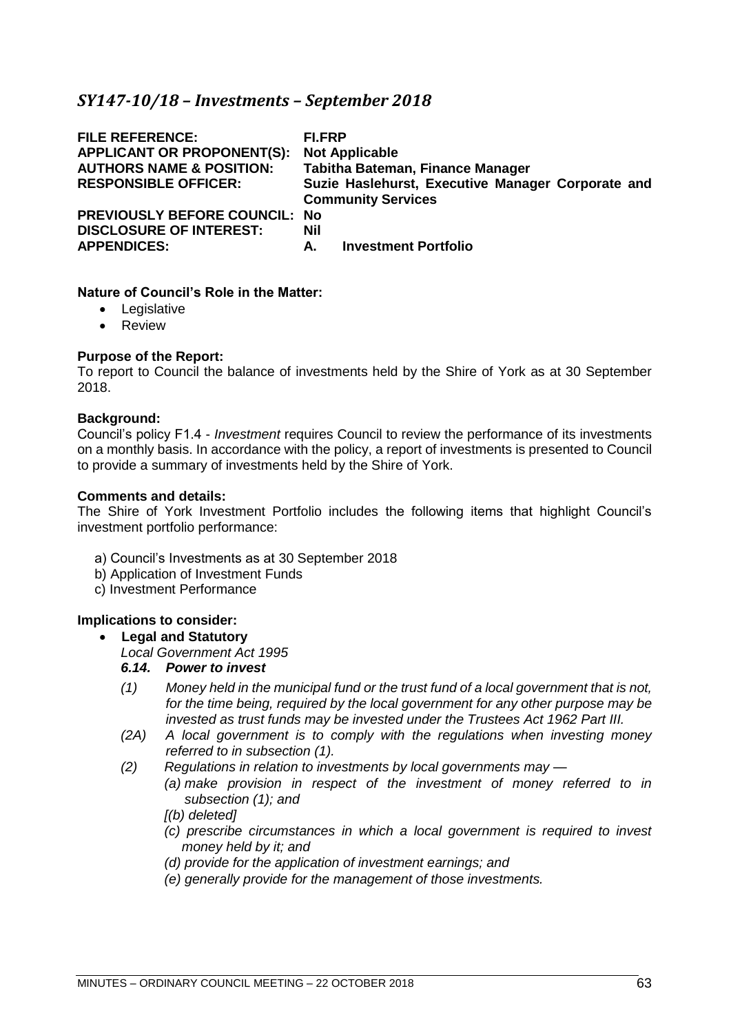## *SY147-10/18 – Investments – September 2018*

| | |
|---|---|
| **FILE REFERENCE:** | **FI.FRP** |
| **APPLICANT OR PROPONENT(S):** | **Not Applicable** |
| **AUTHORS NAME & POSITION:** | **Tabitha Bateman, Finance Manager** |
| **RESPONSIBLE OFFICER:** | **Suzie Haslehurst, Executive Manager Corporate and Community Services** |
| **PREVIOUSLY BEFORE COUNCIL:** | **No** |
| **DISCLOSURE OF INTEREST:** | **Nil** |
| **APPENDICES:** | **A. Investment Portfolio** |

**Nature of Council's Role in the Matter:**

- Legislative
- Review

**Purpose of the Report:**

To report to Council the balance of investments held by the Shire of York as at 30 September 2018.

**Background:**

Council's policy F1.4 - *Investment* requires Council to review the performance of its investments on a monthly basis. In accordance with the policy, a report of investments is presented to Council to provide a summary of investments held by the Shire of York.

**Comments and details:**

The Shire of York Investment Portfolio includes the following items that highlight Council's investment portfolio performance:

a) Council's Investments as at 30 September 2018
b) Application of Investment Funds
c) Investment Performance

**Implications to consider:**

- **Legal and Statutory**

  *Local Government Act 1995*

  ***6.14. Power to invest***

  *(1) Money held in the municipal fund or the trust fund of a local government that is not, for the time being, required by the local government for any other purpose may be invested as trust funds may be invested under the Trustees Act 1962 Part III.*

  *(2A) A local government is to comply with the regulations when investing money referred to in subsection (1).*

  *(2) Regulations in relation to investments by local governments may —*

  *(a) make provision in respect of the investment of money referred to in subsection (1); and*

  *[(b) deleted]*

  *(c) prescribe circumstances in which a local government is required to invest money held by it; and*

  *(d) provide for the application of investment earnings; and*

  *(e) generally provide for the management of those investments.*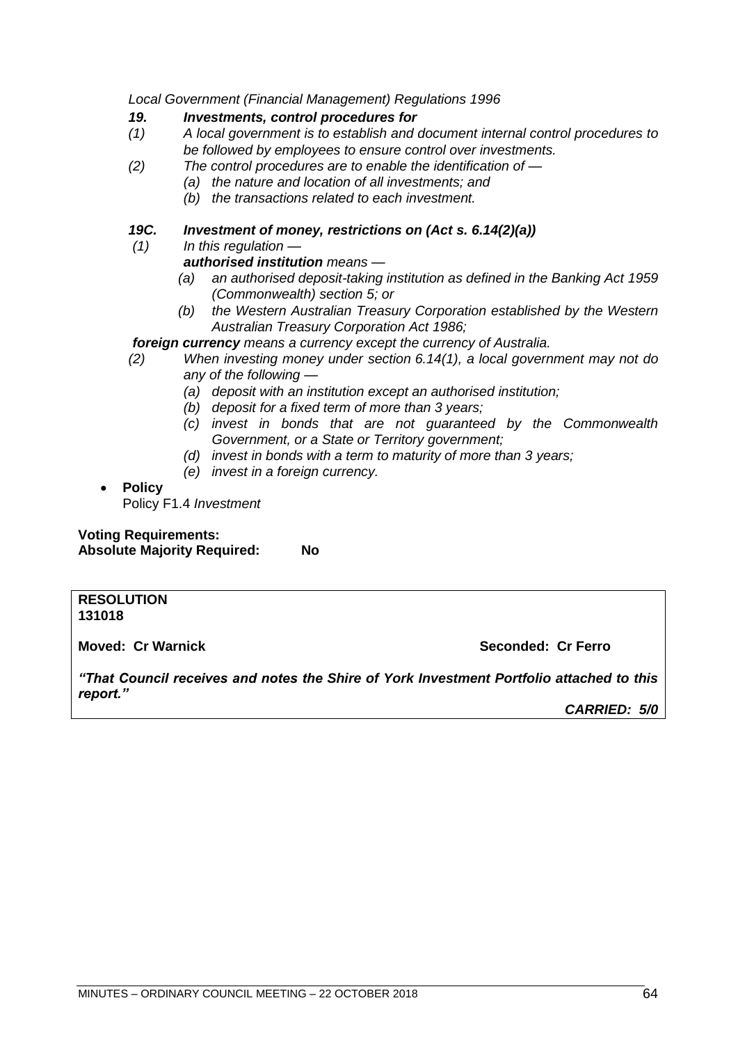*Local Government (Financial Management) Regulations 1996*

***19. Investments, control procedures for***

*(1) A local government is to establish and document internal control procedures to be followed by employees to ensure control over investments.*

*(2) The control procedures are to enable the identification of —*

- *(a) the nature and location of all investments; and*
- *(b) the transactions related to each investment.*

***19C. Investment of money, restrictions on (Act s. 6.14(2)(a))***

*(1) In this regulation —*

***authorised institution*** *means —*

- *(a) an authorised deposit-taking institution as defined in the Banking Act 1959 (Commonwealth) section 5; or*
- *(b) the Western Australian Treasury Corporation established by the Western Australian Treasury Corporation Act 1986;*

***foreign currency*** *means a currency except the currency of Australia.*

*(2) When investing money under section 6.14(1), a local government may not do any of the following —*

- *(a) deposit with an institution except an authorised institution;*
- *(b) deposit for a fixed term of more than 3 years;*
- *(c) invest in bonds that are not guaranteed by the Commonwealth Government, or a State or Territory government;*
- *(d) invest in bonds with a term to maturity of more than 3 years;*
- *(e) invest in a foreign currency.*

- **Policy**
  Policy F1.4 *Investment*

**Voting Requirements:**
**Absolute Majority Required: No**

**RESOLUTION**
**131018**

**Moved: Cr Warnick** **Seconded: Cr Ferro**

***"That Council receives and notes the Shire of York Investment Portfolio attached to this report."***

***CARRIED: 5/0***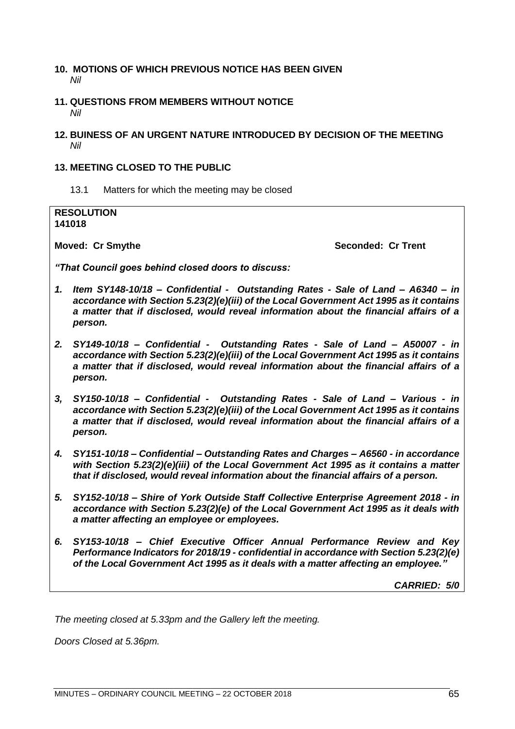## 10. MOTIONS OF WHICH PREVIOUS NOTICE HAS BEEN GIVEN

*Nil*

## 11. QUESTIONS FROM MEMBERS WITHOUT NOTICE

*Nil*

## 12. BUINESS OF AN URGENT NATURE INTRODUCED BY DECISION OF THE MEETING

*Nil*

## 13. MEETING CLOSED TO THE PUBLIC

13.1 Matters for which the meeting may be closed

**RESOLUTION**
**141018**

**Moved: Cr Smythe** **Seconded: Cr Trent**

***"That Council goes behind closed doors to discuss:***

1. ***Item SY148-10/18 – Confidential - Outstanding Rates - Sale of Land – A6340 – in accordance with Section 5.23(2)(e)(iii) of the Local Government Act 1995 as it contains a matter that if disclosed, would reveal information about the financial affairs of a person.***

2. ***SY149-10/18 – Confidential - Outstanding Rates - Sale of Land – A50007 - in accordance with Section 5.23(2)(e)(iii) of the Local Government Act 1995 as it contains a matter that if disclosed, would reveal information about the financial affairs of a person.***

3, ***SY150-10/18 – Confidential - Outstanding Rates - Sale of Land – Various - in accordance with Section 5.23(2)(e)(iii) of the Local Government Act 1995 as it contains a matter that if disclosed, would reveal information about the financial affairs of a person.***

4. ***SY151-10/18 – Confidential – Outstanding Rates and Charges – A6560 - in accordance with Section 5.23(2)(e)(iii) of the Local Government Act 1995 as it contains a matter that if disclosed, would reveal information about the financial affairs of a person.***

5. ***SY152-10/18 – Shire of York Outside Staff Collective Enterprise Agreement 2018 - in accordance with Section 5.23(2)(e) of the Local Government Act 1995 as it deals with a matter affecting an employee or employees.***

6. ***SY153-10/18 – Chief Executive Officer Annual Performance Review and Key Performance Indicators for 2018/19 - confidential in accordance with Section 5.23(2)(e) of the Local Government Act 1995 as it deals with a matter affecting an employee."***

***CARRIED: 5/0***

*The meeting closed at 5.33pm and the Gallery left the meeting.*

*Doors Closed at 5.36pm.*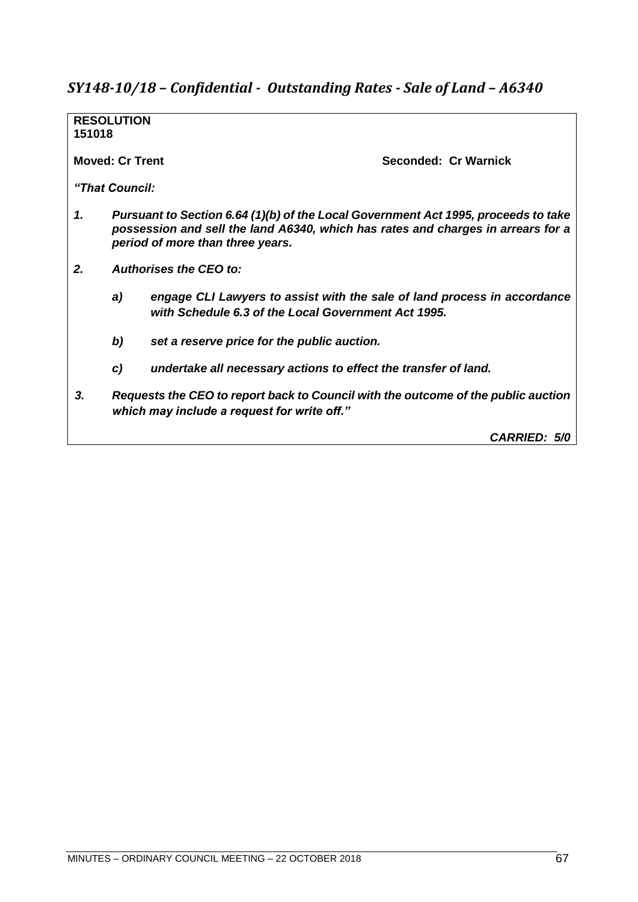## *SY148-10/18 – Confidential - Outstanding Rates - Sale of Land – A6340*

**RESOLUTION**
**151018**

**Moved: Cr Trent** **Seconded: Cr Warnick**

***"That Council:***

1. ***Pursuant to Section 6.64 (1)(b) of the Local Government Act 1995, proceeds to take possession and sell the land A6340, which has rates and charges in arrears for a period of more than three years.***

2. ***Authorises the CEO to:***

   a) ***engage CLI Lawyers to assist with the sale of land process in accordance with Schedule 6.3 of the Local Government Act 1995.***

   b) ***set a reserve price for the public auction.***

   c) ***undertake all necessary actions to effect the transfer of land.***

3. ***Requests the CEO to report back to Council with the outcome of the public auction which may include a request for write off."***

***CARRIED: 5/0***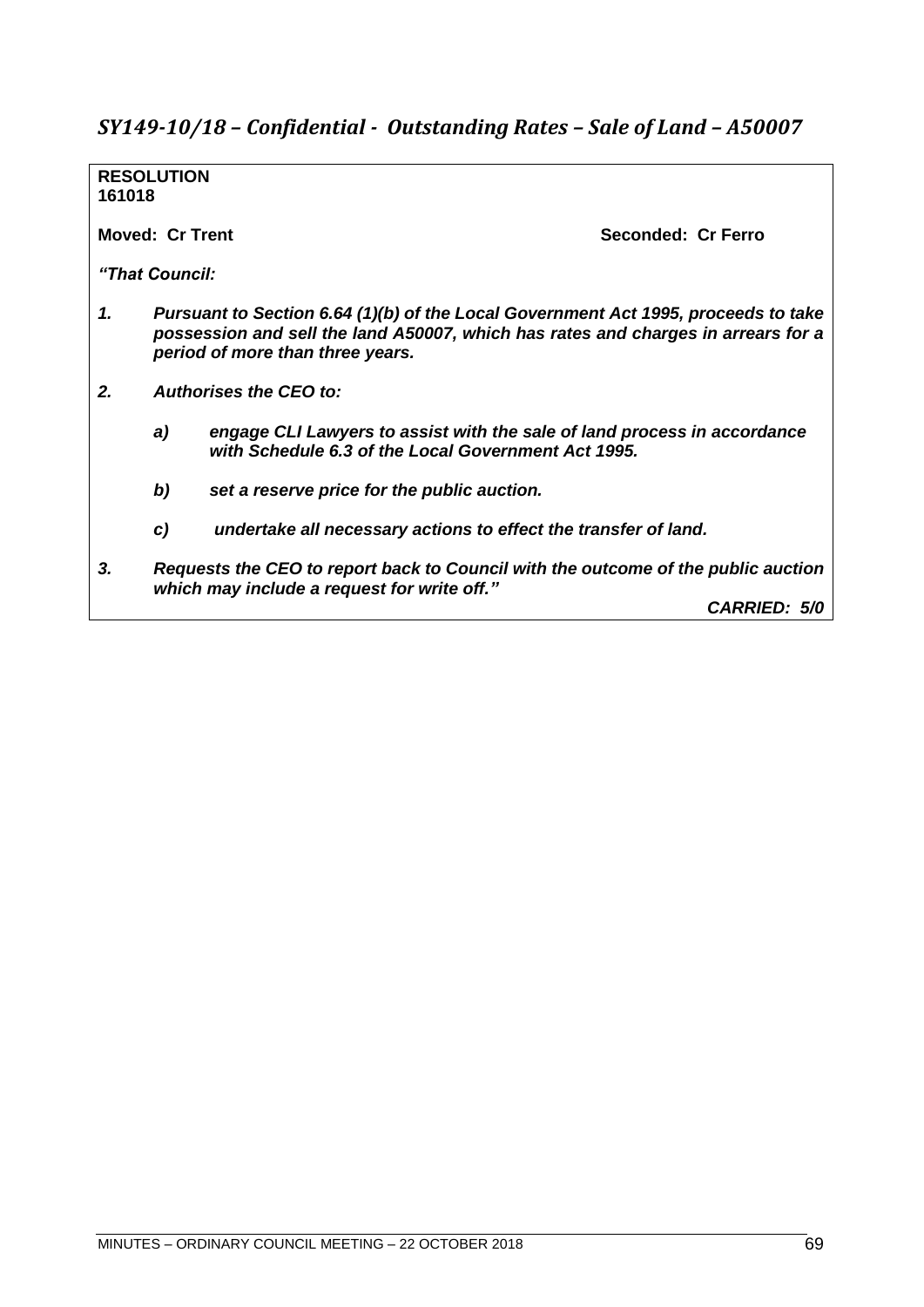## *SY149-10/18 – Confidential - Outstanding Rates – Sale of Land – A50007*

**RESOLUTION**
**161018**

**Moved: Cr Trent** **Seconded: Cr Ferro**

***"That Council:***

1. ***Pursuant to Section 6.64 (1)(b) of the Local Government Act 1995, proceeds to take possession and sell the land A50007, which has rates and charges in arrears for a period of more than three years.***

2. ***Authorises the CEO to:***

   a) ***engage CLI Lawyers to assist with the sale of land process in accordance with Schedule 6.3 of the Local Government Act 1995.***

   b) ***set a reserve price for the public auction.***

   c) ***undertake all necessary actions to effect the transfer of land.***

3. ***Requests the CEO to report back to Council with the outcome of the public auction which may include a request for write off."***

***CARRIED: 5/0***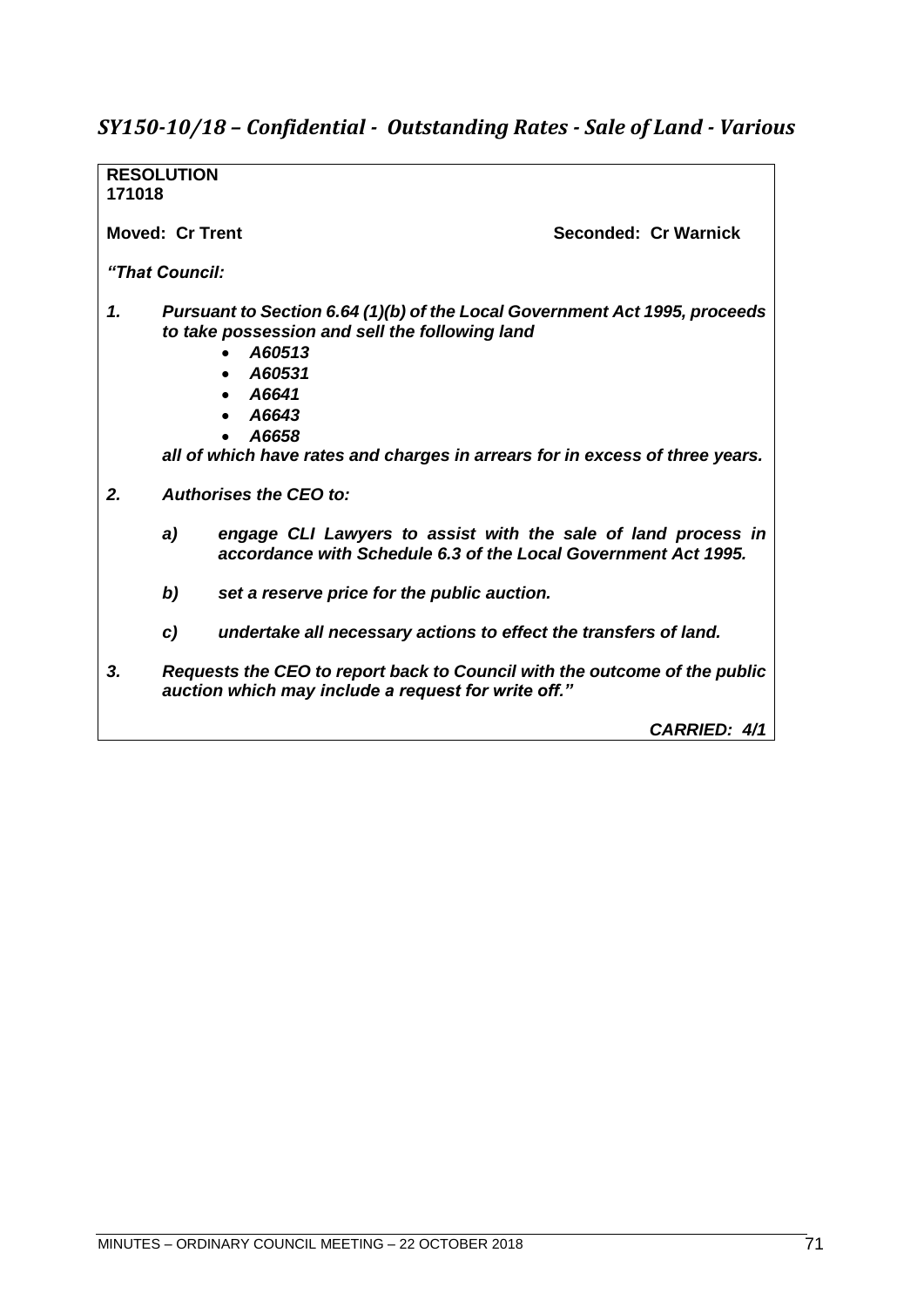## *SY150-10/18 – Confidential - Outstanding Rates - Sale of Land - Various*

**RESOLUTION**
**171018**

**Moved: Cr Trent** **Seconded: Cr Warnick**

***"That Council:***

***1. Pursuant to Section 6.64 (1)(b) of the Local Government Act 1995, proceeds to take possession and sell the following land***

- ***A60513***
- ***A60531***
- ***A6641***
- ***A6643***
- ***A6658***

***all of which have rates and charges in arrears for in excess of three years.***

***2. Authorises the CEO to:***

***a) engage CLI Lawyers to assist with the sale of land process in accordance with Schedule 6.3 of the Local Government Act 1995.***

***b) set a reserve price for the public auction.***

***c) undertake all necessary actions to effect the transfers of land.***

***3. Requests the CEO to report back to Council with the outcome of the public auction which may include a request for write off."***

***CARRIED: 4/1***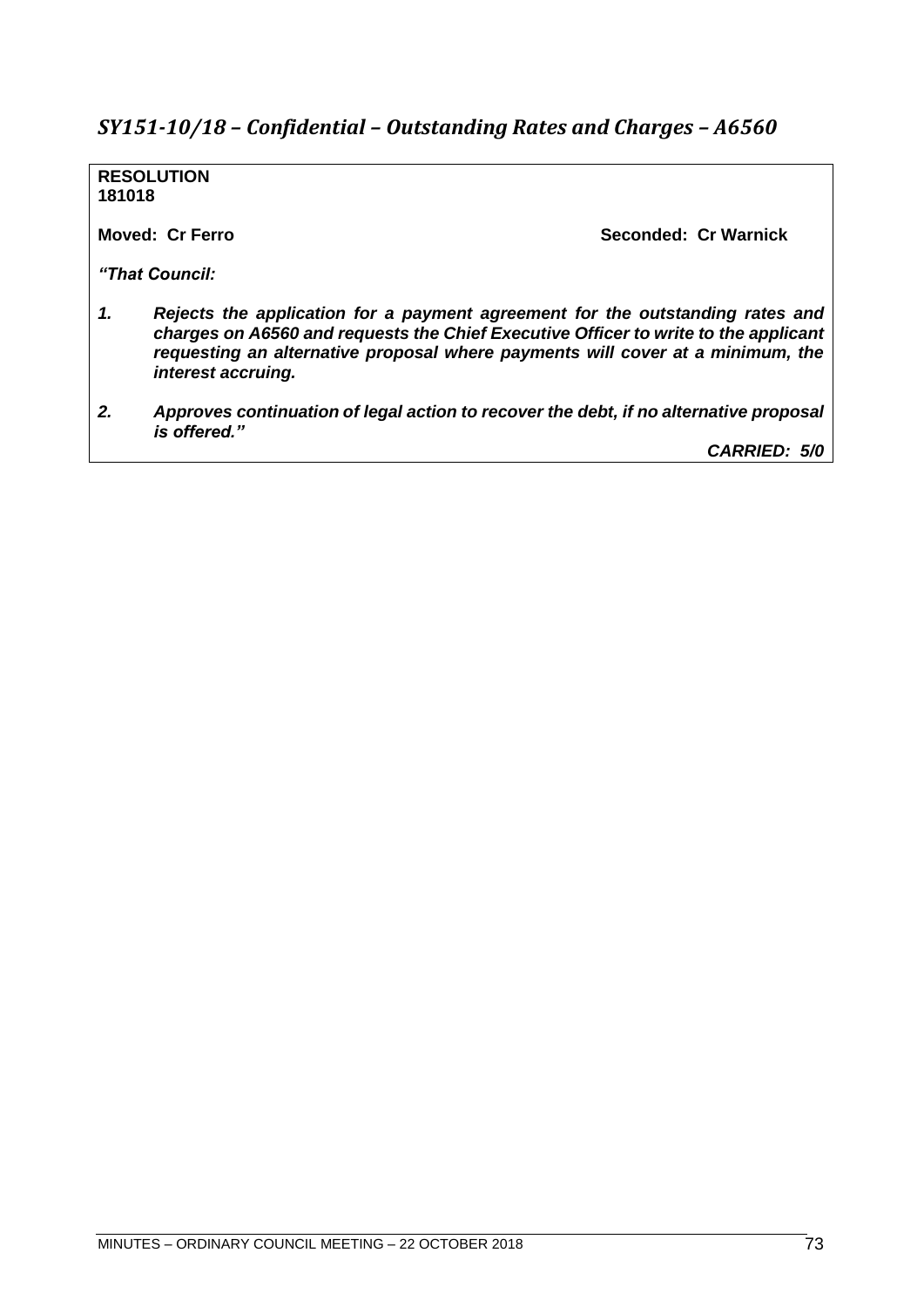## *SY151-10/18 – Confidential – Outstanding Rates and Charges – A6560*

**RESOLUTION**
**181018**

**Moved: Cr Ferro** **Seconded: Cr Warnick**

***"That Council:***

1. ***Rejects the application for a payment agreement for the outstanding rates and charges on A6560 and requests the Chief Executive Officer to write to the applicant requesting an alternative proposal where payments will cover at a minimum, the interest accruing.***

2. ***Approves continuation of legal action to recover the debt, if no alternative proposal is offered."***

***CARRIED: 5/0***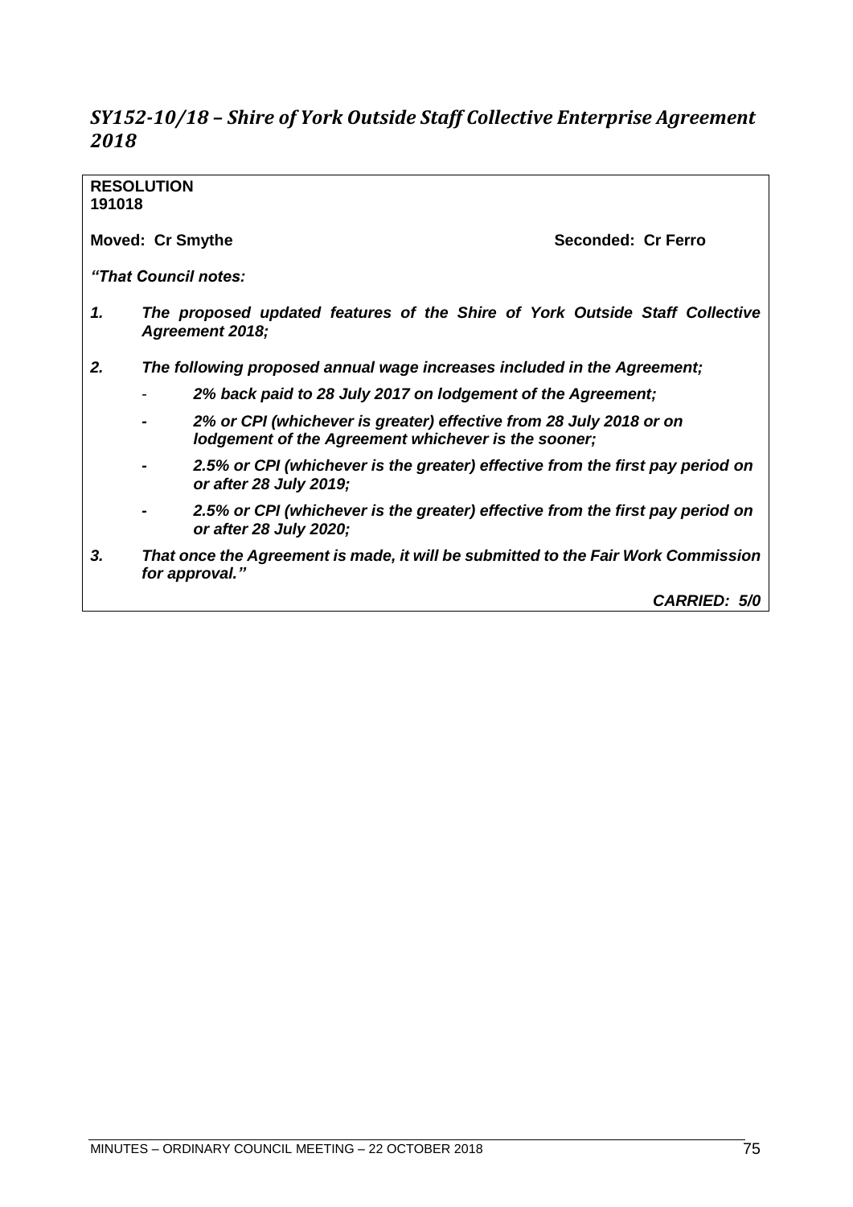## *SY152-10/18 – Shire of York Outside Staff Collective Enterprise Agreement 2018*

**RESOLUTION**
**191018**

**Moved: Cr Smythe** **Seconded: Cr Ferro**

***"That Council notes:***

***1. The proposed updated features of the Shire of York Outside Staff Collective Agreement 2018;***

***2. The following proposed annual wage increases included in the Agreement;***

- ***2% back paid to 28 July 2017 on lodgement of the Agreement;***
- ***2% or CPI (whichever is greater) effective from 28 July 2018 or on lodgement of the Agreement whichever is the sooner;***
- ***2.5% or CPI (whichever is the greater) effective from the first pay period on or after 28 July 2019;***
- ***2.5% or CPI (whichever is the greater) effective from the first pay period on or after 28 July 2020;***

***3. That once the Agreement is made, it will be submitted to the Fair Work Commission for approval."***

***CARRIED: 5/0***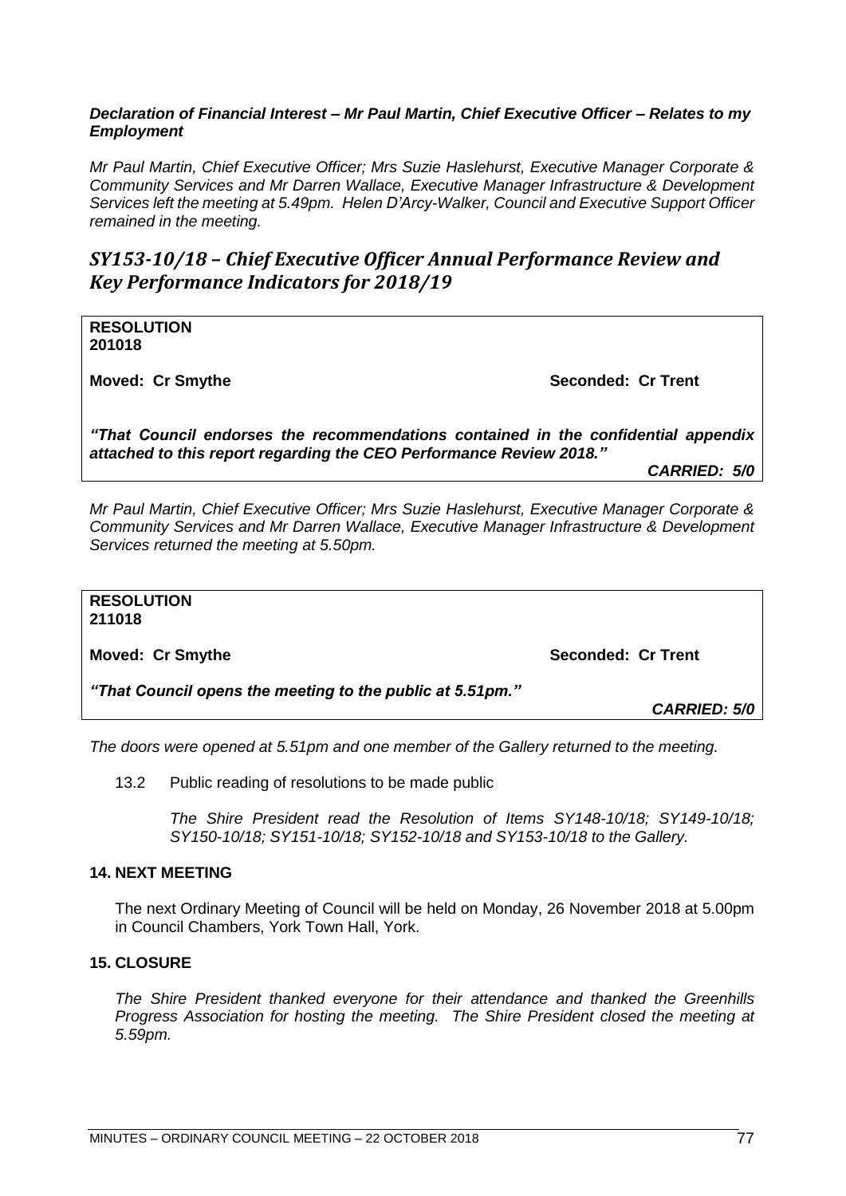***Declaration of Financial Interest – Mr Paul Martin, Chief Executive Officer – Relates to my Employment***

*Mr Paul Martin, Chief Executive Officer; Mrs Suzie Haslehurst, Executive Manager Corporate & Community Services and Mr Darren Wallace, Executive Manager Infrastructure & Development Services left the meeting at 5.49pm. Helen D'Arcy-Walker, Council and Executive Support Officer remained in the meeting.*

## *SY153-10/18 – Chief Executive Officer Annual Performance Review and Key Performance Indicators for 2018/19*

**RESOLUTION**
**201018**

**Moved: Cr Smythe** **Seconded: Cr Trent**

***"That Council endorses the recommendations contained in the confidential appendix attached to this report regarding the CEO Performance Review 2018."***

***CARRIED: 5/0***

*Mr Paul Martin, Chief Executive Officer; Mrs Suzie Haslehurst, Executive Manager Corporate & Community Services and Mr Darren Wallace, Executive Manager Infrastructure & Development Services returned the meeting at 5.50pm.*

**RESOLUTION**
**211018**

**Moved: Cr Smythe** **Seconded: Cr Trent**

***"That Council opens the meeting to the public at 5.51pm."***

***CARRIED: 5/0***

*The doors were opened at 5.51pm and one member of the Gallery returned to the meeting.*

13.2 Public reading of resolutions to be made public

*The Shire President read the Resolution of Items SY148-10/18; SY149-10/18; SY150-10/18; SY151-10/18; SY152-10/18 and SY153-10/18 to the Gallery.*

### 14. NEXT MEETING

The next Ordinary Meeting of Council will be held on Monday, 26 November 2018 at 5.00pm in Council Chambers, York Town Hall, York.

### 15. CLOSURE

*The Shire President thanked everyone for their attendance and thanked the Greenhills Progress Association for hosting the meeting. The Shire President closed the meeting at 5.59pm.*